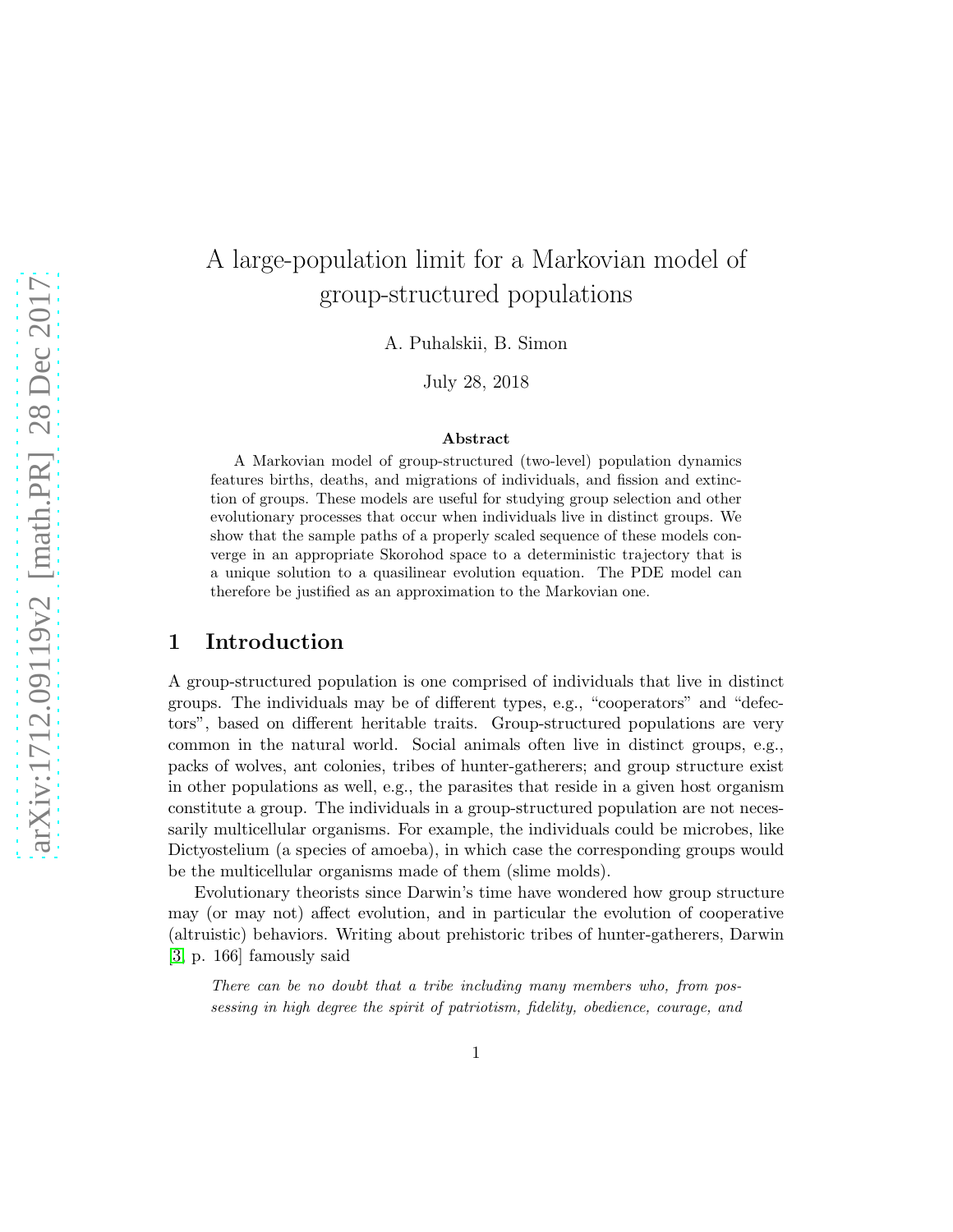# A large-population limit for a Markovian model of group-structured populations

A. Puhalskii, B. Simon

July 28, 2018

### Abstract

A Markovian model of group-structured (two-level) population dynamics features births, deaths, and migrations of individuals, and fission and extinction of groups. These models are useful for studying group selection and other evolutionary processes that occur when individuals live in distinct groups. We show that the sample paths of a properly scaled sequence of these models converge in an appropriate Skorohod space to a deterministic trajectory that is a unique solution to a quasilinear evolution equation. The PDE model can therefore be justified as an approximation to the Markovian one.

## 1 Introduction

A group-structured population is one comprised of individuals that live in distinct groups. The individuals may be of different types, e.g., "cooperators" and "defectors", based on different heritable traits. Group-structured populations are very common in the natural world. Social animals often live in distinct groups, e.g., packs of wolves, ant colonies, tribes of hunter-gatherers; and group structure exist in other populations as well, e.g., the parasites that reside in a given host organism constitute a group. The individuals in a group-structured population are not necessarily multicellular organisms. For example, the individuals could be microbes, like Dictyostelium (a species of amoeba), in which case the corresponding groups would be the multicellular organisms made of them (slime molds).

Evolutionary theorists since Darwin's time have wondered how group structure may (or may not) affect evolution, and in particular the evolution of cooperative (altruistic) behaviors. Writing about prehistoric tribes of hunter-gatherers, Darwin [3, p. 166] famously said

> *There can be no doubt that a tribe including many members who, from possessing in high degree the spirit of patriotism, fidelity, obedience, courage, and*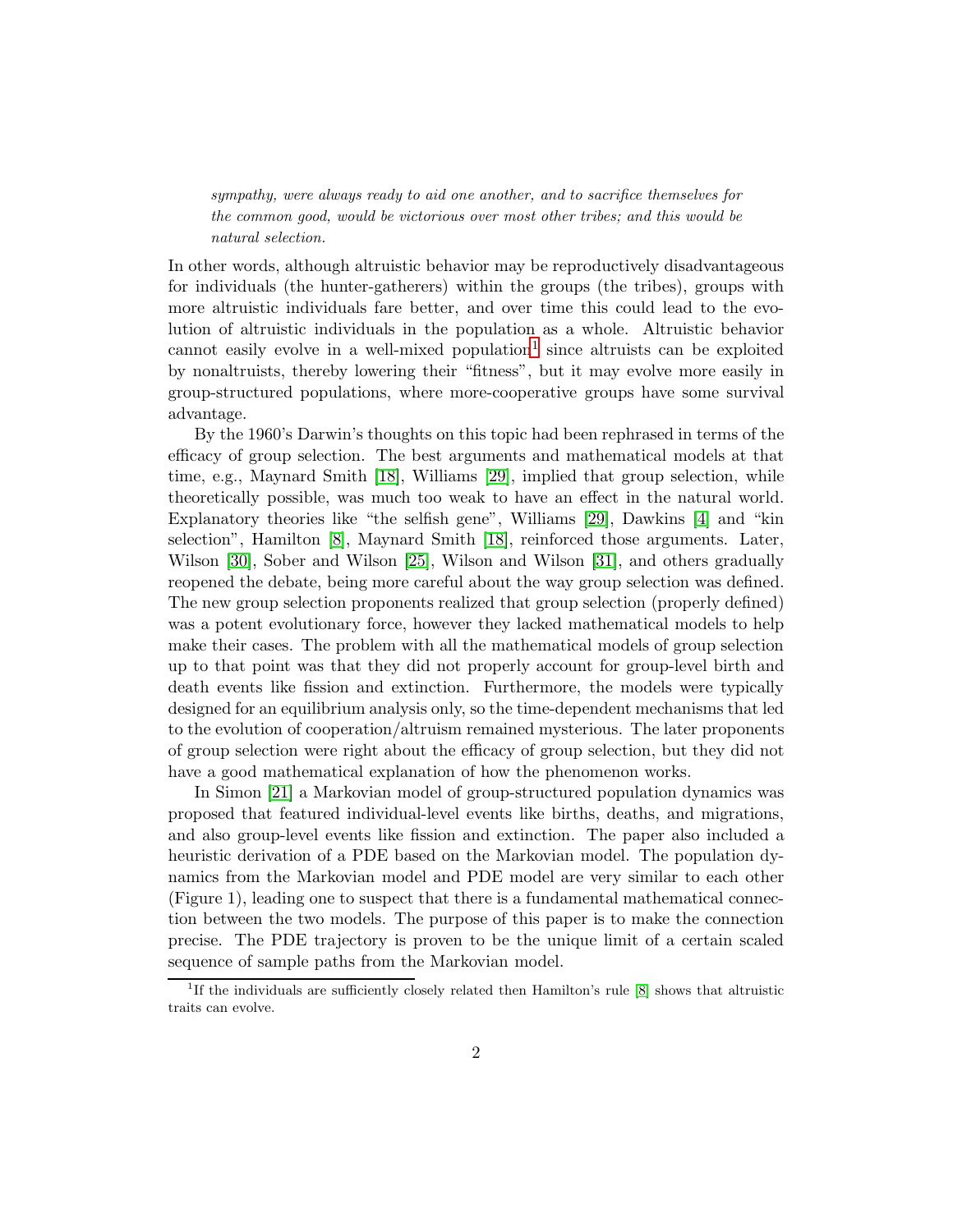*sympathy, were always ready to aid one another, and to sacrifice themselves for the common good, would be victorious over most other tribes; and this would be natural selection.*

In other words, although altruistic behavior may be reproductively disadvantageous for individuals (the hunter-gatherers) within the groups (the tribes), groups with more altruistic individuals fare better, and over time this could lead to the evolution of altruistic individuals in the population as a whole. Altruistic behavior cannot easily evolve in a well-mixed population[1] since altruists can be exploited by nonaltruists, thereby lowering their "fitness", but it may evolve more easily in group-structured populations, where more-cooperative groups have some survival advantage.

By the 1960's Darwin's thoughts on this topic had been rephrased in terms of the efficacy of group selection. The best arguments and mathematical models at that time, e.g., Maynard Smith [18], Williams [29], implied that group selection, while theoretically possible, was much too weak to have an effect in the natural world. Explanatory theories like "the selfish gene", Williams [29], Dawkins [4] and "kin selection", Hamilton [8], Maynard Smith [18], reinforced those arguments. Later, Wilson [30], Sober and Wilson [25], Wilson and Wilson [31], and others gradually reopened the debate, being more careful about the way group selection was defined. The new group selection proponents realized that group selection (properly defined) was a potent evolutionary force, however they lacked mathematical models to help make their cases. The problem with all the mathematical models of group selection up to that point was that they did not properly account for group-level birth and death events like fission and extinction. Furthermore, the models were typically designed for an equilibrium analysis only, so the time-dependent mechanisms that led to the evolution of cooperation/altruism remained mysterious. The later proponents of group selection were right about the efficacy of group selection, but they did not have a good mathematical explanation of how the phenomenon works.

In Simon [21] a Markovian model of group-structured population dynamics was proposed that featured individual-level events like births, deaths, and migrations, and also group-level events like fission and extinction. The paper also included a heuristic derivation of a PDE based on the Markovian model. The population dynamics from the Markovian model and PDE model are very similar to each other (Figure 1), leading one to suspect that there is a fundamental mathematical connection between the two models. The purpose of this paper is to make the connection precise. The PDE trajectory is proven to be the unique limit of a certain scaled sequence of sample paths from the Markovian model.

[1] If the individuals are sufficiently closely related then Hamilton's rule [8] shows that altruistic traits can evolve.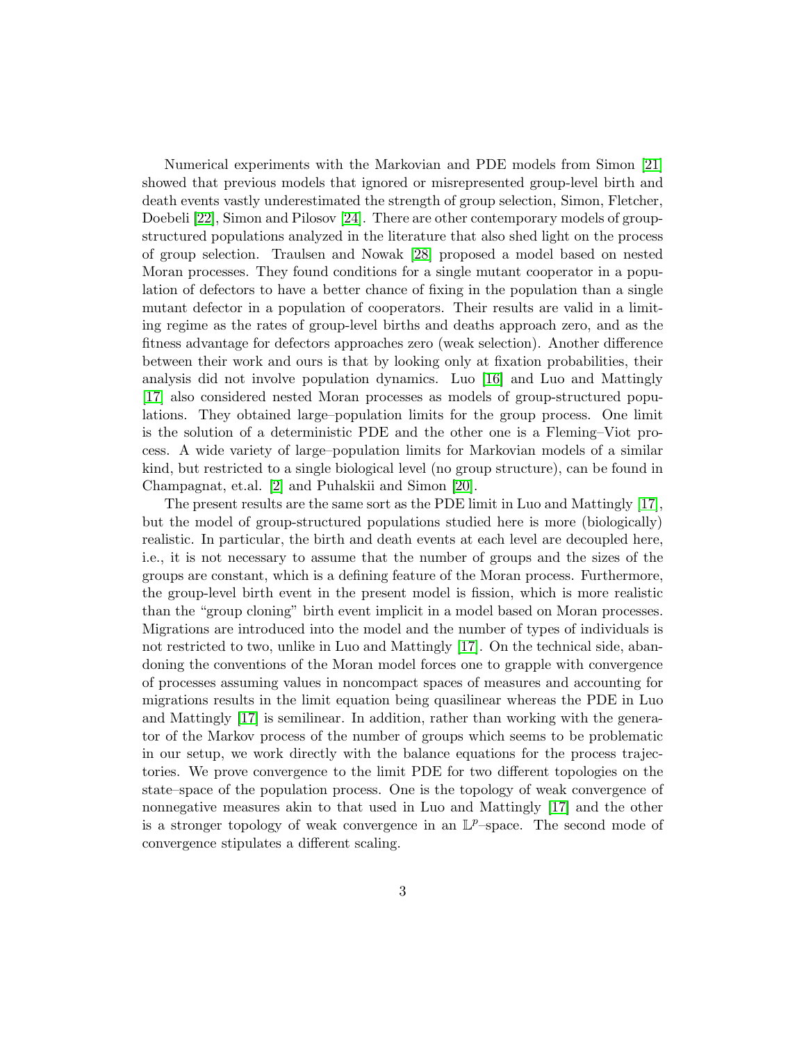Numerical experiments with the Markovian and PDE models from Simon [21] showed that previous models that ignored or misrepresented group-level birth and death events vastly underestimated the strength of group selection, Simon, Fletcher, Doebeli [22], Simon and Pilosov [24]. There are other contemporary models of group-structured populations analyzed in the literature that also shed light on the process of group selection. Traulsen and Nowak [28] proposed a model based on nested Moran processes. They found conditions for a single mutant cooperator in a population of defectors to have a better chance of fixing in the population than a single mutant defector in a population of cooperators. Their results are valid in a limiting regime as the rates of group-level births and deaths approach zero, and as the fitness advantage for defectors approaches zero (weak selection). Another difference between their work and ours is that by looking only at fixation probabilities, their analysis did not involve population dynamics. Luo [16] and Luo and Mattingly [17] also considered nested Moran processes as models of group-structured populations. They obtained large–population limits for the group process. One limit is the solution of a deterministic PDE and the other one is a Fleming–Viot process. A wide variety of large–population limits for Markovian models of a similar kind, but restricted to a single biological level (no group structure), can be found in Champagnat, et.al. [2] and Puhalskii and Simon [20].

The present results are the same sort as the PDE limit in Luo and Mattingly [17], but the model of group-structured populations studied here is more (biologically) realistic. In particular, the birth and death events at each level are decoupled here, i.e., it is not necessary to assume that the number of groups and the sizes of the groups are constant, which is a defining feature of the Moran process. Furthermore, the group-level birth event in the present model is fission, which is more realistic than the "group cloning" birth event implicit in a model based on Moran processes. Migrations are introduced into the model and the number of types of individuals is not restricted to two, unlike in Luo and Mattingly [17]. On the technical side, abandoning the conventions of the Moran model forces one to grapple with convergence of processes assuming values in noncompact spaces of measures and accounting for migrations results in the limit equation being quasilinear whereas the PDE in Luo and Mattingly [17] is semilinear. In addition, rather than working with the generator of the Markov process of the number of groups which seems to be problematic in our setup, we work directly with the balance equations for the process trajectories. We prove convergence to the limit PDE for two different topologies on the state–space of the population process. One is the topology of weak convergence of nonnegative measures akin to that used in Luo and Mattingly [17] and the other is a stronger topology of weak convergence in an $\mathbb{L}^p$–space. The second mode of convergence stipulates a different scaling.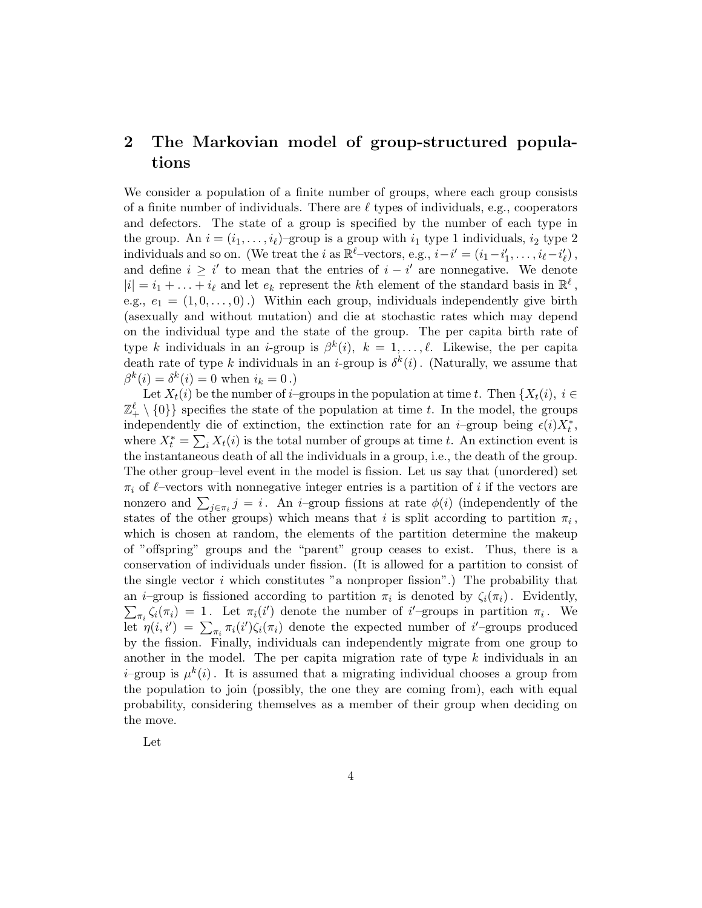## 2 The Markovian model of group-structured populations

We consider a population of a finite number of groups, where each group consists of a finite number of individuals. There are $\ell$ types of individuals, e.g., cooperators and defectors. The state of a group is specified by the number of each type in the group. An $i = (i_1, \ldots, i_\ell)$–group is a group with $i_1$ type 1 individuals, $i_2$ type 2 individuals and so on. (We treat the $i$ as $\mathbb{R}^\ell$–vectors, e.g., $i - i' = (i_1 - i'_1, \ldots, i_\ell - i'_\ell)$, and define $i \geq i'$ to mean that the entries of $i - i'$ are nonnegative. We denote $|i| = i_1 + \ldots + i_\ell$ and let $e_k$ represent the $k$th element of the standard basis in $\mathbb{R}^\ell$, e.g., $e_1 = (1, 0, \ldots, 0)$.) Within each group, individuals independently give birth (asexually and without mutation) and die at stochastic rates which may depend on the individual type and the state of the group. The per capita birth rate of type $k$ individuals in an $i$-group is $\beta^k(i)$, $k = 1, \ldots, \ell$. Likewise, the per capita death rate of type $k$ individuals in an $i$-group is $\delta^k(i)$. (Naturally, we assume that $\beta^k(i) = \delta^k(i) = 0$ when $i_k = 0$.)

Let $X_t(i)$ be the number of $i$–groups in the population at time $t$. Then $\{X_t(i),\ i \in \mathbb{Z}_+^\ell \setminus \{0\}\}$ specifies the state of the population at time $t$. In the model, the groups independently die of extinction, the extinction rate for an $i$–group being $\epsilon(i) X_t^*$, where $X_t^* = \sum_i X_t(i)$ is the total number of groups at time $t$. An extinction event is the instantaneous death of all the individuals in a group, i.e., the death of the group. The other group–level event in the model is fission. Let us say that (unordered) set $\pi_i$ of $\ell$–vectors with nonnegative integer entries is a partition of $i$ if the vectors are nonzero and $\sum_{j \in \pi_i} j = i$. An $i$–group fissions at rate $\phi(i)$ (independently of the states of the other groups) which means that $i$ is split according to partition $\pi_i$, which is chosen at random, the elements of the partition determine the makeup of "offspring" groups and the "parent" group ceases to exist. Thus, there is a conservation of individuals under fission. (It is allowed for a partition to consist of the single vector $i$ which constitutes "a nonproper fission".) The probability that an $i$–group is fissioned according to partition $\pi_i$ is denoted by $\zeta_i(\pi_i)$. Evidently, $\sum_{\pi_i} \zeta_i(\pi_i) = 1$. Let $\pi_i(i')$ denote the number of $i'$–groups in partition $\pi_i$. We let $\eta(i, i') = \sum_{\pi_i} \pi_i(i') \zeta_i(\pi_i)$ denote the expected number of $i'$–groups produced by the fission. Finally, individuals can independently migrate from one group to another in the model. The per capita migration rate of type $k$ individuals in an $i$–group is $\mu^k(i)$. It is assumed that a migrating individual chooses a group from the population to join (possibly, the one they are coming from), each with equal probability, considering themselves as a member of their group when deciding on the move.

Let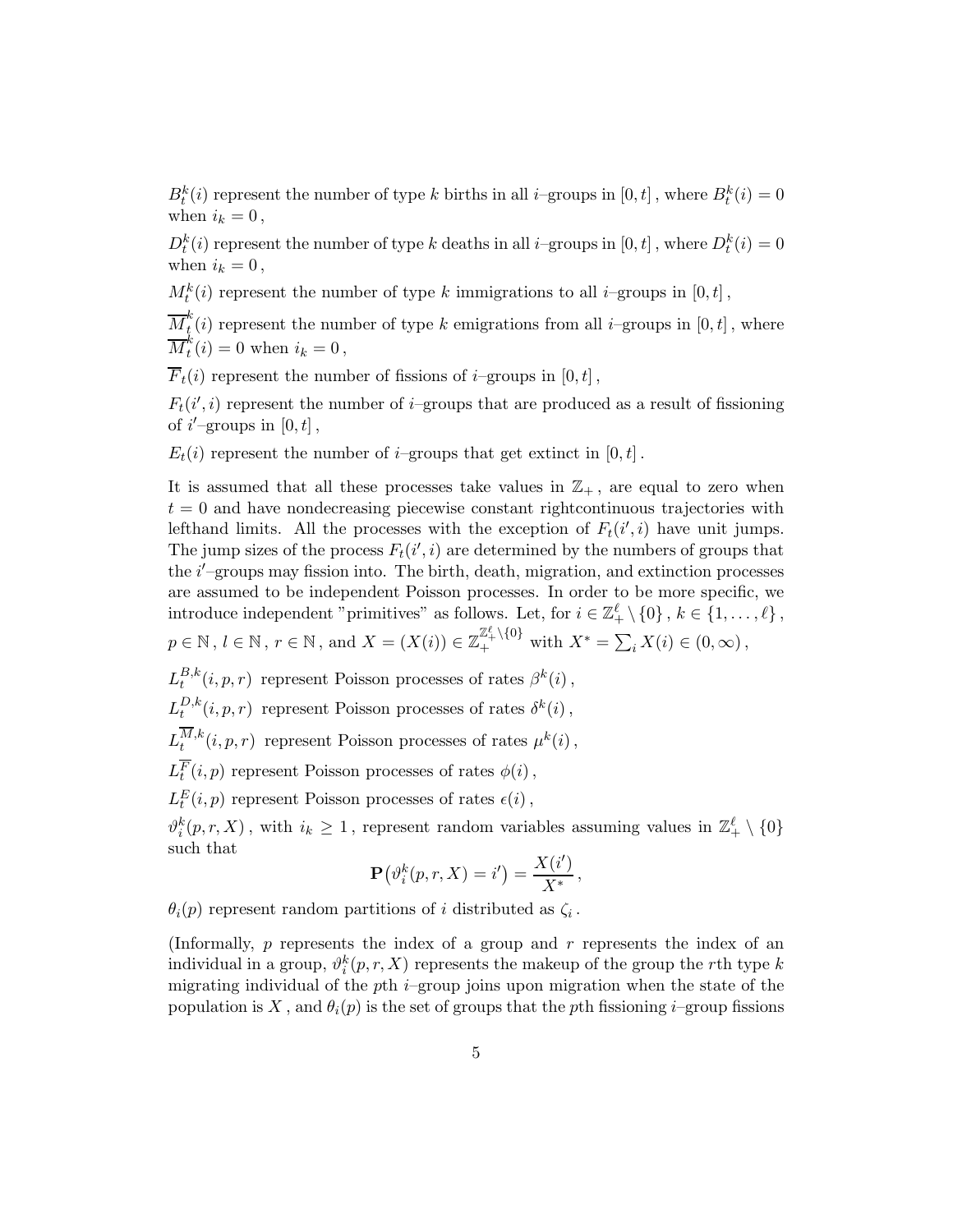$B^k_t(i)$ represent the number of type $k$ births in all $i$–groups in $[0,t]$, where $B^k_t(i) = 0$ when $i_k = 0$,

$D^k_t(i)$ represent the number of type $k$ deaths in all $i$–groups in $[0,t]$, where $D^k_t(i) = 0$ when $i_k = 0$,

$M^k_t(i)$ represent the number of type $k$ immigrations to all $i$–groups in $[0,t]$,

$\overline{M}^k_t(i)$ represent the number of type $k$ emigrations from all $i$–groups in $[0,t]$, where $\overline{M}^k_t(i) = 0$ when $i_k = 0$,

$\overline{F}_t(i)$ represent the number of fissions of $i$–groups in $[0,t]$,

$F_t(i',i)$ represent the number of $i$–groups that are produced as a result of fissioning of $i'$–groups in $[0,t]$,

$E_t(i)$ represent the number of $i$–groups that get extinct in $[0,t]$.

It is assumed that all these processes take values in $\mathbb{Z}_+$, are equal to zero when $t = 0$ and have nondecreasing piecewise constant rightcontinuous trajectories with lefthand limits. All the processes with the exception of $F_t(i',i)$ have unit jumps. The jump sizes of the process $F_t(i',i)$ are determined by the numbers of groups that the $i'$–groups may fission into. The birth, death, migration, and extinction processes are assumed to be independent Poisson processes. In order to be more specific, we introduce independent "primitives" as follows. Let, for $i \in \mathbb{Z}^\ell_+ \setminus \{0\}$, $k \in \{1,\ldots,\ell\}$, $p \in \mathbb{N}$, $l \in \mathbb{N}$, $r \in \mathbb{N}$, and $X = (X(i)) \in \mathbb{Z}_+^{\mathbb{Z}^\ell_+ \setminus \{0\}}$ with $X^* = \sum_i X(i) \in (0,\infty)$,

$L^{B,k}_t(i,p,r)$ represent Poisson processes of rates $\beta^k(i)$,

$L^{D,k}_t(i,p,r)$ represent Poisson processes of rates $\delta^k(i)$,

$L^{\overline{M},k}_t(i,p,r)$ represent Poisson processes of rates $\mu^k(i)$,

$L^{\overline{F}}_t(i,p)$ represent Poisson processes of rates $\phi(i)$,

$L^E_t(i,p)$ represent Poisson processes of rates $\epsilon(i)$,

$\vartheta^k_i(p,r,X)$, with $i_k \geq 1$, represent random variables assuming values in $\mathbb{Z}^\ell_+ \setminus \{0\}$ such that

$$\mathbf{P}\big(\vartheta^k_i(p,r,X) = i'\big) = \frac{X(i')}{X^*},$$

$\theta_i(p)$ represent random partitions of $i$ distributed as $\zeta_i$.

(Informally, $p$ represents the index of a group and $r$ represents the index of an individual in a group, $\vartheta^k_i(p,r,X)$ represents the makeup of the group the $r$th type $k$ migrating individual of the $p$th $i$–group joins upon migration when the state of the population is $X$, and $\theta_i(p)$ is the set of groups that the $p$th fissioning $i$–group fissions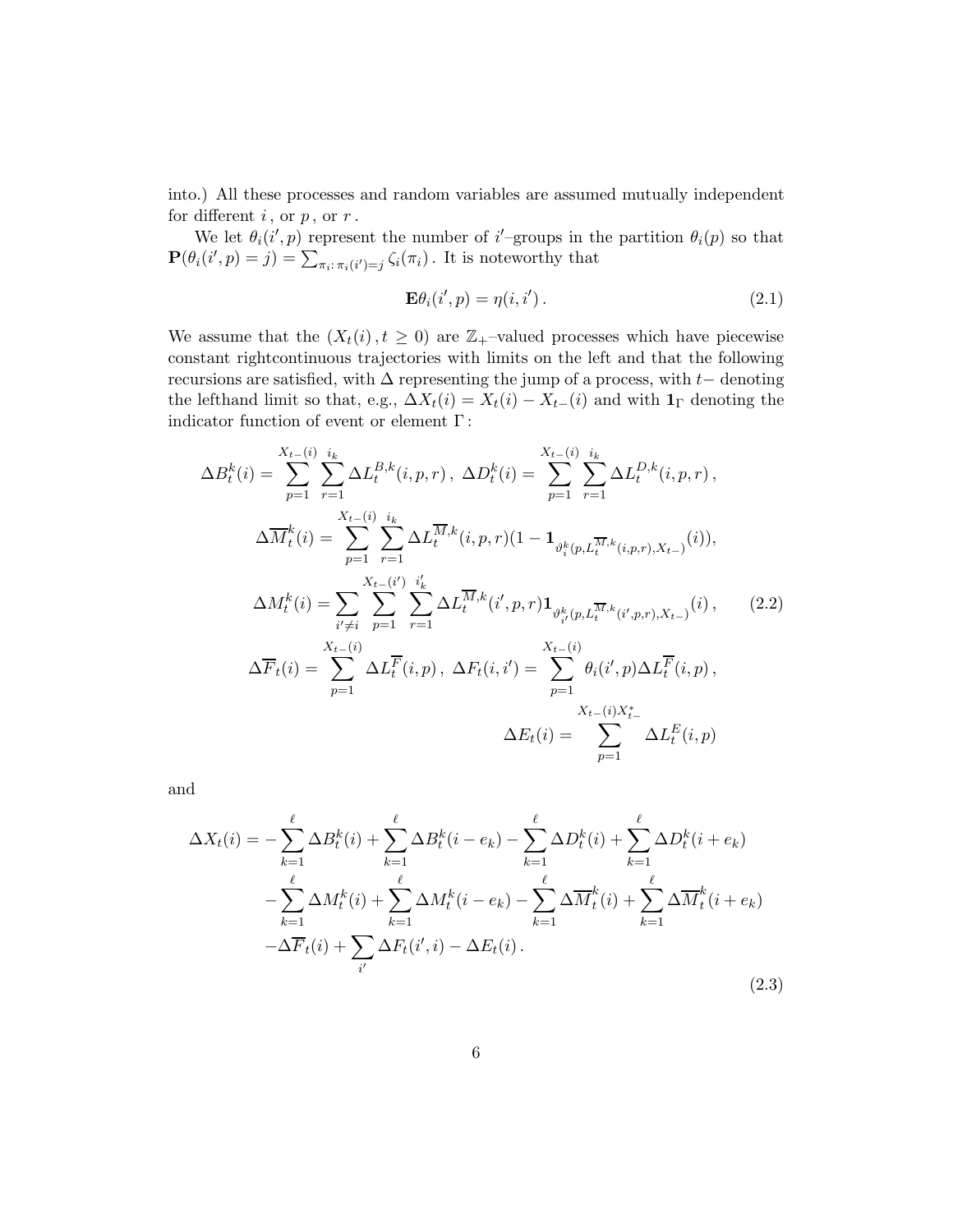into.) All these processes and random variables are assumed mutually independent for different $i$, or $p$, or $r$.

We let $\theta_i(i',p)$ represent the number of $i'$–groups in the partition $\theta_i(p)$ so that $\mathbf{P}(\theta_i(i',p)=j)=\sum_{\pi_i:\,\pi_i(i')=j}\zeta_i(\pi_i)$. It is noteworthy that

$$\mathbf{E}\theta_i(i',p)=\eta(i,i')\,. \tag{2.1}$$

We assume that the $(X_t(i)\,,t\geq 0)$ are $\mathbb{Z}_+$–valued processes which have piecewise constant rightcontinuous trajectories with limits on the left and that the following recursions are satisfied, with $\Delta$ representing the jump of a process, with $t-$ denoting the lefthand limit so that, e.g., $\Delta X_t(i)=X_t(i)-X_{t-}(i)$ and with $\mathbf{1}_\Gamma$ denoting the indicator function of event or element $\Gamma$:

$$\begin{aligned}
\Delta B_t^k(i) &= \sum_{p=1}^{X_{t-}(i)}\sum_{r=1}^{i_k}\Delta L_t^{B,k}(i,p,r)\,,\ \Delta D_t^k(i)=\sum_{p=1}^{X_{t-}(i)}\sum_{r=1}^{i_k}\Delta L_t^{D,k}(i,p,r)\,,\\
\Delta \overline{M}_t^k(i) &= \sum_{p=1}^{X_{t-}(i)}\sum_{r=1}^{i_k}\Delta L_t^{\overline{M},k}(i,p,r)(1-\mathbf{1}_{\vartheta_i^k(p,L_t^{\overline{M},k}(i,p,r),X_{t-})}(i)),\\
\Delta M_t^k(i) &= \sum_{i'\neq i}\sum_{p=1}^{X_{t-}(i')}\sum_{r=1}^{i'_k}\Delta L_t^{\overline{M},k}(i',p,r)\mathbf{1}_{\vartheta_{i'}^k(p,L_t^{\overline{M},k}(i',p,r),X_{t-})}(i)\,,\\
\Delta\overline{F}_t(i) &= \sum_{p=1}^{X_{t-}(i)}\Delta L_t^{\overline{F}}(i,p)\,,\ \Delta F_t(i,i')=\sum_{p=1}^{X_{t-}(i)}\theta_i(i',p)\Delta L_t^{\overline{F}}(i,p)\,,\\
\Delta E_t(i) &= \sum_{p=1}^{X_{t-}(i)X_{t-}^*}\Delta L_t^{E}(i,p)
\end{aligned} \tag{2.2}$$

and

$$\begin{aligned}
\Delta X_t(i) = &-\sum_{k=1}^{\ell}\Delta B_t^k(i)+\sum_{k=1}^{\ell}\Delta B_t^k(i-e_k)-\sum_{k=1}^{\ell}\Delta D_t^k(i)+\sum_{k=1}^{\ell}\Delta D_t^k(i+e_k)\\
&-\sum_{k=1}^{\ell}\Delta M_t^k(i)+\sum_{k=1}^{\ell}\Delta M_t^k(i-e_k)-\sum_{k=1}^{\ell}\Delta\overline{M}_t^k(i)+\sum_{k=1}^{\ell}\Delta\overline{M}_t^k(i+e_k)\\
&-\Delta\overline{F}_t(i)+\sum_{i'}\Delta F_t(i',i)-\Delta E_t(i)\,.
\end{aligned} \tag{2.3}$$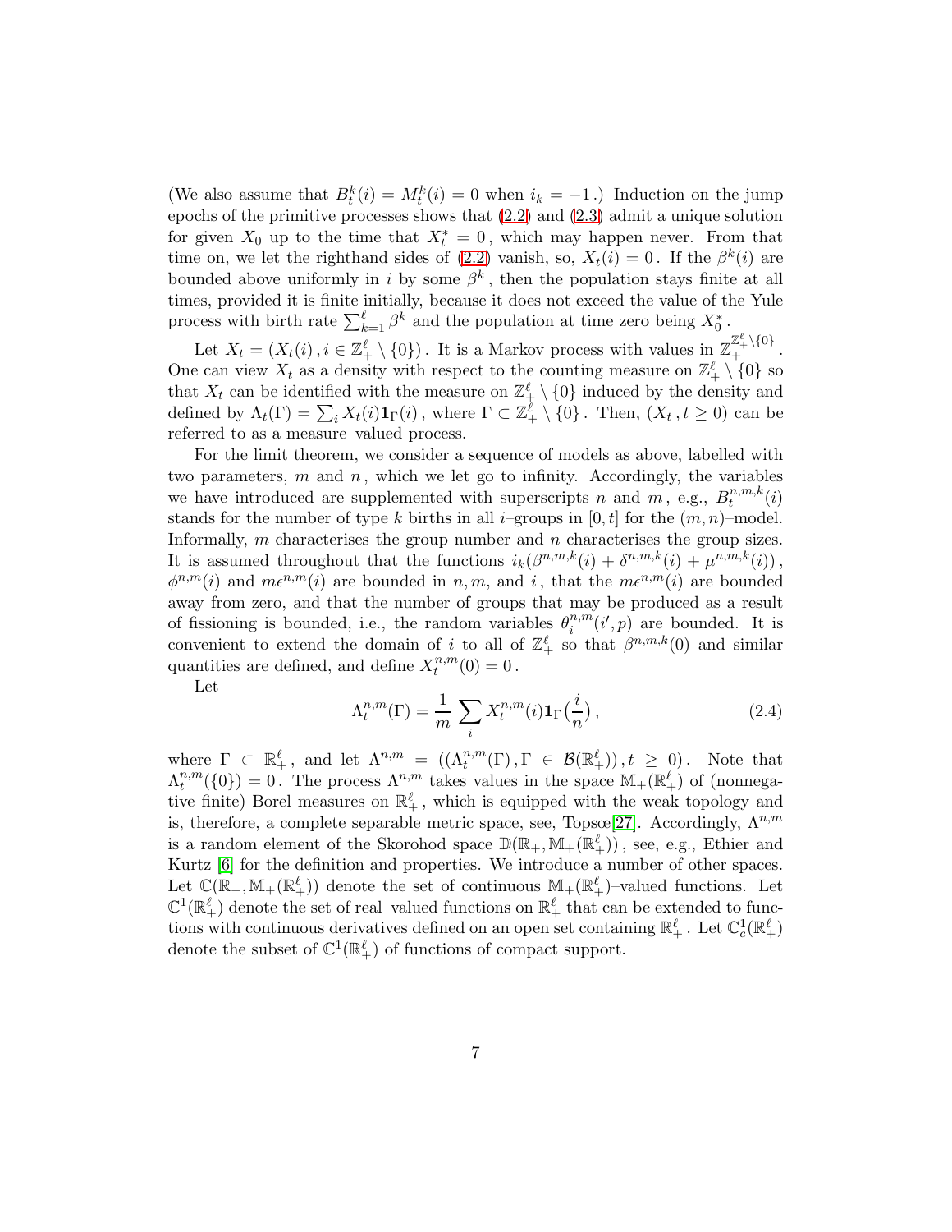(We also assume that $B_t^k(i) = M_t^k(i) = 0$ when $i_k = -1$.) Induction on the jump epochs of the primitive processes shows that (2.2) and (2.3) admit a unique solution for given $X_0$ up to the time that $X_t^* = 0$, which may happen never. From that time on, we let the righthand sides of (2.2) vanish, so, $X_t(i) = 0$. If the $\beta^k(i)$ are bounded above uniformly in $i$ by some $\beta^k$, then the population stays finite at all times, provided it is finite initially, because it does not exceed the value of the Yule process with birth rate $\sum_{k=1}^{\ell} \beta^k$ and the population at time zero being $X_0^*$.

Let $X_t = (X_t(i), i \in \mathbb{Z}_+^\ell \setminus \{0\})$. It is a Markov process with values in $\mathbb{Z}_+^{\mathbb{Z}_+^\ell \setminus \{0\}}$. One can view $X_t$ as a density with respect to the counting measure on $\mathbb{Z}_+^\ell \setminus \{0\}$ so that $X_t$ can be identified with the measure on $\mathbb{Z}_+^\ell \setminus \{0\}$ induced by the density and defined by $\Lambda_t(\Gamma) = \sum_i X_t(i) \mathbf{1}_\Gamma(i)$, where $\Gamma \subset \mathbb{Z}_+^\ell \setminus \{0\}$. Then, $(X_t, t \geq 0)$ can be referred to as a measure–valued process.

For the limit theorem, we consider a sequence of models as above, labelled with two parameters, $m$ and $n$, which we let go to infinity. Accordingly, the variables we have introduced are supplemented with superscripts $n$ and $m$, e.g., $B_t^{n,m,k}(i)$ stands for the number of type $k$ births in all $i$–groups in $[0,t]$ for the $(m,n)$–model. Informally, $m$ characterises the group number and $n$ characterises the group sizes. It is assumed throughout that the functions $i_k(\beta^{n,m,k}(i) + \delta^{n,m,k}(i) + \mu^{n,m,k}(i))$, $\phi^{n,m}(i)$ and $m\epsilon^{n,m}(i)$ are bounded in $n, m$, and $i$, that the $m\epsilon^{n,m}(i)$ are bounded away from zero, and that the number of groups that may be produced as a result of fissioning is bounded, i.e., the random variables $\theta_i^{n,m}(i', p)$ are bounded. It is convenient to extend the domain of $i$ to all of $\mathbb{Z}_+^\ell$ so that $\beta^{n,m,k}(0)$ and similar quantities are defined, and define $X_t^{n,m}(0) = 0$.

Let

$$\Lambda_t^{n,m}(\Gamma) = \frac{1}{m} \sum_i X_t^{n,m}(i) \mathbf{1}_\Gamma\big(\frac{i}{n}\big), \tag{2.4}$$

where $\Gamma \subset \mathbb{R}_+^\ell$, and let $\Lambda^{n,m} = ((\Lambda_t^{n,m}(\Gamma), \Gamma \in \mathcal{B}(\mathbb{R}_+^\ell)), t \geq 0)$. Note that $\Lambda_t^{n,m}(\{0\}) = 0$. The process $\Lambda^{n,m}$ takes values in the space $\mathbb{M}_+(\mathbb{R}_+^\ell)$ of (nonnegative finite) Borel measures on $\mathbb{R}_+^\ell$, which is equipped with the weak topology and is, therefore, a complete separable metric space, see, Topsœ[27]. Accordingly, $\Lambda^{n,m}$ is a random element of the Skorohod space $\mathbb{D}(\mathbb{R}_+, \mathbb{M}_+(\mathbb{R}_+^\ell))$, see, e.g., Ethier and Kurtz [6] for the definition and properties. We introduce a number of other spaces. Let $\mathbb{C}(\mathbb{R}_+, \mathbb{M}_+(\mathbb{R}_+^\ell))$ denote the set of continuous $\mathbb{M}_+(\mathbb{R}_+^\ell)$–valued functions. Let $\mathbb{C}^1(\mathbb{R}_+^\ell)$ denote the set of real–valued functions on $\mathbb{R}_+^\ell$ that can be extended to functions with continuous derivatives defined on an open set containing $\mathbb{R}_+^\ell$. Let $\mathbb{C}_c^1(\mathbb{R}_+^\ell)$ denote the subset of $\mathbb{C}^1(\mathbb{R}_+^\ell)$ of functions of compact support.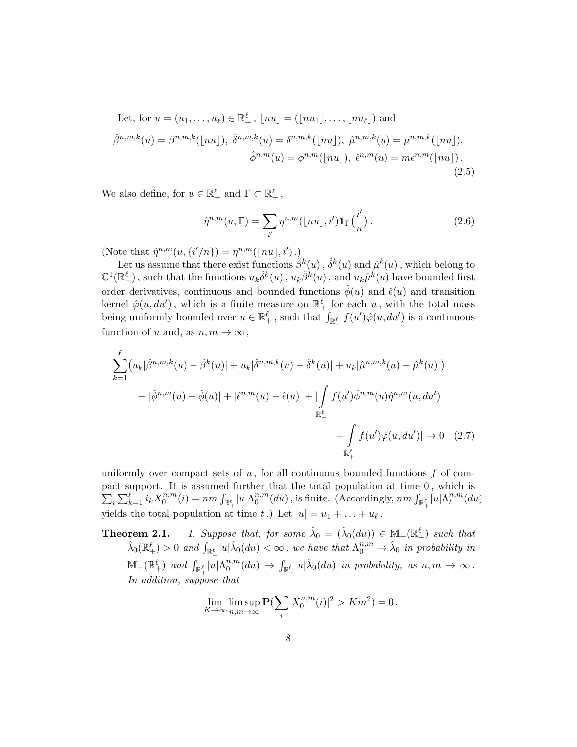Let, for $u = (u_1, \ldots, u_\ell) \in \mathbb{R}_+^\ell$, $\lfloor nu \rfloor = (\lfloor nu_1 \rfloor, \ldots, \lfloor nu_\ell \rfloor)$ and

$$\hat{\beta}^{n,m,k}(u) = \beta^{n,m,k}(\lfloor nu \rfloor),\ \hat{\delta}^{n,m,k}(u) = \delta^{n,m,k}(\lfloor nu \rfloor),\ \hat{\mu}^{n,m,k}(u) = \mu^{n,m,k}(\lfloor nu \rfloor),$$
$$\hat{\phi}^{n,m}(u) = \phi^{n,m}(\lfloor nu \rfloor),\ \hat{\epsilon}^{n,m}(u) = m\epsilon^{n,m}(\lfloor nu \rfloor). \tag{2.5}$$

We also define, for $u \in \mathbb{R}_+^\ell$ and $\Gamma \subset \mathbb{R}_+^\ell$,

$$\hat{\eta}^{n,m}(u, \Gamma) = \sum_{i'} \eta^{n,m}(\lfloor nu \rfloor, i') \mathbf{1}_\Gamma\big(\frac{i'}{n}\big). \tag{2.6}$$

(Note that $\hat{\eta}^{n,m}(u, \{i'/n\}) = \eta^{n,m}(\lfloor nu \rfloor, i')$.)

Let us assume that there exist functions $\hat{\beta}^k(u)$, $\hat{\delta}^k(u)$ and $\hat{\mu}^k(u)$, which belong to $\mathbb{C}^1(\mathbb{R}_+^\ell)$, such that the functions $u_k \hat{\delta}^k(u)$, $u_k \hat{\beta}^k(u)$, and $u_k \hat{\mu}^k(u)$ have bounded first order derivatives, continuous and bounded functions $\hat{\phi}(u)$ and $\hat{\epsilon}(u)$ and transition kernel $\hat{\varphi}(u, du')$, which is a finite measure on $\mathbb{R}_+^\ell$ for each $u$, with the total mass being uniformly bounded over $u \in \mathbb{R}_+^\ell$, such that $\int_{\mathbb{R}_+^\ell} f(u')\hat{\varphi}(u, du')$ is a continuous function of $u$ and, as $n, m \to \infty$,

$$\sum_{k=1}^{\ell} \big( u_k |\hat{\beta}^{n,m,k}(u) - \hat{\beta}^k(u)| + u_k |\hat{\delta}^{n,m,k}(u) - \hat{\delta}^k(u)| + u_k |\hat{\mu}^{n,m,k}(u) - \hat{\mu}^k(u)| \big)$$
$$+ |\hat{\phi}^{n,m}(u) - \hat{\phi}(u)| + |\hat{\epsilon}^{n,m}(u) - \hat{\epsilon}(u)| + \Big| \int_{\mathbb{R}_+^\ell} f(u') \hat{\phi}^{n,m}(u) \hat{\eta}^{n,m}(u, du')$$
$$- \int_{\mathbb{R}_+^\ell} f(u') \hat{\varphi}(u, du') \Big| \to 0 \tag{2.7}$$

uniformly over compact sets of $u$, for all continuous bounded functions $f$ of compact support. It is assumed further that the total population at time $0$, which is $\sum_i \sum_{k=1}^{\ell} i_k X_0^{n,m}(i) = nm \int_{\mathbb{R}_+^\ell} |u| \Lambda_0^{n,m}(du)$, is finite. (Accordingly, $nm \int_{\mathbb{R}_+^\ell} |u| \Lambda_t^{n,m}(du)$ yields the total population at time $t$.) Let $|u| = u_1 + \ldots + u_\ell$.

**Theorem 2.1.** *1. Suppose that, for some $\hat{\lambda}_0 = (\hat{\lambda}_0(du)) \in \mathbb{M}_+(\mathbb{R}_+^\ell)$ such that $\hat{\lambda}_0(\mathbb{R}_+^\ell) > 0$ and $\int_{\mathbb{R}_+^\ell} |u| \hat{\lambda}_0(du) < \infty$, we have that $\Lambda_0^{n,m} \to \hat{\lambda}_0$ in probability in $\mathbb{M}_+(\mathbb{R}_+^\ell)$ and $\int_{\mathbb{R}_+^\ell} |u| \Lambda_0^{n,m}(du) \to \int_{\mathbb{R}_+^\ell} |u| \hat{\lambda}_0(du)$ in probability, as $n, m \to \infty$. In addition, suppose that*

$$\lim_{K \to \infty} \limsup_{n,m \to \infty} \mathbf{P}\big(\sum_i |X_0^{n,m}(i)|^2 > K m^2\big) = 0.$$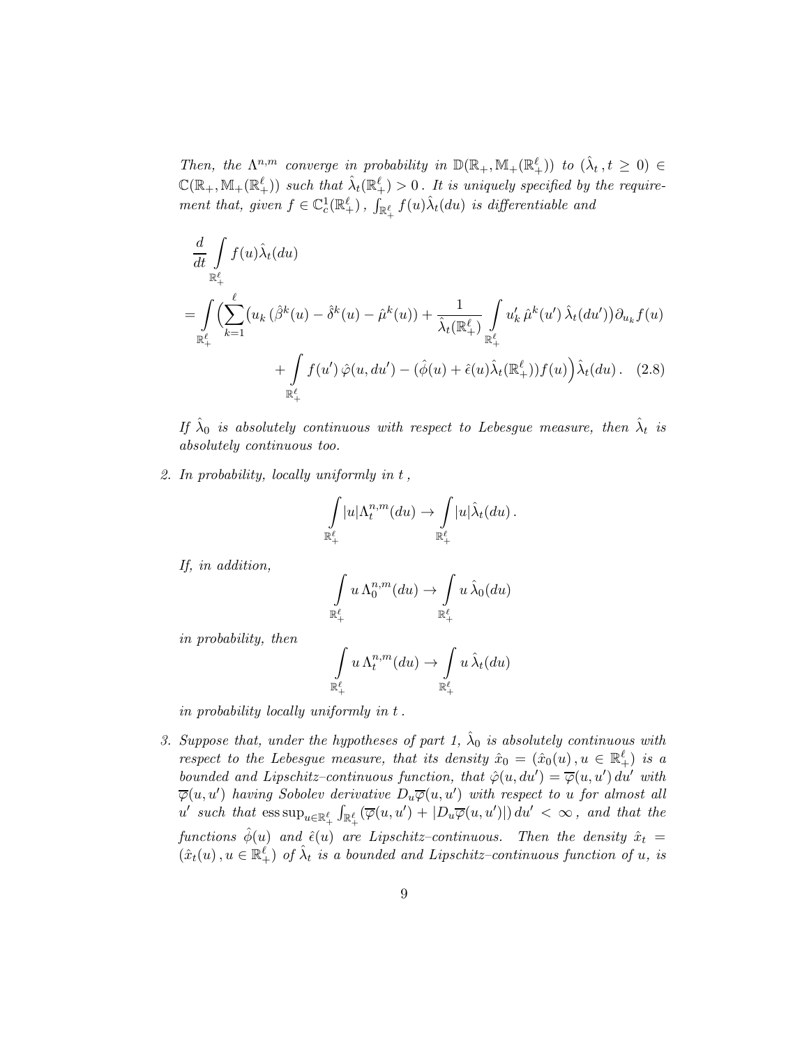*Then, the $\Lambda^{n,m}$ converge in probability in $\mathbb{D}(\mathbb{R}_+, \mathbb{M}_+(\mathbb{R}_+^\ell))$ to $(\hat{\lambda}_t\,, t \geq 0) \in \mathbb{C}(\mathbb{R}_+, \mathbb{M}_+(\mathbb{R}_+^\ell))$ such that $\hat{\lambda}_t(\mathbb{R}_+^\ell) > 0$ . It is uniquely specified by the requirement that, given $f \in \mathbb{C}_c^1(\mathbb{R}_+^\ell)$ , $\int_{\mathbb{R}_+^\ell} f(u)\hat{\lambda}_t(du)$ is differentiable and*

$$\frac{d}{dt} \int_{\mathbb{R}_+^\ell} f(u)\hat{\lambda}_t(du)$$
$$= \int_{\mathbb{R}_+^\ell} \Big( \sum_{k=1}^{\ell} \big( u_k \, (\hat{\beta}^k(u) - \hat{\delta}^k(u) - \hat{\mu}^k(u)) + \frac{1}{\hat{\lambda}_t(\mathbb{R}_+^\ell)} \int_{\mathbb{R}_+^\ell} u'_k \, \hat{\mu}^k(u') \, \hat{\lambda}_t(du') \big) \partial_{u_k} f(u)$$
$$+ \int_{\mathbb{R}_+^\ell} f(u') \, \hat{\varphi}(u, du') - (\hat{\phi}(u) + \hat{\epsilon}(u)\hat{\lambda}_t(\mathbb{R}_+^\ell)) f(u) \Big) \hat{\lambda}_t(du) \,. \quad (2.8)$$

*If $\hat{\lambda}_0$ is absolutely continuous with respect to Lebesgue measure, then $\hat{\lambda}_t$ is absolutely continuous too.*

2. *In probability, locally uniformly in $t$ ,*

$$\int_{\mathbb{R}_+^\ell} |u| \Lambda_t^{n,m}(du) \to \int_{\mathbb{R}_+^\ell} |u| \hat{\lambda}_t(du) \,.$$

*If, in addition,*

$$\int_{\mathbb{R}_+^\ell} u \, \Lambda_0^{n,m}(du) \to \int_{\mathbb{R}_+^\ell} u \, \hat{\lambda}_0(du)$$

*in probability, then*

$$\int_{\mathbb{R}_+^\ell} u \, \Lambda_t^{n,m}(du) \to \int_{\mathbb{R}_+^\ell} u \, \hat{\lambda}_t(du)$$

*in probability locally uniformly in $t$ .*

3. *Suppose that, under the hypotheses of part 1, $\hat{\lambda}_0$ is absolutely continuous with respect to the Lebesgue measure, that its density $\hat{x}_0 = (\hat{x}_0(u) \,, u \in \mathbb{R}_+^\ell)$ is a bounded and Lipschitz–continuous function, that $\hat{\varphi}(u, du') = \overline{\varphi}(u, u') \, du'$ with $\overline{\varphi}(u, u')$ having Sobolev derivative $D_u \overline{\varphi}(u, u')$ with respect to $u$ for almost all $u'$ such that $\operatorname{ess\,sup}_{u \in \mathbb{R}_+^\ell} \int_{\mathbb{R}_+^\ell} (\overline{\varphi}(u, u') + |D_u \overline{\varphi}(u, u')|) \, du' < \infty$ , and that the functions $\hat{\phi}(u)$ and $\hat{\epsilon}(u)$ are Lipschitz–continuous. Then the density $\hat{x}_t = (\hat{x}_t(u) \,, u \in \mathbb{R}_+^\ell)$ of $\hat{\lambda}_t$ is a bounded and Lipschitz–continuous function of $u$, is*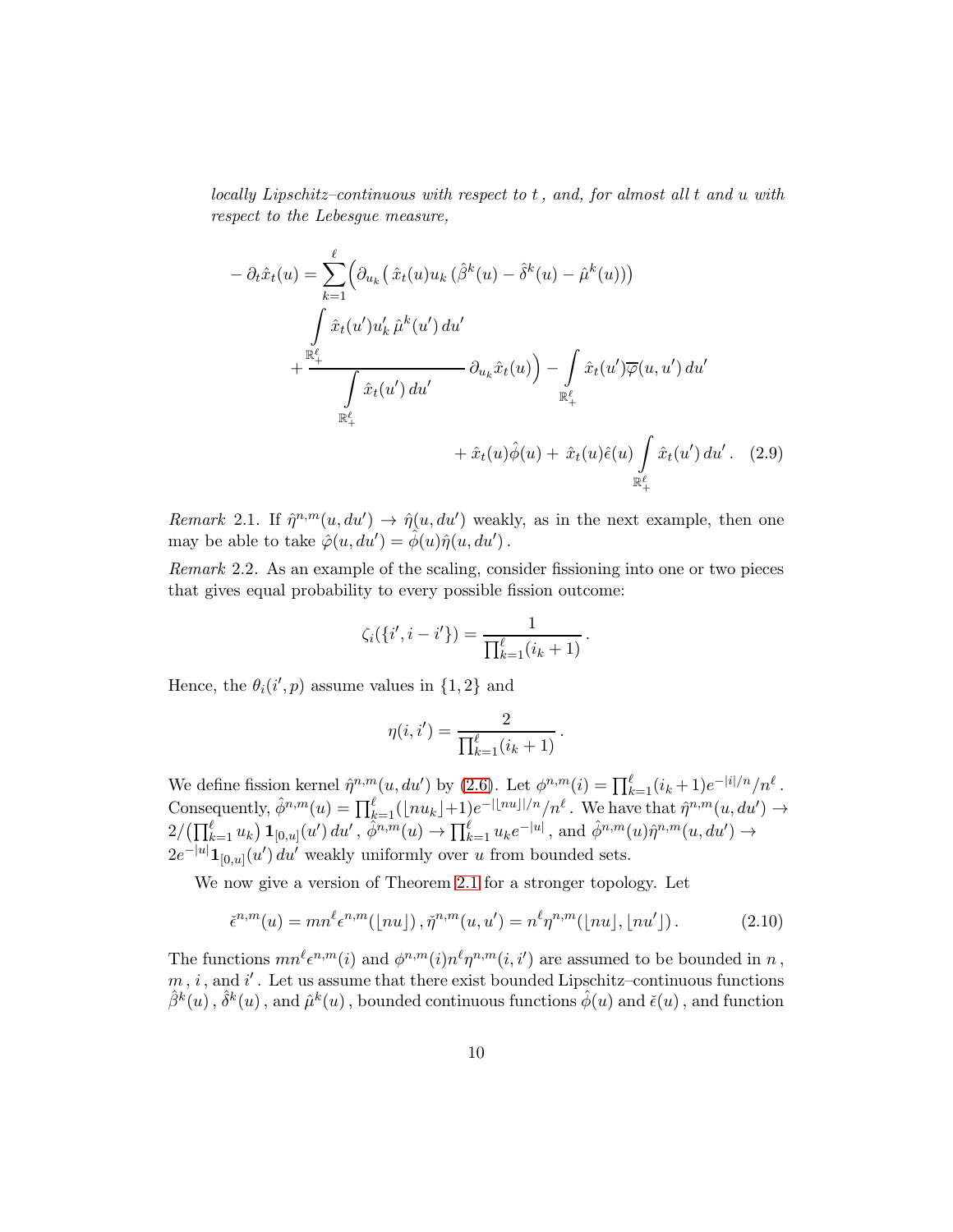*locally Lipschitz–continuous with respect to $t$, and, for almost all $t$ and $u$ with respect to the Lebesgue measure,*

$$
\begin{aligned}
-\partial_t \hat{x}_t(u) = \sum_{k=1}^{\ell} \Big( \partial_{u_k} \big( \hat{x}_t(u) u_k \, (\hat{\beta}^k(u) - \hat{\delta}^k(u) - \hat{\mu}^k(u)) \big) \\
+ \frac{\displaystyle\int_{\mathbb{R}_+^\ell} \hat{x}_t(u') u'_k \, \hat{\mu}^k(u') \, du'}{\displaystyle\int_{\mathbb{R}_+^\ell} \hat{x}_t(u') \, du'} \, \partial_{u_k} \hat{x}_t(u) \Big) - \int_{\mathbb{R}_+^\ell} \hat{x}_t(u') \overline{\varphi}(u, u') \, du' \\
+ \hat{x}_t(u) \hat{\phi}(u) + \hat{x}_t(u) \hat{\epsilon}(u) \int_{\mathbb{R}_+^\ell} \hat{x}_t(u') \, du' \,. \quad (2.9)
\end{aligned}
$$

*Remark* 2.1. If $\hat{\eta}^{n,m}(u, du') \to \hat{\eta}(u, du')$ weakly, as in the next example, then one may be able to take $\hat{\varphi}(u, du') = \hat{\phi}(u) \hat{\eta}(u, du')$.

*Remark* 2.2. As an example of the scaling, consider fissioning into one or two pieces that gives equal probability to every possible fission outcome:

$$
\zeta_i(\{i', i - i'\}) = \frac{1}{\prod_{k=1}^{\ell} (i_k + 1)} \,.
$$

Hence, the $\theta_i(i', p)$ assume values in $\{1, 2\}$ and

$$
\eta(i, i') = \frac{2}{\prod_{k=1}^{\ell} (i_k + 1)} \,.
$$

We define fission kernel $\hat{\eta}^{n,m}(u, du')$ by (2.6). Let $\phi^{n,m}(i) = \prod_{k=1}^{\ell} (i_k + 1) e^{-|i|/n} / n^\ell$. Consequently, $\hat{\phi}^{n,m}(u) = \prod_{k=1}^{\ell} (\lfloor n u_k \rfloor + 1) e^{-|\lfloor nu \rfloor|/n} / n^\ell$. We have that $\hat{\eta}^{n,m}(u, du') \to 2 / \big( \prod_{k=1}^{\ell} u_k \big) \mathbf{1}_{[0,u]}(u') \, du'$, $\hat{\phi}^{n,m}(u) \to \prod_{k=1}^{\ell} u_k e^{-|u|}$, and $\hat{\phi}^{n,m}(u) \hat{\eta}^{n,m}(u, du') \to 2 e^{-|u|} \mathbf{1}_{[0,u]}(u') \, du'$ weakly uniformly over $u$ from bounded sets.

We now give a version of Theorem 2.1 for a stronger topology. Let

$$
\check{\epsilon}^{n,m}(u) = m n^\ell \epsilon^{n,m}(\lfloor nu \rfloor) \,, \check{\eta}^{n,m}(u, u') = n^\ell \eta^{n,m}(\lfloor nu \rfloor, \lfloor nu' \rfloor) \,. \quad (2.10)
$$

The functions $m n^\ell \epsilon^{n,m}(i)$ and $\phi^{n,m}(i) n^\ell \eta^{n,m}(i, i')$ are assumed to be bounded in $n$, $m$, $i$, and $i'$. Let us assume that there exist bounded Lipschitz–continuous functions $\hat{\beta}^k(u)$, $\hat{\delta}^k(u)$, and $\hat{\mu}^k(u)$, bounded continuous functions $\hat{\phi}(u)$ and $\check{\epsilon}(u)$, and function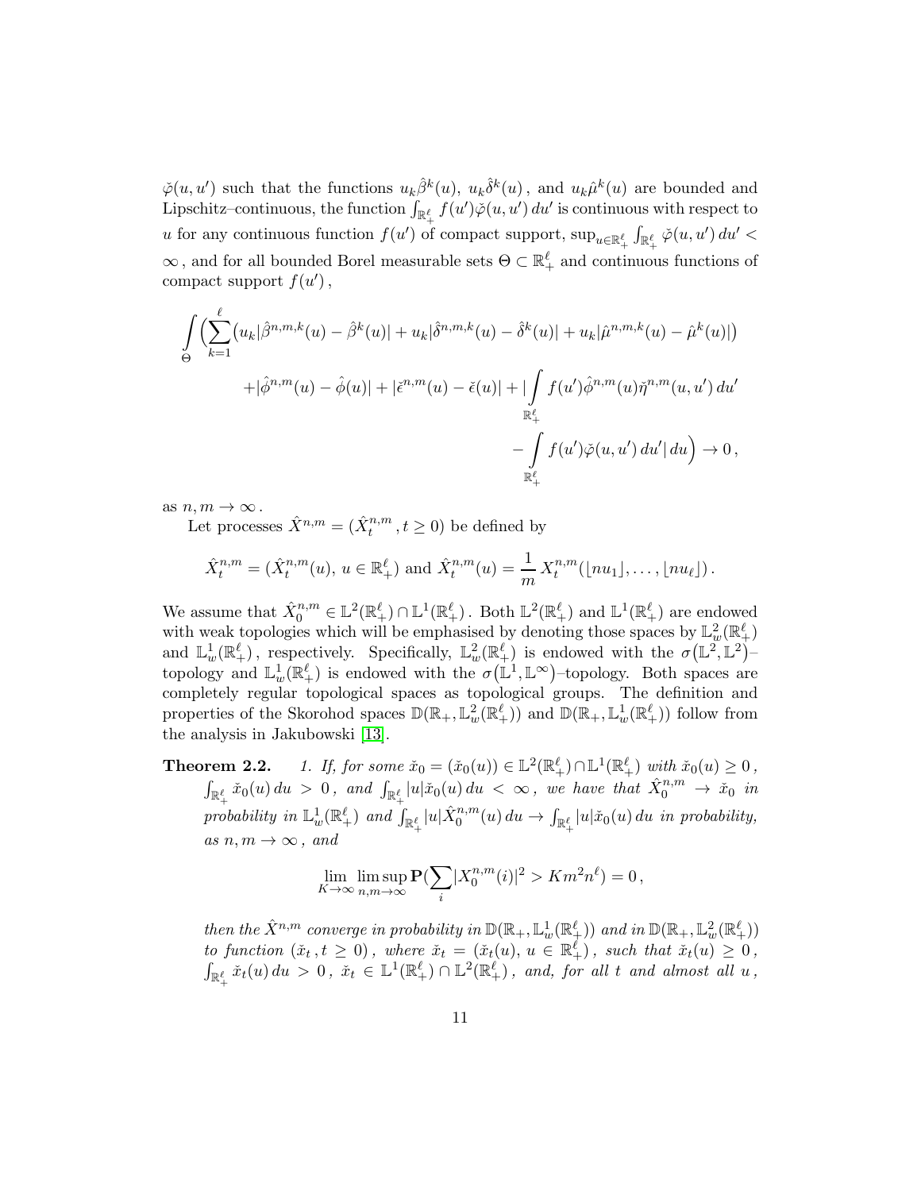$\check{\varphi}(u,u')$ such that the functions $u_k\hat{\beta}^k(u)$, $u_k\hat{\delta}^k(u)$, and $u_k\hat{\mu}^k(u)$ are bounded and Lipschitz–continuous, the function $\int_{\mathbb{R}_+^\ell} f(u')\check{\varphi}(u,u')\,du'$ is continuous with respect to $u$ for any continuous function $f(u')$ of compact support, $\sup_{u\in\mathbb{R}_+^\ell}\int_{\mathbb{R}_+^\ell}\check{\varphi}(u,u')\,du' < \infty$, and for all bounded Borel measurable sets $\Theta\subset\mathbb{R}_+^\ell$ and continuous functions of compact support $f(u')$,

$$\int_\Theta \Big(\sum_{k=1}^{\ell}\big(u_k|\hat{\beta}^{n,m,k}(u)-\hat{\beta}^k(u)| + u_k|\hat{\delta}^{n,m,k}(u)-\hat{\delta}^k(u)| + u_k|\hat{\mu}^{n,m,k}(u)-\hat{\mu}^k(u)|\big) + |\hat{\phi}^{n,m}(u)-\hat{\phi}(u)| + |\check{\epsilon}^{n,m}(u)-\check{\epsilon}(u)| + \Big|\int_{\mathbb{R}_+^\ell} f(u')\hat{\phi}^{n,m}(u)\check{\eta}^{n,m}(u,u')\,du' - \int_{\mathbb{R}_+^\ell} f(u')\check{\varphi}(u,u')\,du'\Big|\,du\Big) \to 0\,,$$

as $n,m\to\infty$.

Let processes $\hat{X}^{n,m} = (\hat{X}_t^{n,m}\,, t\geq 0)$ be defined by

$$\hat{X}_t^{n,m} = (\hat{X}_t^{n,m}(u),\, u\in\mathbb{R}_+^\ell) \text{ and } \hat{X}_t^{n,m}(u) = \frac{1}{m}\,X_t^{n,m}(\lfloor nu_1\rfloor,\ldots,\lfloor nu_\ell\rfloor)\,.$$

We assume that $\hat{X}_0^{n,m}\in\mathbb{L}^2(\mathbb{R}_+^\ell)\cap\mathbb{L}^1(\mathbb{R}_+^\ell)$. Both $\mathbb{L}^2(\mathbb{R}_+^\ell)$ and $\mathbb{L}^1(\mathbb{R}_+^\ell)$ are endowed with weak topologies which will be emphasised by denoting those spaces by $\mathbb{L}_w^2(\mathbb{R}_+^\ell)$ and $\mathbb{L}_w^1(\mathbb{R}_+^\ell)$, respectively. Specifically, $\mathbb{L}_w^2(\mathbb{R}_+^\ell)$ is endowed with the $\sigma\big(\mathbb{L}^2,\mathbb{L}^2\big)$–topology and $\mathbb{L}_w^1(\mathbb{R}_+^\ell)$ is endowed with the $\sigma\big(\mathbb{L}^1,\mathbb{L}^\infty\big)$–topology. Both spaces are completely regular topological spaces as topological groups. The definition and properties of the Skorohod spaces $\mathbb{D}(\mathbb{R}_+,\mathbb{L}_w^2(\mathbb{R}_+^\ell))$ and $\mathbb{D}(\mathbb{R}_+,\mathbb{L}_w^1(\mathbb{R}_+^\ell))$ follow from the analysis in Jakubowski [13].

**Theorem 2.2.** *1. If, for some $\check{x}_0 = (\check{x}_0(u))\in\mathbb{L}^2(\mathbb{R}_+^\ell)\cap\mathbb{L}^1(\mathbb{R}_+^\ell)$ with $\check{x}_0(u)\geq 0$, $\int_{\mathbb{R}_+^\ell}\check{x}_0(u)\,du > 0$, and $\int_{\mathbb{R}_+^\ell}|u|\check{x}_0(u)\,du < \infty$, we have that $\hat{X}_0^{n,m}\to\check{x}_0$ in probability in $\mathbb{L}_w^1(\mathbb{R}_+^\ell)$ and $\int_{\mathbb{R}_+^\ell}|u|\hat{X}_0^{n,m}(u)\,du\to\int_{\mathbb{R}_+^\ell}|u|\check{x}_0(u)\,du$ in probability, as $n,m\to\infty$, and*

$$\lim_{K\to\infty}\limsup_{n,m\to\infty}\mathbf{P}\big(\sum_i |X_0^{n,m}(i)|^2 > Km^2n^\ell\big) = 0\,,$$

*then the $\hat{X}^{n,m}$ converge in probability in $\mathbb{D}(\mathbb{R}_+,\mathbb{L}_w^1(\mathbb{R}_+^\ell))$ and in $\mathbb{D}(\mathbb{R}_+,\mathbb{L}_w^2(\mathbb{R}_+^\ell))$ to function $(\check{x}_t\,, t\geq 0)$, where $\check{x}_t = (\check{x}_t(u),\, u\in\mathbb{R}_+^\ell)$, such that $\check{x}_t(u)\geq 0$, $\int_{\mathbb{R}_+^\ell}\check{x}_t(u)\,du > 0$, $\check{x}_t\in\mathbb{L}^1(\mathbb{R}_+^\ell)\cap\mathbb{L}^2(\mathbb{R}_+^\ell)$, and, for all $t$ and almost all $u$,*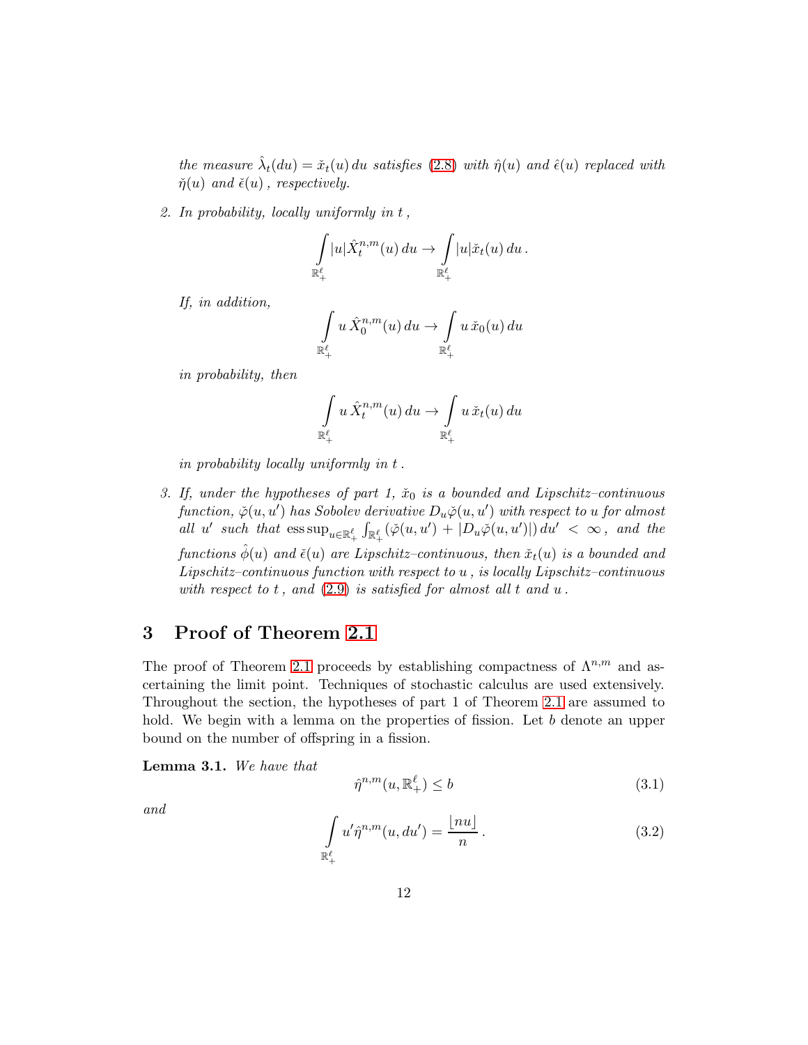*the measure $\hat{\lambda}_t(du) = \check{x}_t(u)\,du$ satisfies (2.8) with $\hat{\eta}(u)$ and $\hat{\epsilon}(u)$ replaced with $\check{\eta}(u)$ and $\check{\epsilon}(u)$, respectively.*

2. *In probability, locally uniformly in $t$,*

$$\int_{\mathbb{R}_+^\ell} |u|\hat{X}_t^{n,m}(u)\,du \to \int_{\mathbb{R}_+^\ell} |u|\check{x}_t(u)\,du\,.$$

*If, in addition,*

$$\int_{\mathbb{R}_+^\ell} u\,\hat{X}_0^{n,m}(u)\,du \to \int_{\mathbb{R}_+^\ell} u\,\check{x}_0(u)\,du$$

*in probability, then*

$$\int_{\mathbb{R}_+^\ell} u\,\hat{X}_t^{n,m}(u)\,du \to \int_{\mathbb{R}_+^\ell} u\,\check{x}_t(u)\,du$$

*in probability locally uniformly in $t$.*

3. *If, under the hypotheses of part 1, $\check{x}_0$ is a bounded and Lipschitz–continuous function, $\check{\varphi}(u,u')$ has Sobolev derivative $D_u\check{\varphi}(u,u')$ with respect to $u$ for almost all $u'$ such that $\operatorname{ess\,sup}_{u\in\mathbb{R}_+^\ell}\int_{\mathbb{R}_+^\ell}(\check{\varphi}(u,u') + |D_u\check{\varphi}(u,u')|)\,du' < \infty$, and the functions $\hat{\phi}(u)$ and $\check{\epsilon}(u)$ are Lipschitz–continuous, then $\check{x}_t(u)$ is a bounded and Lipschitz–continuous function with respect to $u$, is locally Lipschitz–continuous with respect to $t$, and (2.9) is satisfied for almost all $t$ and $u$.*

## 3 Proof of Theorem 2.1

The proof of Theorem 2.1 proceeds by establishing compactness of $\Lambda^{n,m}$ and ascertaining the limit point. Techniques of stochastic calculus are used extensively. Throughout the section, the hypotheses of part 1 of Theorem 2.1 are assumed to hold. We begin with a lemma on the properties of fission. Let $b$ denote an upper bound on the number of offspring in a fission.

**Lemma 3.1.** *We have that*

$$\hat{\eta}^{n,m}(u,\mathbb{R}_+^\ell) \le b \tag{3.1}$$

*and*

$$\int_{\mathbb{R}_+^\ell} u'\hat{\eta}^{n,m}(u,du') = \frac{\lfloor nu \rfloor}{n}\,. \tag{3.2}$$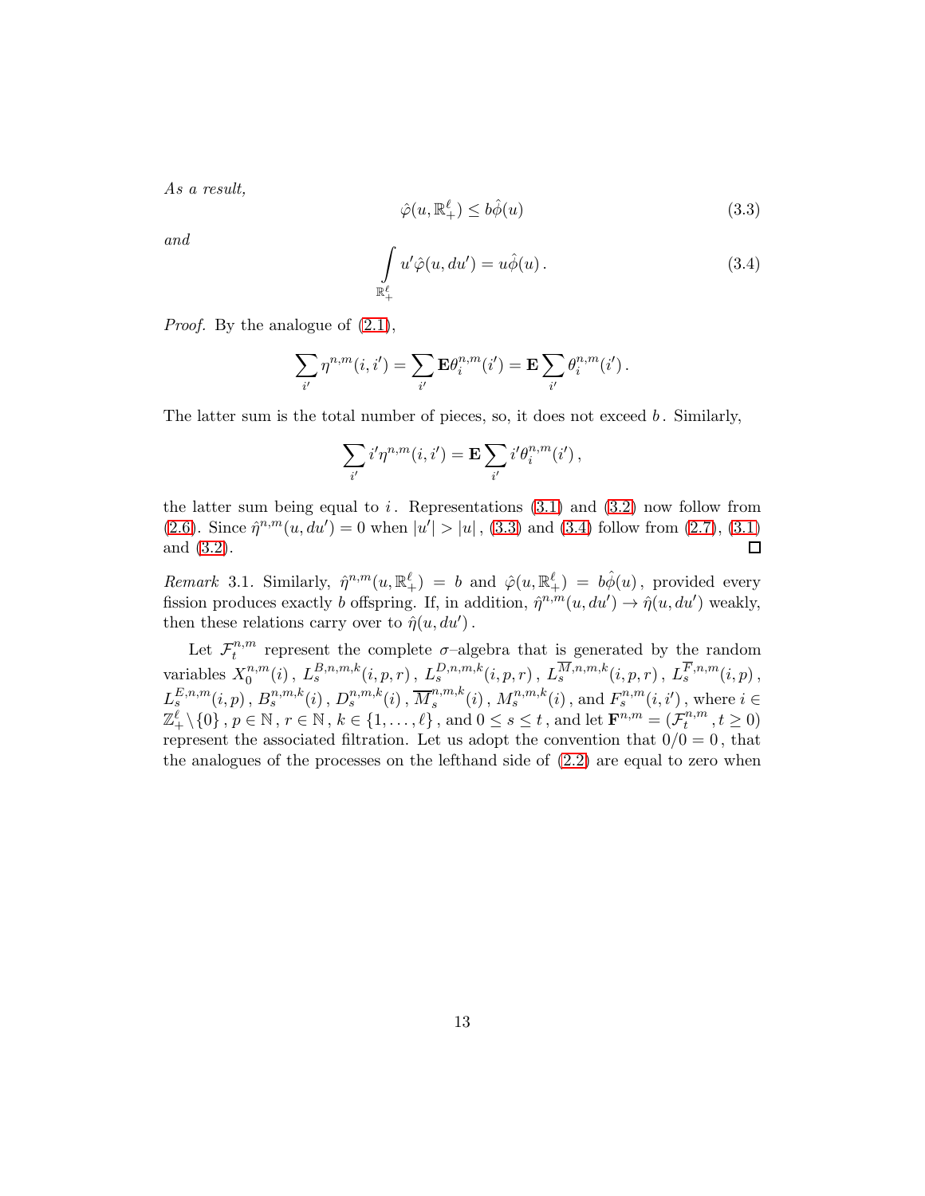*As a result,*

$$\hat{\varphi}(u, \mathbb{R}_+^\ell) \leq b\hat{\phi}(u) \tag{3.3}$$

*and*

$$\int_{\mathbb{R}_+^\ell} u' \hat{\varphi}(u, du') = u\hat{\phi}(u)\,. \tag{3.4}$$

*Proof.* By the analogue of (2.1),

$$\sum_{i'} \eta^{n,m}(i,i') = \sum_{i'} \mathbf{E}\theta_i^{n,m}(i') = \mathbf{E}\sum_{i'} \theta_i^{n,m}(i')\,.$$

The latter sum is the total number of pieces, so, it does not exceed $b$. Similarly,

$$\sum_{i'} i'\eta^{n,m}(i,i') = \mathbf{E}\sum_{i'} i'\theta_i^{n,m}(i')\,,$$

the latter sum being equal to $i$. Representations (3.1) and (3.2) now follow from (2.6). Since $\hat{\eta}^{n,m}(u,du') = 0$ when $|u'| > |u|$, (3.3) and (3.4) follow from (2.7), (3.1) and (3.2). $\square$

*Remark* 3.1. Similarly, $\hat{\eta}^{n,m}(u, \mathbb{R}_+^\ell) = b$ and $\hat{\varphi}(u, \mathbb{R}_+^\ell) = b\hat{\phi}(u)$, provided every fission produces exactly $b$ offspring. If, in addition, $\hat{\eta}^{n,m}(u,du') \to \hat{\eta}(u,du')$ weakly, then these relations carry over to $\hat{\eta}(u,du')$.

Let $\mathcal{F}_t^{n,m}$ represent the complete $\sigma$–algebra that is generated by the random variables $X_0^{n,m}(i)$, $L_s^{B,n,m,k}(i,p,r)$, $L_s^{D,n,m,k}(i,p,r)$, $L_s^{\overline{M},n,m,k}(i,p,r)$, $L_s^{\overline{F},n,m}(i,p)$, $L_s^{E,n,m}(i,p)$, $B_s^{n,m,k}(i)$, $D_s^{n,m,k}(i)$, $\overline{M}_s^{n,m,k}(i)$, $M_s^{n,m,k}(i)$, and $F_s^{n,m}(i,i')$, where $i \in \mathbb{Z}_+^\ell \setminus \{0\}$, $p \in \mathbb{N}$, $r \in \mathbb{N}$, $k \in \{1,\ldots,\ell\}$, and $0 \leq s \leq t$, and let $\mathbf{F}^{n,m} = (\mathcal{F}_t^{n,m}, t \geq 0)$ represent the associated filtration. Let us adopt the convention that $0/0 = 0$, that the analogues of the processes on the lefthand side of (2.2) are equal to zero when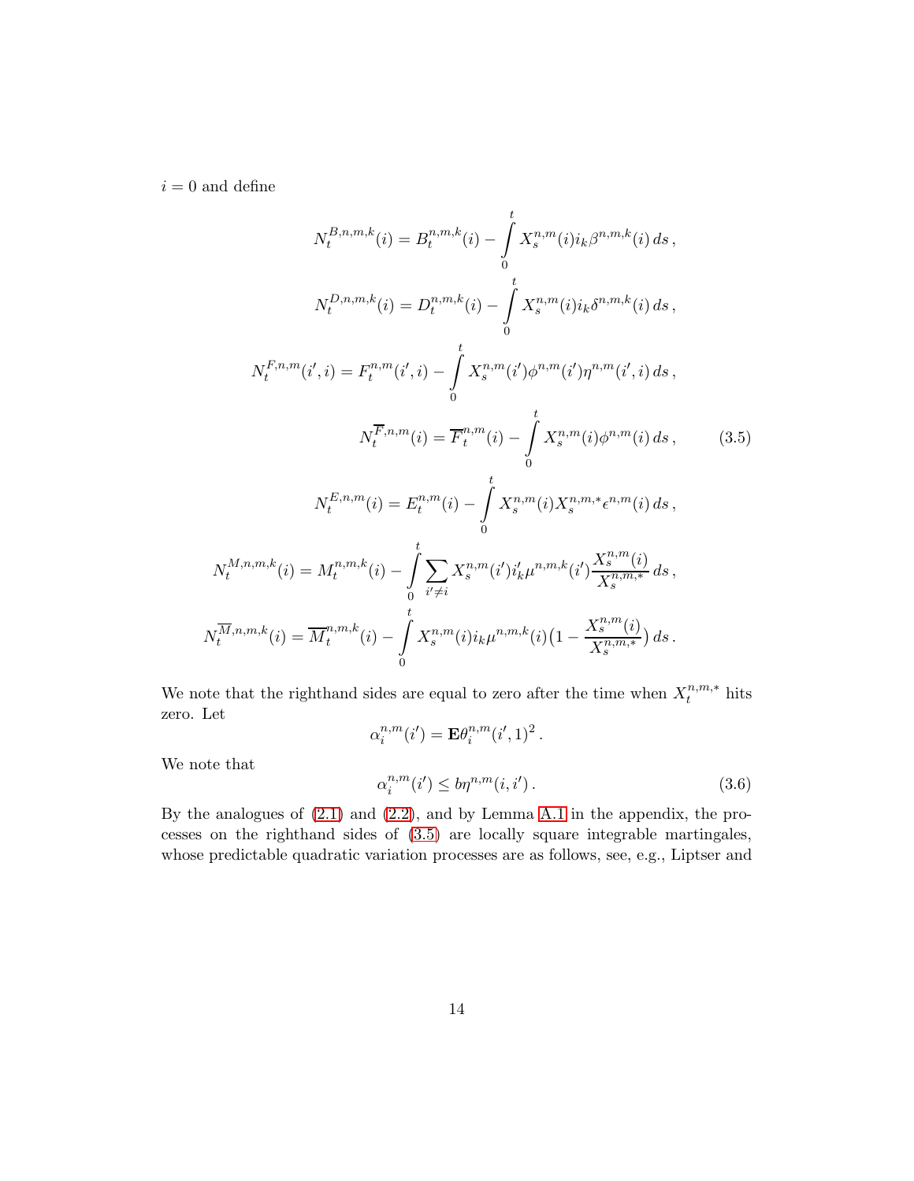$i = 0$ and define

$$
\begin{aligned}
N_t^{B,n,m,k}(i) &= B_t^{n,m,k}(i) - \int_0^t X_s^{n,m}(i) i_k \beta^{n,m,k}(i)\, ds\,,\\
N_t^{D,n,m,k}(i) &= D_t^{n,m,k}(i) - \int_0^t X_s^{n,m}(i) i_k \delta^{n,m,k}(i)\, ds\,,\\
N_t^{F,n,m}(i',i) &= F_t^{n,m}(i',i) - \int_0^t X_s^{n,m}(i') \phi^{n,m}(i') \eta^{n,m}(i',i)\, ds\,,\\
N_t^{\overline{F},n,m}(i) &= \overline{F}_t^{n,m}(i) - \int_0^t X_s^{n,m}(i) \phi^{n,m}(i)\, ds\,,\\
N_t^{E,n,m}(i) &= E_t^{n,m}(i) - \int_0^t X_s^{n,m}(i) X_s^{n,m,*} \epsilon^{n,m}(i)\, ds\,,\\
N_t^{M,n,m,k}(i) &= M_t^{n,m,k}(i) - \int_0^t \sum_{i' \neq i} X_s^{n,m}(i') i'_k \mu^{n,m,k}(i') \frac{X_s^{n,m}(i)}{X_s^{n,m,*}}\, ds\,,\\
N_t^{\overline{M},n,m,k}(i) &= \overline{M}_t^{n,m,k}(i) - \int_0^t X_s^{n,m}(i) i_k \mu^{n,m,k}(i) \big(1 - \frac{X_s^{n,m}(i)}{X_s^{n,m,*}}\big)\, ds\,.
\end{aligned}
\tag{3.5}
$$

We note that the righthand sides are equal to zero after the time when $X_t^{n,m,*}$ hits zero. Let

$$
\alpha_i^{n,m}(i') = \mathbf{E}\theta_i^{n,m}(i',1)^2\,.
$$

We note that

$$
\alpha_i^{n,m}(i') \le b\eta^{n,m}(i,i')\,. \tag{3.6}
$$

By the analogues of (2.1) and (2.2), and by Lemma A.1 in the appendix, the processes on the righthand sides of (3.5) are locally square integrable martingales, whose predictable quadratic variation processes are as follows, see, e.g., Liptser and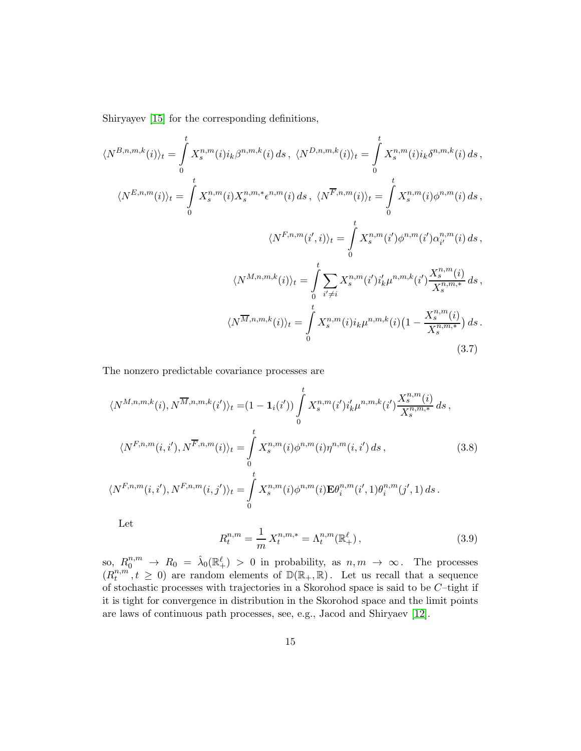Shiryayev [15] for the corresponding definitions,

$$
\begin{aligned}
\langle N^{B,n,m,k}(i)\rangle_t &= \int_0^t X_s^{n,m}(i) i_k \beta^{n,m,k}(i)\, ds\,,\ \langle N^{D,n,m,k}(i)\rangle_t = \int_0^t X_s^{n,m}(i) i_k \delta^{n,m,k}(i)\, ds\,,\\
\langle N^{E,n,m}(i)\rangle_t &= \int_0^t X_s^{n,m}(i) X_s^{n,m,*} \epsilon^{n,m}(i)\, ds\,,\ \langle N^{\overline{F},n,m}(i)\rangle_t = \int_0^t X_s^{n,m}(i) \phi^{n,m}(i)\, ds\,,\\
\langle N^{F,n,m}(i',i)\rangle_t &= \int_0^t X_s^{n,m}(i') \phi^{n,m}(i') \alpha_{i'}^{n,m}(i)\, ds\,,\\
\langle N^{M,n,m,k}(i)\rangle_t &= \int_0^t \sum_{i'\neq i} X_s^{n,m}(i') i'_k \mu^{n,m,k}(i') \frac{X_s^{n,m}(i)}{X_s^{n,m,*}}\, ds\,,\\
\langle N^{\overline{M},n,m,k}(i)\rangle_t &= \int_0^t X_s^{n,m}(i) i_k \mu^{n,m,k}(i) \big(1 - \frac{X_s^{n,m}(i)}{X_s^{n,m,*}}\big)\, ds\,.
\end{aligned}
\tag{3.7}
$$

The nonzero predictable covariance processes are

$$
\begin{aligned}
\langle N^{M,n,m,k}(i), N^{\overline{M},n,m,k}(i')\rangle_t &= (1-\mathbf{1}_i(i')) \int_0^t X_s^{n,m}(i') i'_k \mu^{n,m,k}(i') \frac{X_s^{n,m}(i)}{X_s^{n,m,*}}\, ds\,,\\
\langle N^{F,n,m}(i,i'), N^{\overline{F},n,m}(i)\rangle_t &= \int_0^t X_s^{n,m}(i) \phi^{n,m}(i) \eta^{n,m}(i,i')\, ds\,,\\
\langle N^{F,n,m}(i,i'), N^{F,n,m}(i,j')\rangle_t &= \int_0^t X_s^{n,m}(i) \phi^{n,m}(i) \mathbf{E}\theta_i^{n,m}(i',1)\theta_i^{n,m}(j',1)\, ds\,.
\end{aligned}
\tag{3.8}
$$

Let

$$
R_t^{n,m} = \frac{1}{m} X_t^{n,m,*} = \Lambda_t^{n,m}(\mathbb{R}_+^\ell)\,,
\tag{3.9}
$$

so, $R_0^{n,m} \to R_0 = \hat{\lambda}_0(\mathbb{R}_+^\ell) > 0$ in probability, as $n,m \to \infty$. The processes $(R_t^{n,m}, t \geq 0)$ are random elements of $\mathbb{D}(\mathbb{R}_+, \mathbb{R})$. Let us recall that a sequence of stochastic processes with trajectories in a Skorohod space is said to be $C$–tight if it is tight for convergence in distribution in the Skorohod space and the limit points are laws of continuous path processes, see, e.g., Jacod and Shiryaev [12].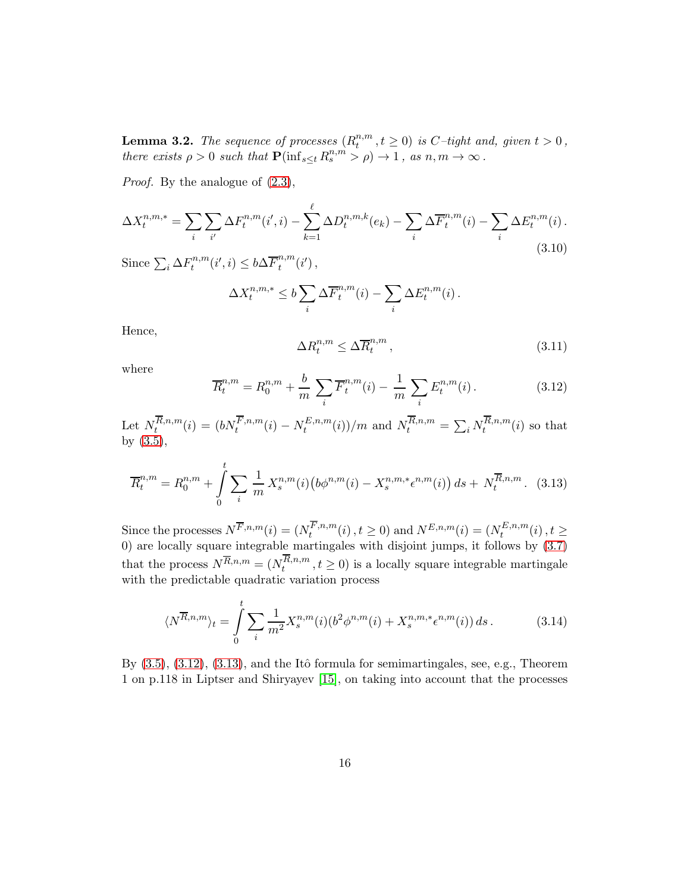**Lemma 3.2.** *The sequence of processes $(R^{n,m}_t\,, t\geq 0)$ is $C$–tight and, given $t>0$, there exists $\rho>0$ such that $\mathbf{P}(\inf_{s\leq t} R^{n,m}_s>\rho)\to 1$, as $n,m\to\infty$.*

*Proof.* By the analogue of (2.3),

$$\Delta X^{n,m,*}_t = \sum_i \sum_{i'} \Delta F^{n,m}_t(i',i) - \sum_{k=1}^{\ell} \Delta D^{n,m,k}_t(e_k) - \sum_i \Delta \overline{F}^{n,m}_t(i) - \sum_i \Delta E^{n,m}_t(i)\,. \tag{3.10}$$

Since $\sum_i \Delta F^{n,m}_t(i',i)\leq b\Delta\overline{F}^{n,m}_t(i')$,

$$\Delta X^{n,m,*}_t \leq b\sum_i \Delta\overline{F}^{n,m}_t(i) - \sum_i \Delta E^{n,m}_t(i)\,.$$

Hence,

$$\Delta R^{n,m}_t \leq \Delta\overline{R}^{n,m}_t\,, \tag{3.11}$$

where

$$\overline{R}^{n,m}_t = R^{n,m}_0 + \frac{b}{m}\sum_i \overline{F}^{n,m}_t(i) - \frac{1}{m}\sum_i E^{n,m}_t(i)\,. \tag{3.12}$$

Let $N^{\overline{R},n,m}_t(i) = (bN^{\overline{F},n,m}_t(i) - N^{E,n,m}_t(i))/m$ and $N^{\overline{R},n,m}_t = \sum_i N^{\overline{R},n,m}_t(i)$ so that by (3.5),

$$\overline{R}^{n,m}_t = R^{n,m}_0 + \int\limits_0^t \sum_i \frac{1}{m}\,X^{n,m}_s(i)\big(b\phi^{n,m}(i) - X^{n,m,*}_s\epsilon^{n,m}(i)\big)\,ds + N^{\overline{R},n,m}_t\,. \tag{3.13}$$

Since the processes $N^{\overline{F},n,m}(i) = (N^{\overline{F},n,m}_t(i)\,, t\geq 0)$ and $N^{E,n,m}(i) = (N^{E,n,m}_t(i)\,, t\geq 0)$ are locally square integrable martingales with disjoint jumps, it follows by (3.7) that the process $N^{\overline{R},n,m} = (N^{\overline{R},n,m}_t\,, t\geq 0)$ is a locally square integrable martingale with the predictable quadratic variation process

$$\langle N^{\overline{R},n,m}\rangle_t = \int\limits_0^t \sum_i \frac{1}{m^2}X^{n,m}_s(i)(b^2\phi^{n,m}(i) + X^{n,m,*}_s\epsilon^{n,m}(i))\,ds\,. \tag{3.14}$$

By (3.5), (3.12), (3.13), and the Itô formula for semimartingales, see, e.g., Theorem 1 on p.118 in Liptser and Shiryayev [15], on taking into account that the processes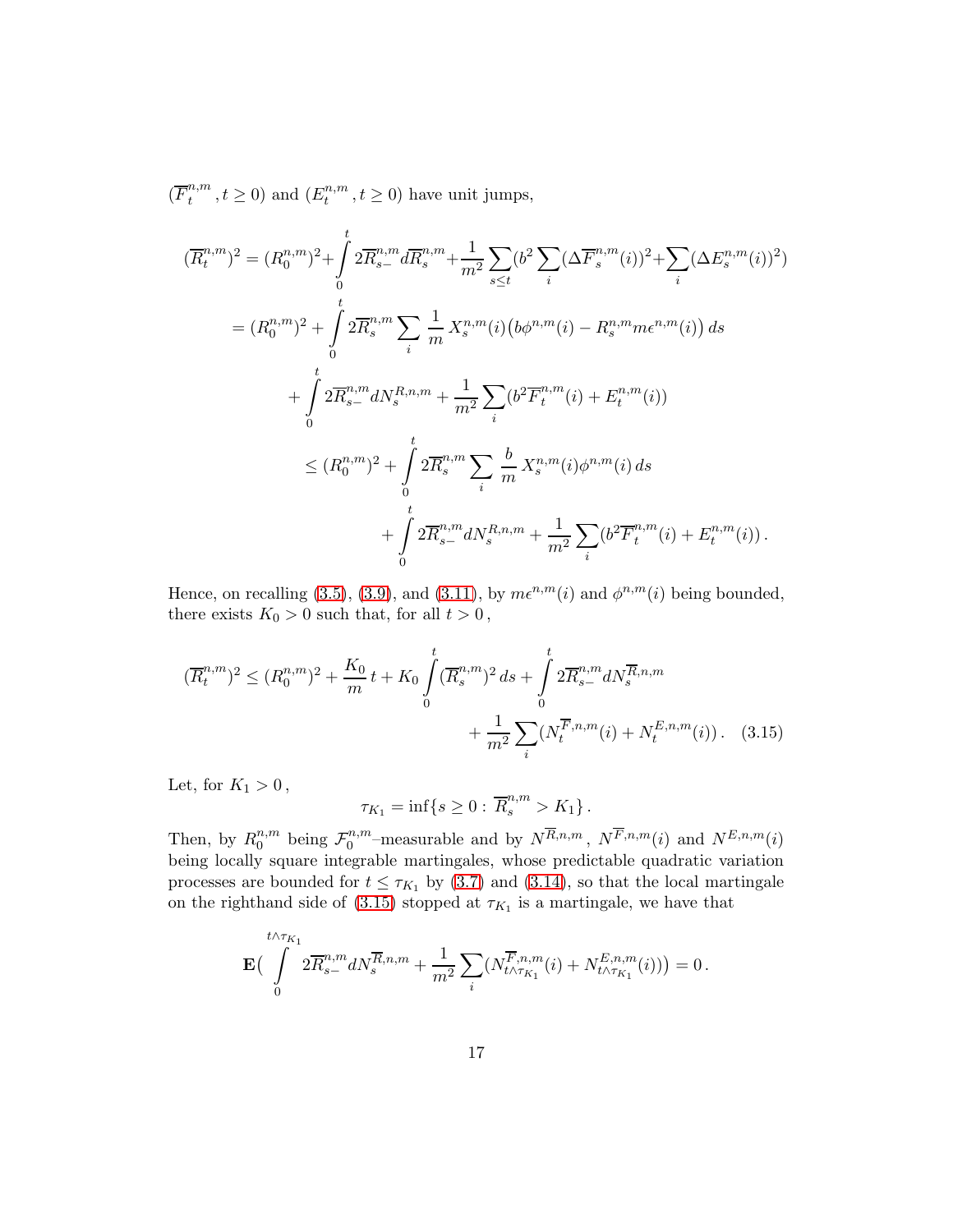$(\overline{F}_t^{n,m}\,, t\geq 0)$ and $(E_t^{n,m}\,, t\geq 0)$ have unit jumps,

$$
\begin{aligned}
(\overline{R}_t^{n,m})^2 &= (R_0^{n,m})^2+\int\limits_0^t 2\overline{R}_{s-}^{n,m}d\overline{R}_s^{n,m}+\frac{1}{m^2}\sum_{s\leq t}(b^2\sum_i(\Delta\overline{F}_s^{n,m}(i))^2+\sum_i(\Delta E_s^{n,m}(i))^2)\\
&= (R_0^{n,m})^2+\int\limits_0^t 2\overline{R}_s^{n,m}\sum_i\frac{1}{m}\,X_s^{n,m}(i)\big(b\phi^{n,m}(i)-R_s^{n,m}m\epsilon^{n,m}(i)\big)\,ds\\
&\quad+\int\limits_0^t 2\overline{R}_{s-}^{n,m}dN_s^{R,n,m}+\frac{1}{m^2}\sum_i(b^2\overline{F}_t^{n,m}(i)+E_t^{n,m}(i))\\
&\leq (R_0^{n,m})^2+\int\limits_0^t 2\overline{R}_s^{n,m}\sum_i\frac{b}{m}\,X_s^{n,m}(i)\phi^{n,m}(i)\,ds\\
&\quad+\int\limits_0^t 2\overline{R}_{s-}^{n,m}dN_s^{R,n,m}+\frac{1}{m^2}\sum_i(b^2\overline{F}_t^{n,m}(i)+E_t^{n,m}(i))\,.
\end{aligned}
$$

Hence, on recalling (3.5), (3.9), and (3.11), by $m\epsilon^{n,m}(i)$ and $\phi^{n,m}(i)$ being bounded, there exists $K_0>0$ such that, for all $t>0$,

$$
(\overline{R}_t^{n,m})^2\leq (R_0^{n,m})^2+\frac{K_0}{m}\,t+K_0\int\limits_0^t(\overline{R}_s^{n,m})^2\,ds+\int\limits_0^t 2\overline{R}_{s-}^{n,m}dN_s^{\overline{R},n,m}+\frac{1}{m^2}\sum_i(N_t^{\overline{F},n,m}(i)+N_t^{E,n,m}(i))\,. \quad (3.15)
$$

Let, for $K_1>0$,

$$
\tau_{K_1}=\inf\{s\geq 0:\,\overline{R}_s^{n,m}>K_1\}\,.
$$

Then, by $R_0^{n,m}$ being $\mathcal{F}_0^{n,m}$–measurable and by $N^{\overline{R},n,m}$, $N^{\overline{F},n,m}(i)$ and $N^{E,n,m}(i)$ being locally square integrable martingales, whose predictable quadratic variation processes are bounded for $t\leq\tau_{K_1}$ by (3.7) and (3.14), so that the local martingale on the righthand side of (3.15) stopped at $\tau_{K_1}$ is a martingale, we have that

$$
\mathbf{E}\big(\int\limits_0^{t\wedge\tau_{K_1}}2\overline{R}_{s-}^{n,m}dN_s^{\overline{R},n,m}+\frac{1}{m^2}\sum_i(N_{t\wedge\tau_{K_1}}^{\overline{F},n,m}(i)+N_{t\wedge\tau_{K_1}}^{E,n,m}(i))\big)=0\,.
$$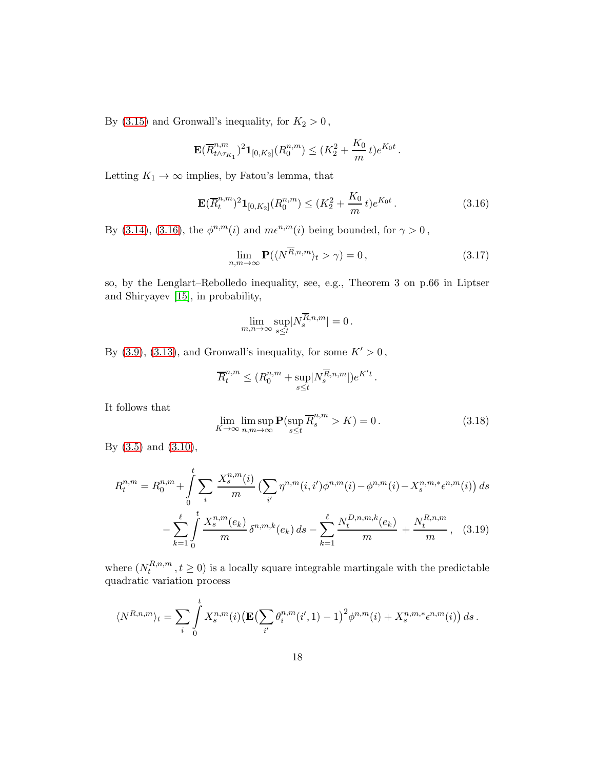By (3.15) and Gronwall's inequality, for $K_2 > 0$,

$$\mathbf{E}(\overline{R}^{n,m}_{t\wedge\tau_{K_1}})^2 \mathbf{1}_{[0,K_2]}(R^{n,m}_0) \le (K_2^2 + \frac{K_0}{m}\,t)e^{K_0 t}\,.$$

Letting $K_1 \to \infty$ implies, by Fatou's lemma, that

$$\mathbf{E}(\overline{R}^{n,m}_{t})^2 \mathbf{1}_{[0,K_2]}(R^{n,m}_0) \le (K_2^2 + \frac{K_0}{m}\,t)e^{K_0 t}\,. \tag{3.16}$$

By (3.14), (3.16), the $\phi^{n,m}(i)$ and $m\epsilon^{n,m}(i)$ being bounded, for $\gamma > 0$,

$$\lim_{n,m\to\infty} \mathbf{P}(\langle N^{\overline{R},n,m}\rangle_t > \gamma) = 0\,, \tag{3.17}$$

so, by the Lenglart–Rebolledo inequality, see, e.g., Theorem 3 on p.66 in Liptser and Shiryayev [15], in probability,

$$\lim_{m,n\to\infty} \sup_{s\le t} |N^{\overline{R},n,m}_s| = 0\,.$$

By (3.9), (3.13), and Gronwall's inequality, for some $K' > 0$,

$$\overline{R}^{n,m}_t \le (R^{n,m}_0 + \sup_{s\le t}|N^{\overline{R},n,m}_s|)e^{K't}\,.$$

It follows that

$$\lim_{K\to\infty} \limsup_{n,m\to\infty} \mathbf{P}(\sup_{s\le t} \overline{R}^{n,m}_s > K) = 0\,. \tag{3.18}$$

By (3.5) and (3.10),

$$R^{n,m}_t = R^{n,m}_0 + \int_0^t \sum_i \frac{X^{n,m}_s(i)}{m}\big(\sum_{i'} \eta^{n,m}(i,i')\phi^{n,m}(i) - \phi^{n,m}(i) - X^{n,m,*}_s \epsilon^{n,m}(i)\big)\,ds$$
$$- \sum_{k=1}^{\ell} \int_0^t \frac{X^{n,m}_s(e_k)}{m}\,\delta^{n,m,k}(e_k)\,ds - \sum_{k=1}^{\ell} \frac{N^{D,n,m,k}_t(e_k)}{m} + \frac{N^{R,n,m}_t}{m}\,, \tag{3.19}$$

where $(N^{R,n,m}_t\,, t\ge 0)$ is a locally square integrable martingale with the predictable quadratic variation process

$$\langle N^{R,n,m}\rangle_t = \sum_i \int_0^t X^{n,m}_s(i)\big(\mathbf{E}\big(\sum_{i'} \theta^{n,m}_i(i',1) - 1\big)^2 \phi^{n,m}(i) + X^{n,m,*}_s \epsilon^{n,m}(i)\big)\,ds\,.$$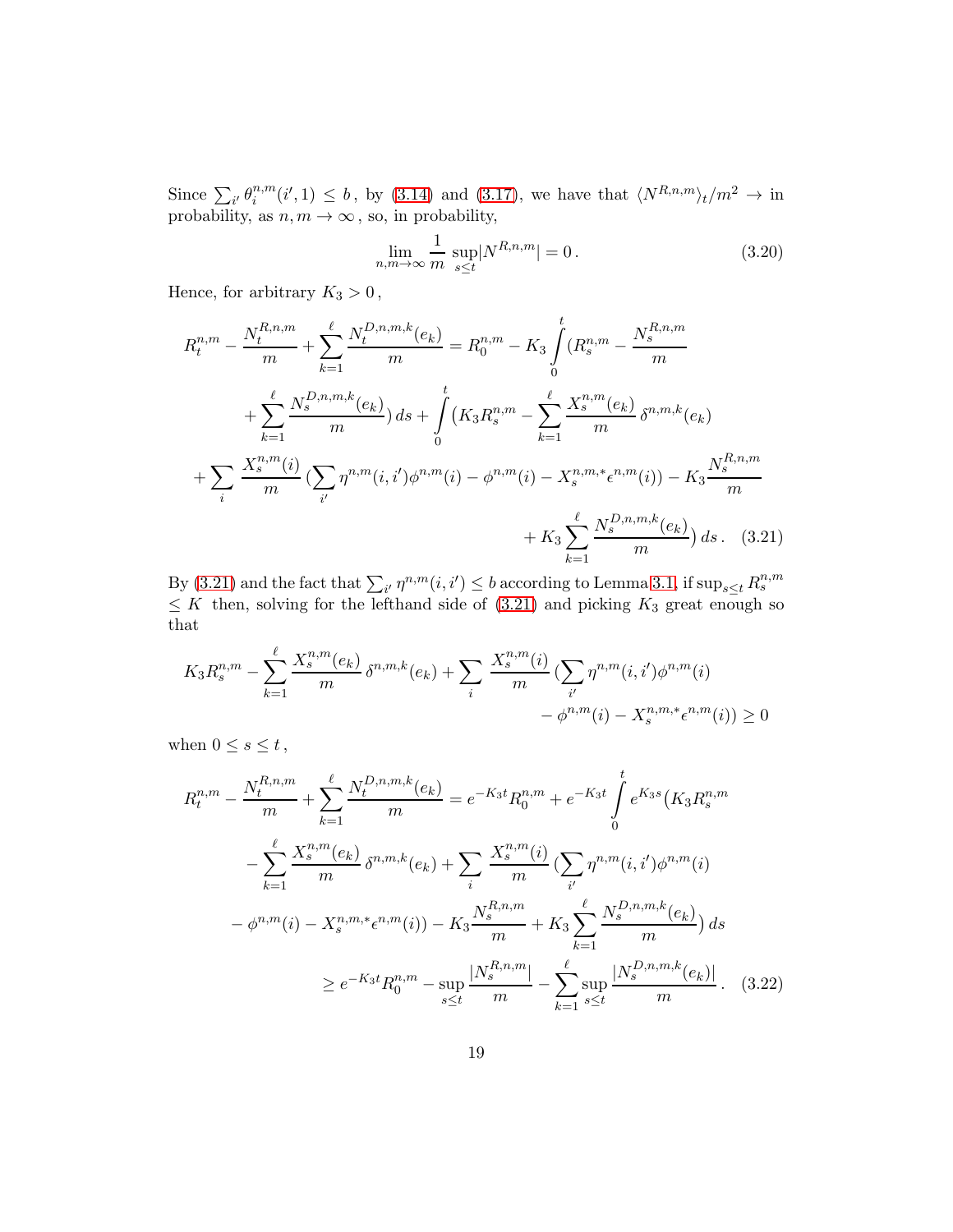Since $\sum_{i'} \theta_i^{n,m}(i',1) \le b$, by (3.14) and (3.17), we have that $\langle N^{R,n,m} \rangle_t / m^2 \to$ in probability, as $n, m \to \infty$, so, in probability,

$$\lim_{n,m\to\infty} \frac{1}{m} \sup_{s\le t} |N^{R,n,m}| = 0\,. \tag{3.20}$$

Hence, for arbitrary $K_3 > 0$,

$$\begin{aligned}
R_t^{n,m} - \frac{N_t^{R,n,m}}{m} + \sum_{k=1}^{\ell} \frac{N_t^{D,n,m,k}(e_k)}{m} &= R_0^{n,m} - K_3 \int_0^t (R_s^{n,m} - \frac{N_s^{R,n,m}}{m} \\
&\quad + \sum_{k=1}^{\ell} \frac{N_s^{D,n,m,k}(e_k)}{m})\, ds + \int_0^t \big( K_3 R_s^{n,m} - \sum_{k=1}^{\ell} \frac{X_s^{n,m}(e_k)}{m}\, \delta^{n,m,k}(e_k) \\
+ \sum_i \frac{X_s^{n,m}(i)}{m} \big(\sum_{i'} \eta^{n,m}(i,i') \phi^{n,m}(i) &- \phi^{n,m}(i) - X_s^{n,m,*} \epsilon^{n,m}(i)\big) - K_3 \frac{N_s^{R,n,m}}{m} \\
&\quad + K_3 \sum_{k=1}^{\ell} \frac{N_s^{D,n,m,k}(e_k)}{m} \big)\, ds\,.
\end{aligned} \tag{3.21}$$

By (3.21) and the fact that $\sum_{i'} \eta^{n,m}(i,i') \le b$ according to Lemma 3.1, if $\sup_{s\le t} R_s^{n,m} \le K$ then, solving for the lefthand side of (3.21) and picking $K_3$ great enough so that

$$\begin{aligned}
K_3 R_s^{n,m} - \sum_{k=1}^{\ell} \frac{X_s^{n,m}(e_k)}{m}\, \delta^{n,m,k}(e_k) + \sum_i \frac{X_s^{n,m}(i)}{m} \big(\sum_{i'} \eta^{n,m}(i,i') \phi^{n,m}(i) \\
- \phi^{n,m}(i) - X_s^{n,m,*} \epsilon^{n,m}(i)\big) \ge 0
\end{aligned}$$

when $0 \le s \le t$,

$$\begin{aligned}
R_t^{n,m} - \frac{N_t^{R,n,m}}{m} + \sum_{k=1}^{\ell} \frac{N_t^{D,n,m,k}(e_k)}{m} &= e^{-K_3 t} R_0^{n,m} + e^{-K_3 t} \int_0^t e^{K_3 s} \big( K_3 R_s^{n,m} \\
- \sum_{k=1}^{\ell} \frac{X_s^{n,m}(e_k)}{m}\, \delta^{n,m,k}(e_k) &+ \sum_i \frac{X_s^{n,m}(i)}{m} \big(\sum_{i'} \eta^{n,m}(i,i') \phi^{n,m}(i) \\
- \phi^{n,m}(i) - X_s^{n,m,*} \epsilon^{n,m}(i)\big) &- K_3 \frac{N_s^{R,n,m}}{m} + K_3 \sum_{k=1}^{\ell} \frac{N_s^{D,n,m,k}(e_k)}{m} \big)\, ds \\
&\ge e^{-K_3 t} R_0^{n,m} - \sup_{s\le t} \frac{|N_s^{R,n,m}|}{m} - \sum_{k=1}^{\ell} \sup_{s\le t} \frac{|N_s^{D,n,m,k}(e_k)|}{m}\,.
\end{aligned} \tag{3.22}$$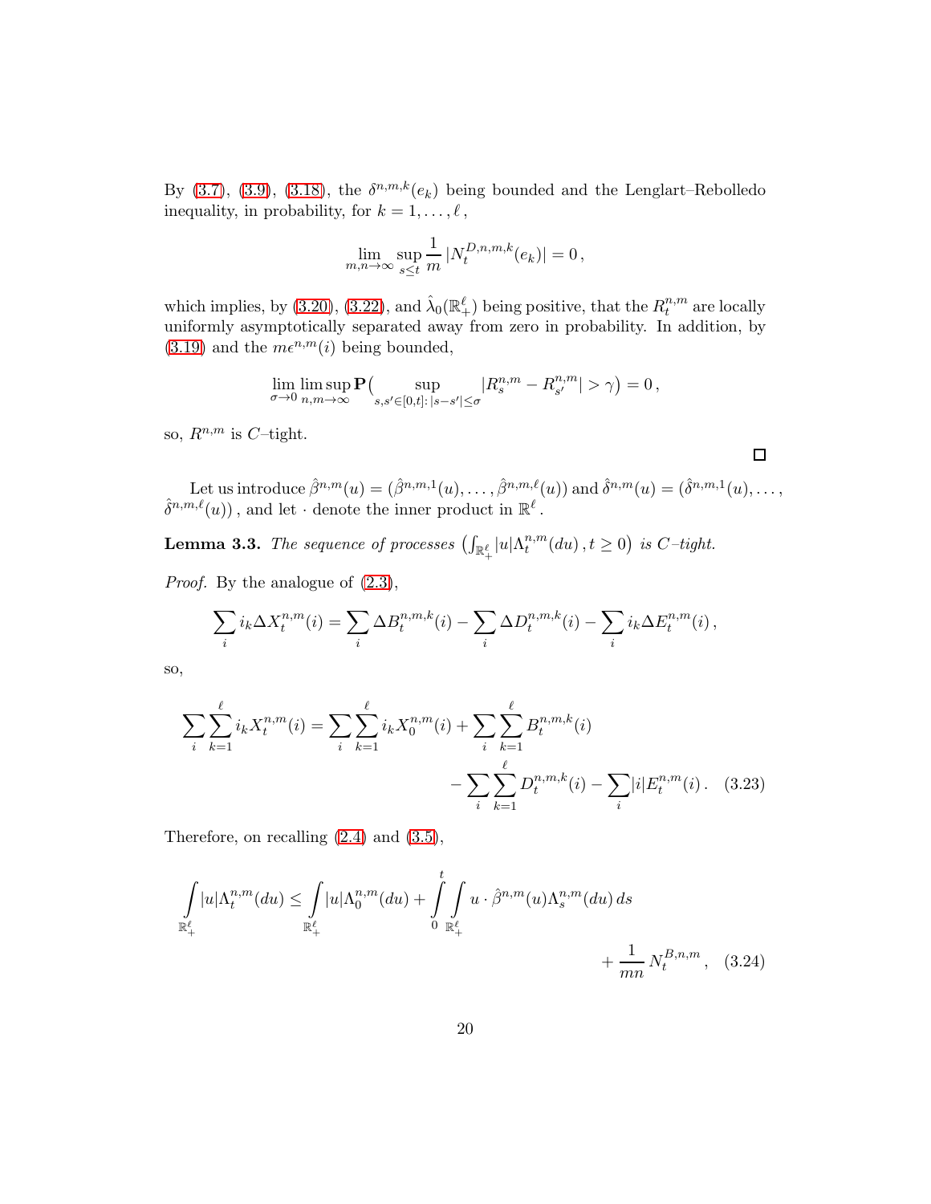By (3.7), (3.9), (3.18), the $\delta^{n,m,k}(e_k)$ being bounded and the Lenglart–Rebolledo inequality, in probability, for $k = 1, \dots, \ell$,

$$\lim_{m,n\to\infty} \sup_{s\le t} \frac{1}{m} |N_t^{D,n,m,k}(e_k)| = 0\,,$$

which implies, by (3.20), (3.22), and $\hat{\lambda}_0(\mathbb{R}_+^\ell)$ being positive, that the $R_t^{n,m}$ are locally uniformly asymptotically separated away from zero in probability. In addition, by (3.19) and the $m\epsilon^{n,m}(i)$ being bounded,

$$\lim_{\sigma\to 0} \limsup_{n,m\to\infty} \mathbf{P}\big( \sup_{s,s'\in[0,t]:\,|s-s'|\le\sigma} |R_s^{n,m} - R_{s'}^{n,m}| > \gamma\big) = 0\,,$$

so, $R^{n,m}$ is $C$–tight.

□

Let us introduce $\hat{\beta}^{n,m}(u) = (\hat{\beta}^{n,m,1}(u), \dots, \hat{\beta}^{n,m,\ell}(u))$ and $\hat{\delta}^{n,m}(u) = (\hat{\delta}^{n,m,1}(u), \dots, \hat{\delta}^{n,m,\ell}(u))$, and let $\cdot$ denote the inner product in $\mathbb{R}^\ell$.

**Lemma 3.3.** *The sequence of processes* $\big(\int_{\mathbb{R}_+^\ell} |u| \Lambda_t^{n,m}(du)\,, t\ge 0\big)$ *is $C$–tight.*

*Proof.* By the analogue of (2.3),

$$\sum_i i_k \Delta X_t^{n,m}(i) = \sum_i \Delta B_t^{n,m,k}(i) - \sum_i \Delta D_t^{n,m,k}(i) - \sum_i i_k \Delta E_t^{n,m}(i)\,,$$

so,

$$\sum_i \sum_{k=1}^{\ell} i_k X_t^{n,m}(i) = \sum_i \sum_{k=1}^{\ell} i_k X_0^{n,m}(i) + \sum_i \sum_{k=1}^{\ell} B_t^{n,m,k}(i) - \sum_i \sum_{k=1}^{\ell} D_t^{n,m,k}(i) - \sum_i |i| E_t^{n,m}(i)\,. \quad (3.23)$$

Therefore, on recalling (2.4) and (3.5),

$$\int_{\mathbb{R}_+^\ell} |u| \Lambda_t^{n,m}(du) \le \int_{\mathbb{R}_+^\ell} |u| \Lambda_0^{n,m}(du) + \int_0^t \int_{\mathbb{R}_+^\ell} u\cdot \hat{\beta}^{n,m}(u) \Lambda_s^{n,m}(du)\, ds + \frac{1}{mn} N_t^{B,n,m}\,, \quad (3.24)$$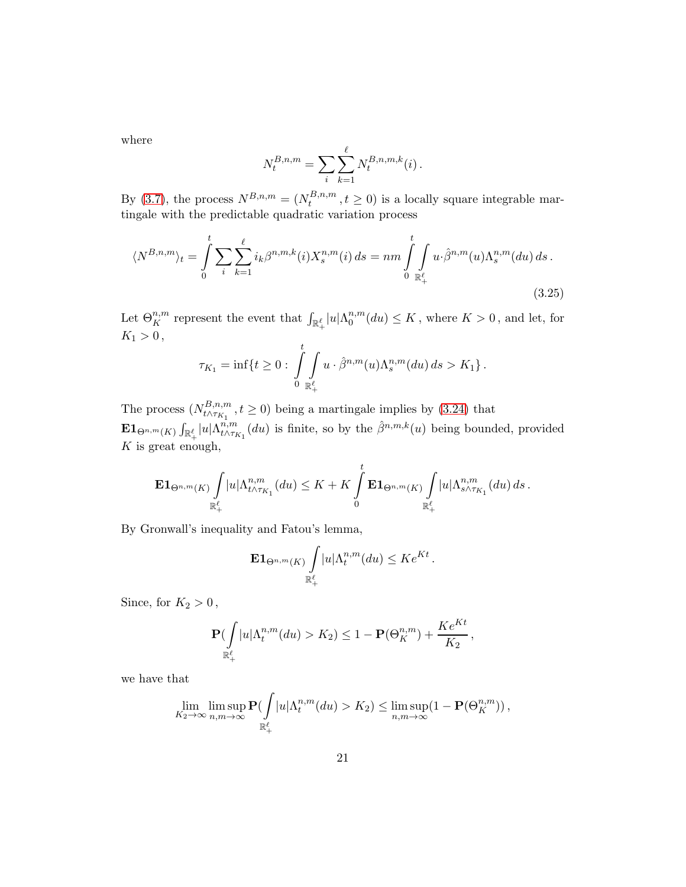where

$$N_t^{B,n,m} = \sum_i \sum_{k=1}^{\ell} N_t^{B,n,m,k}(i)\,.$$

By (3.7), the process $N^{B,n,m} = (N_t^{B,n,m}, t \geq 0)$ is a locally square integrable martingale with the predictable quadratic variation process

$$\langle N^{B,n,m}\rangle_t = \int_0^t \sum_i \sum_{k=1}^{\ell} i_k \beta^{n,m,k}(i) X_s^{n,m}(i)\,ds = nm \int_0^t \int_{\mathbb{R}_+^\ell} u\cdot\hat{\beta}^{n,m}(u)\Lambda_s^{n,m}(du)\,ds\,. \tag{3.25}$$

Let $\Theta_K^{n,m}$ represent the event that $\int_{\mathbb{R}_+^\ell} |u|\Lambda_0^{n,m}(du) \leq K$, where $K > 0$, and let, for $K_1 > 0$,

$$\tau_{K_1} = \inf\{t \geq 0 : \int_0^t \int_{\mathbb{R}_+^\ell} u\cdot\hat{\beta}^{n,m}(u)\Lambda_s^{n,m}(du)\,ds > K_1\}\,.$$

The process $(N_{t\wedge\tau_{K_1}}^{B,n,m}, t \geq 0)$ being a martingale implies by (3.24) that $\mathbf{E}\mathbf{1}_{\Theta^{n,m}(K)} \int_{\mathbb{R}_+^\ell} |u|\Lambda_{t\wedge\tau_{K_1}}^{n,m}(du)$ is finite, so by the $\hat{\beta}^{n,m,k}(u)$ being bounded, provided $K$ is great enough,

$$\mathbf{E}\mathbf{1}_{\Theta^{n,m}(K)} \int_{\mathbb{R}_+^\ell} |u|\Lambda_{t\wedge\tau_{K_1}}^{n,m}(du) \leq K + K\int_0^t \mathbf{E}\mathbf{1}_{\Theta^{n,m}(K)} \int_{\mathbb{R}_+^\ell} |u|\Lambda_{s\wedge\tau_{K_1}}^{n,m}(du)\,ds\,.$$

By Gronwall's inequality and Fatou's lemma,

$$\mathbf{E}\mathbf{1}_{\Theta^{n,m}(K)} \int_{\mathbb{R}_+^\ell} |u|\Lambda_t^{n,m}(du) \leq Ke^{Kt}\,.$$

Since, for $K_2 > 0$,

$$\mathbf{P}\Big(\int_{\mathbb{R}_+^\ell} |u|\Lambda_t^{n,m}(du) > K_2\Big) \leq 1 - \mathbf{P}(\Theta_K^{n,m}) + \frac{Ke^{Kt}}{K_2}\,,$$

we have that

$$\lim_{K_2\to\infty} \limsup_{n,m\to\infty} \mathbf{P}\Big(\int_{\mathbb{R}_+^\ell} |u|\Lambda_t^{n,m}(du) > K_2\Big) \leq \limsup_{n,m\to\infty}(1 - \mathbf{P}(\Theta_K^{n,m}))\,,$$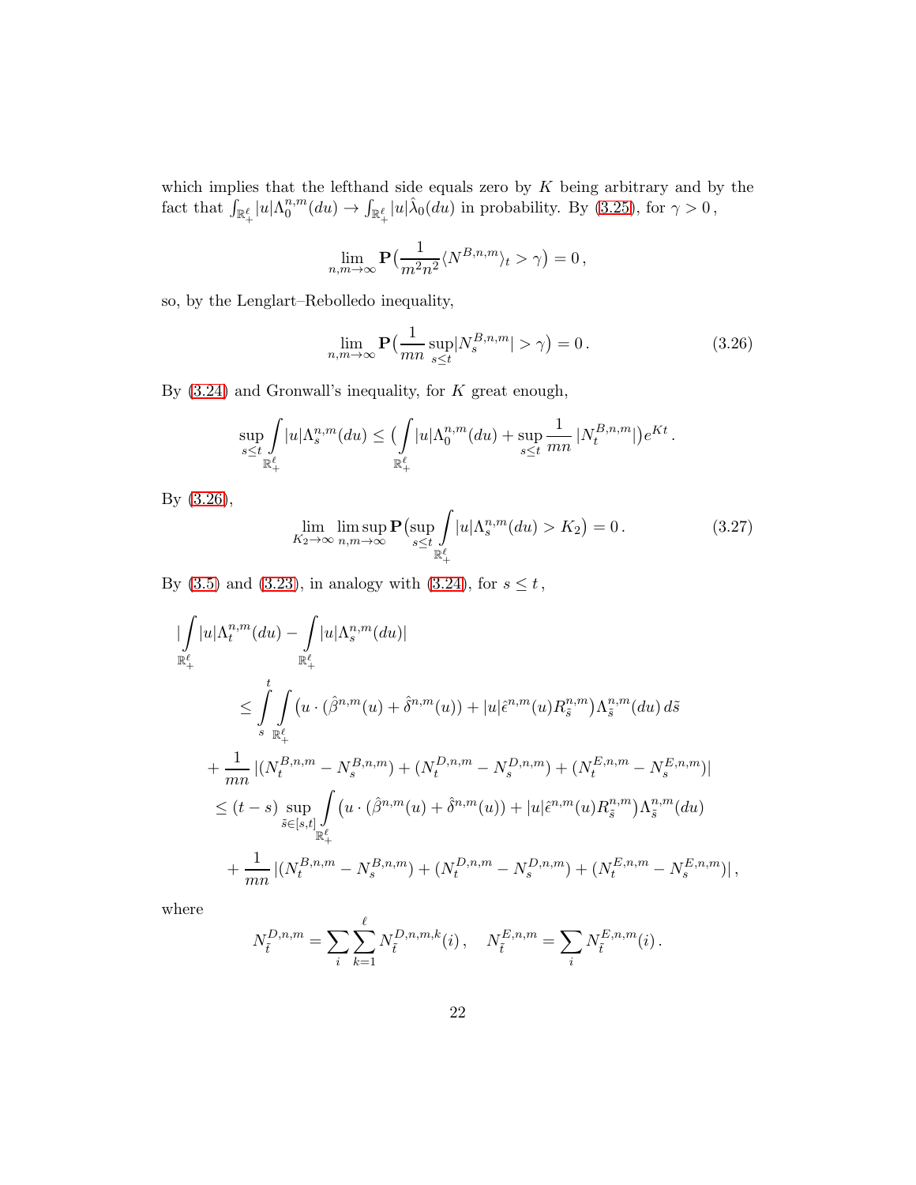which implies that the lefthand side equals zero by $K$ being arbitrary and by the fact that $\int_{\mathbb{R}_+^\ell} |u|\Lambda_0^{n,m}(du) \to \int_{\mathbb{R}_+^\ell} |u|\hat{\lambda}_0(du)$ in probability. By (3.25), for $\gamma > 0$,

$$\lim_{n,m\to\infty} \mathbf{P}\big(\frac{1}{m^2n^2}\langle N^{B,n,m}\rangle_t > \gamma\big) = 0\,,$$

so, by the Lenglart–Rebolledo inequality,

$$\lim_{n,m\to\infty} \mathbf{P}\big(\frac{1}{mn}\sup_{s\le t}|N_s^{B,n,m}| > \gamma\big) = 0\,. \tag{3.26}$$

By (3.24) and Gronwall's inequality, for $K$ great enough,

$$\sup_{s\le t}\int_{\mathbb{R}_+^\ell} |u|\Lambda_s^{n,m}(du) \le \big(\int_{\mathbb{R}_+^\ell} |u|\Lambda_0^{n,m}(du) + \sup_{s\le t}\frac{1}{mn}\,|N_t^{B,n,m}|\big)e^{Kt}\,.$$

By (3.26),

$$\lim_{K_2\to\infty}\limsup_{n,m\to\infty} \mathbf{P}\big(\sup_{s\le t}\int_{\mathbb{R}_+^\ell} |u|\Lambda_s^{n,m}(du) > K_2\big) = 0\,. \tag{3.27}$$

By (3.5) and (3.23), in analogy with (3.24), for $s \le t$,

$$\begin{aligned}
&|\int_{\mathbb{R}_+^\ell} |u|\Lambda_t^{n,m}(du) - \int_{\mathbb{R}_+^\ell} |u|\Lambda_s^{n,m}(du)| \\
&\qquad\le \int_s^t \int_{\mathbb{R}_+^\ell} \big(u\cdot(\hat{\beta}^{n,m}(u) + \hat{\delta}^{n,m}(u)) + |u|\hat{\epsilon}^{n,m}(u)R_{\tilde{s}}^{n,m}\big)\Lambda_{\tilde{s}}^{n,m}(du)\,d\tilde{s} \\
&\qquad + \frac{1}{mn}\,|(N_t^{B,n,m} - N_s^{B,n,m}) + (N_t^{D,n,m} - N_s^{D,n,m}) + (N_t^{E,n,m} - N_s^{E,n,m})| \\
&\qquad \le (t-s)\sup_{\tilde{s}\in[s,t]}\int_{\mathbb{R}_+^\ell} \big(u\cdot(\hat{\beta}^{n,m}(u) + \hat{\delta}^{n,m}(u)) + |u|\hat{\epsilon}^{n,m}(u)R_{\tilde{s}}^{n,m}\big)\Lambda_{\tilde{s}}^{n,m}(du) \\
&\qquad + \frac{1}{mn}\,|(N_t^{B,n,m} - N_s^{B,n,m}) + (N_t^{D,n,m} - N_s^{D,n,m}) + (N_t^{E,n,m} - N_s^{E,n,m})|\,,
\end{aligned}$$

where

$$N_{\tilde{t}}^{D,n,m} = \sum_i \sum_{k=1}^{\ell} N_{\tilde{t}}^{D,n,m,k}(i)\,, \quad N_{\tilde{t}}^{E,n,m} = \sum_i N_{\tilde{t}}^{E,n,m}(i)\,.$$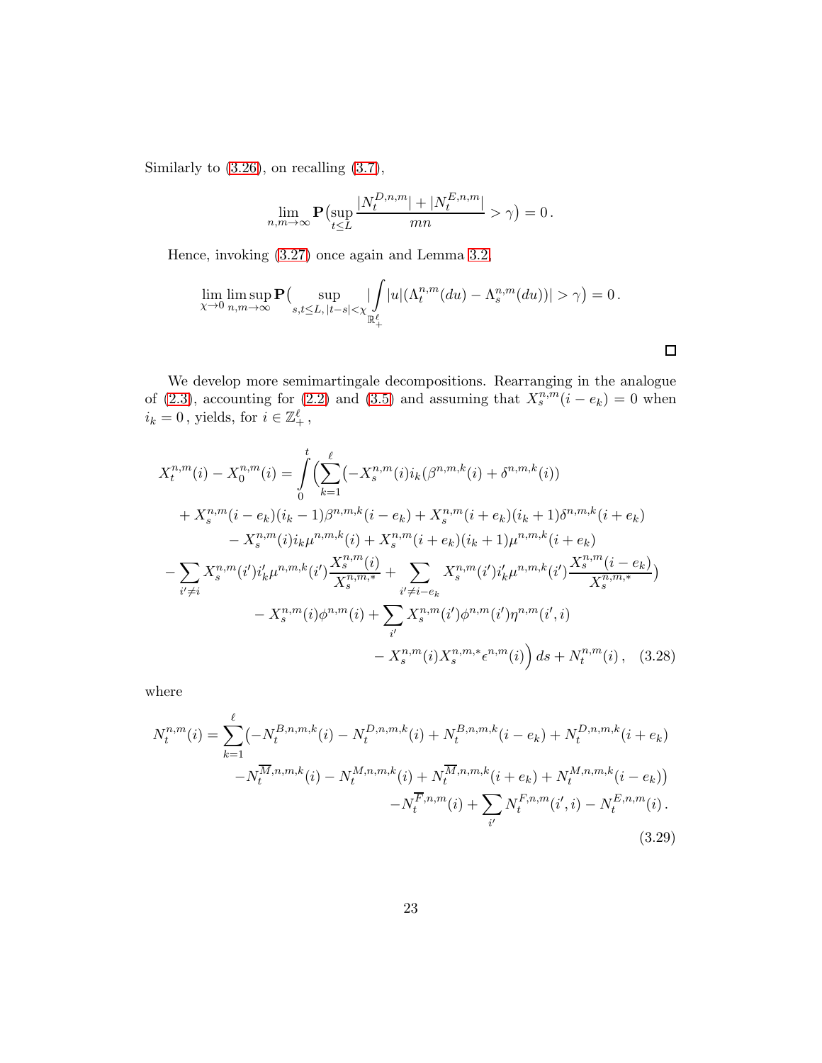Similarly to (3.26), on recalling (3.7),

$$\lim_{n,m\to\infty} \mathbf{P}\big(\sup_{t\le L} \frac{|N_t^{D,n,m}| + |N_t^{E,n,m}|}{mn} > \gamma\big) = 0\,.$$

Hence, invoking (3.27) once again and Lemma 3.2,

$$\lim_{\chi\to 0}\limsup_{n,m\to\infty} \mathbf{P}\big(\sup_{s,t\le L,\,|t-s|<\chi} |\int_{\mathbb{R}_+^\ell} |u|(\Lambda_t^{n,m}(du) - \Lambda_s^{n,m}(du))| > \gamma\big) = 0\,.$$

□

We develop more semimartingale decompositions. Rearranging in the analogue of (2.3), accounting for (2.2) and (3.5) and assuming that $X_s^{n,m}(i-e_k) = 0$ when $i_k = 0$, yields, for $i \in \mathbb{Z}_+^\ell$,

$$\begin{aligned}
X_t^{n,m}(i) - X_0^{n,m}(i) = \int_0^t \Big( &\sum_{k=1}^{\ell} \big( -X_s^{n,m}(i) i_k (\beta^{n,m,k}(i) + \delta^{n,m,k}(i)) \\
&+ X_s^{n,m}(i-e_k)(i_k - 1)\beta^{n,m,k}(i-e_k) + X_s^{n,m}(i+e_k)(i_k+1)\delta^{n,m,k}(i+e_k) \\
&- X_s^{n,m}(i) i_k \mu^{n,m,k}(i) + X_s^{n,m}(i+e_k)(i_k+1)\mu^{n,m,k}(i+e_k) \\
&- \sum_{i'\ne i} X_s^{n,m}(i') i'_k \mu^{n,m,k}(i') \frac{X_s^{n,m}(i)}{X_s^{n,m,*}} + \sum_{i'\ne i-e_k} X_s^{n,m}(i') i'_k \mu^{n,m,k}(i') \frac{X_s^{n,m}(i-e_k)}{X_s^{n,m,*}} \big) \\
&- X_s^{n,m}(i)\phi^{n,m}(i) + \sum_{i'} X_s^{n,m}(i')\phi^{n,m}(i')\eta^{n,m}(i',i) \\
&- X_s^{n,m}(i) X_s^{n,m,*} \epsilon^{n,m}(i) \Big)\, ds + N_t^{n,m}(i)\,, \quad (3.28)
\end{aligned}$$

where

$$\begin{aligned}
N_t^{n,m}(i) = \sum_{k=1}^{\ell} \big( &-N_t^{B,n,m,k}(i) - N_t^{D,n,m,k}(i) + N_t^{B,n,m,k}(i-e_k) + N_t^{D,n,m,k}(i+e_k) \\
&- N_t^{\overline{M},n,m,k}(i) - N_t^{M,n,m,k}(i) + N_t^{\overline{M},n,m,k}(i+e_k) + N_t^{M,n,m,k}(i-e_k) \big) \\
&- N_t^{\overline{F},n,m}(i) + \sum_{i'} N_t^{F,n,m}(i',i) - N_t^{E,n,m}(i)\,.
\end{aligned} \quad (3.29)$$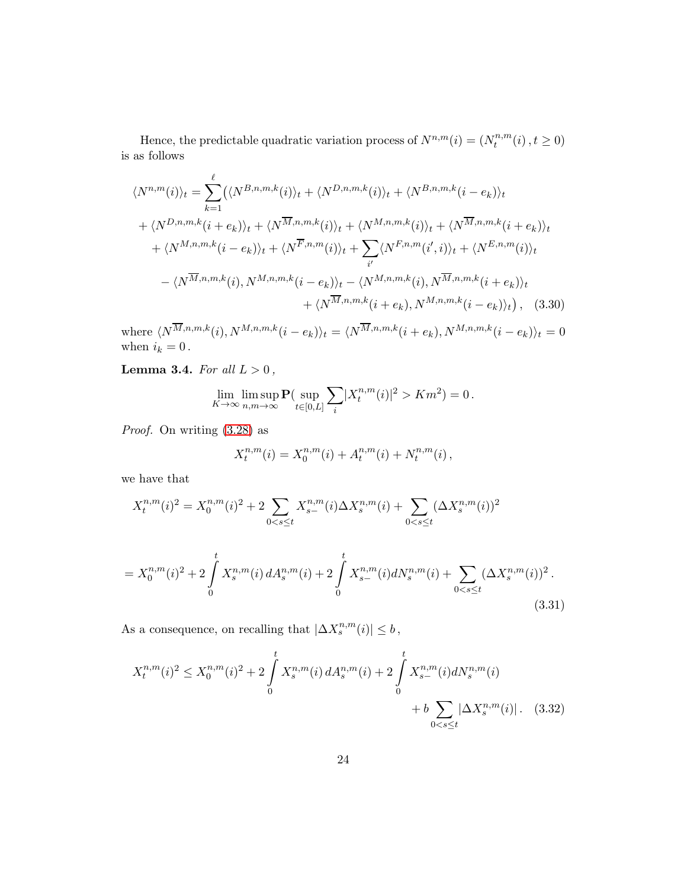Hence, the predictable quadratic variation process of $N^{n,m}(i) = (N_t^{n,m}(i)\,, t \ge 0)$ is as follows

$$
\begin{aligned}
\langle N^{n,m}(i)\rangle_t = \sum_{k=1}^{\ell} \bigl( &\langle N^{B,n,m,k}(i)\rangle_t + \langle N^{D,n,m,k}(i)\rangle_t + \langle N^{B,n,m,k}(i-e_k)\rangle_t \\
&+ \langle N^{D,n,m,k}(i+e_k)\rangle_t + \langle N^{\overline{M},n,m,k}(i)\rangle_t + \langle N^{M,n,m,k}(i)\rangle_t + \langle N^{\overline{M},n,m,k}(i+e_k)\rangle_t \\
&+ \langle N^{M,n,m,k}(i-e_k)\rangle_t + \langle N^{\overline{F},n,m}(i)\rangle_t + \sum_{i'} \langle N^{F,n,m}(i',i)\rangle_t + \langle N^{E,n,m}(i)\rangle_t \\
&- \langle N^{\overline{M},n,m,k}(i), N^{M,n,m,k}(i-e_k)\rangle_t - \langle N^{M,n,m,k}(i), N^{\overline{M},n,m,k}(i+e_k)\rangle_t \\
&+ \langle N^{\overline{M},n,m,k}(i+e_k), N^{M,n,m,k}(i-e_k)\rangle_t \bigr)\,, \quad (3.30)
\end{aligned}
$$

where $\langle N^{\overline{M},n,m,k}(i), N^{M,n,m,k}(i-e_k)\rangle_t = \langle N^{\overline{M},n,m,k}(i+e_k), N^{M,n,m,k}(i-e_k)\rangle_t = 0$ when $i_k = 0$.

**Lemma 3.4.** *For all $L > 0$,*

$$
\lim_{K\to\infty} \limsup_{n,m\to\infty} \mathbf{P}\bigl(\sup_{t\in[0,L]} \sum_i |X_t^{n,m}(i)|^2 > Km^2\bigr) = 0\,.
$$

*Proof.* On writing (3.28) as

$$
X_t^{n,m}(i) = X_0^{n,m}(i) + A_t^{n,m}(i) + N_t^{n,m}(i)\,,
$$

we have that

$$
X_t^{n,m}(i)^2 = X_0^{n,m}(i)^2 + 2\sum_{0<s\le t} X_{s-}^{n,m}(i)\Delta X_s^{n,m}(i) + \sum_{0<s\le t} (\Delta X_s^{n,m}(i))^2
$$

$$
= X_0^{n,m}(i)^2 + 2\int_0^t X_s^{n,m}(i)\, dA_s^{n,m}(i) + 2\int_0^t X_{s-}^{n,m}(i) dN_s^{n,m}(i) + \sum_{0<s\le t} (\Delta X_s^{n,m}(i))^2\,. \quad (3.31)
$$

As a consequence, on recalling that $|\Delta X_s^{n,m}(i)| \le b$,

$$
X_t^{n,m}(i)^2 \le X_0^{n,m}(i)^2 + 2\int_0^t X_s^{n,m}(i)\, dA_s^{n,m}(i) + 2\int_0^t X_{s-}^{n,m}(i) dN_s^{n,m}(i) + b\sum_{0<s\le t} |\Delta X_s^{n,m}(i)|\,. \quad (3.32)
$$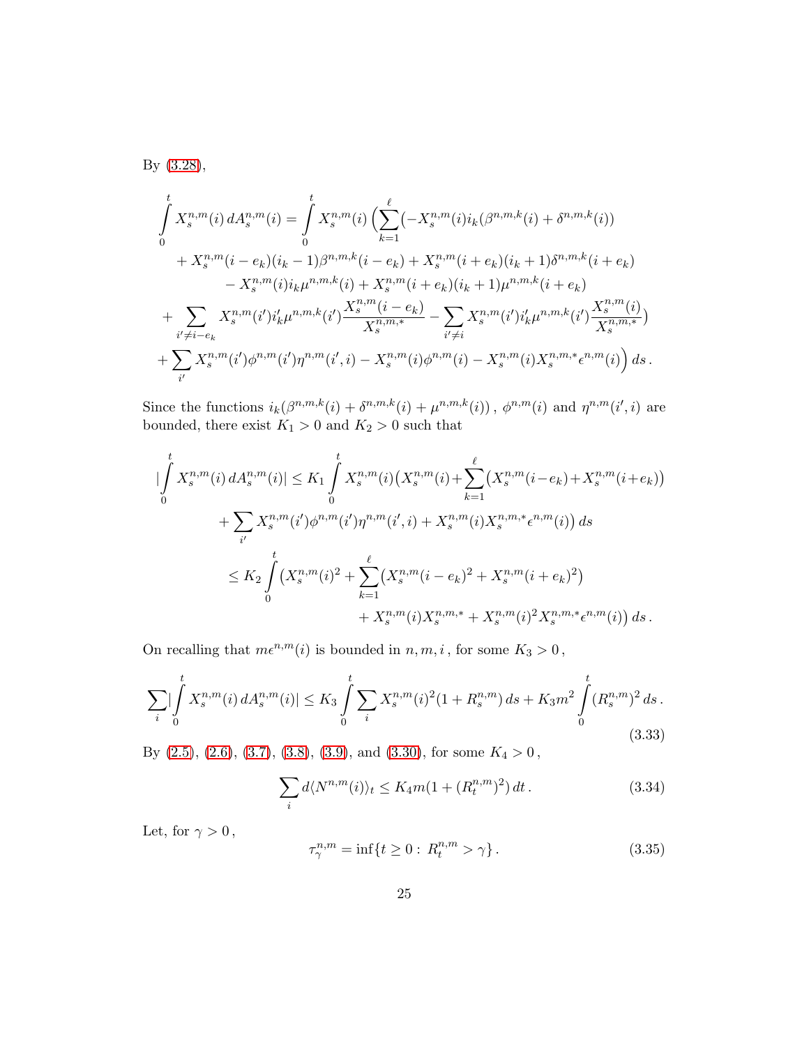By (3.28),

$$
\begin{aligned}
\int_0^t X_s^{n,m}(i)\,dA_s^{n,m}(i) = \int_0^t X_s^{n,m}(i)\Big(&\sum_{k=1}^{\ell}\big(-X_s^{n,m}(i)i_k(\beta^{n,m,k}(i)+\delta^{n,m,k}(i))\\
&+X_s^{n,m}(i-e_k)(i_k-1)\beta^{n,m,k}(i-e_k)+X_s^{n,m}(i+e_k)(i_k+1)\delta^{n,m,k}(i+e_k)\\
&-X_s^{n,m}(i)i_k\mu^{n,m,k}(i)+X_s^{n,m}(i+e_k)(i_k+1)\mu^{n,m,k}(i+e_k)\\
&+\sum_{i'\neq i-e_k}X_s^{n,m}(i')i'_k\mu^{n,m,k}(i')\frac{X_s^{n,m}(i-e_k)}{X_s^{n,m,*}}-\sum_{i'\neq i}X_s^{n,m}(i')i'_k\mu^{n,m,k}(i')\frac{X_s^{n,m}(i)}{X_s^{n,m,*}}\big)\\
&+\sum_{i'}X_s^{n,m}(i')\phi^{n,m}(i')\eta^{n,m}(i',i)-X_s^{n,m}(i)\phi^{n,m}(i)-X_s^{n,m}(i)X_s^{n,m,*}\epsilon^{n,m}(i)\Big)\,ds\,.
\end{aligned}
$$

Since the functions $i_k(\beta^{n,m,k}(i)+\delta^{n,m,k}(i)+\mu^{n,m,k}(i))$ , $\phi^{n,m}(i)$ and $\eta^{n,m}(i',i)$ are bounded, there exist $K_1>0$ and $K_2>0$ such that

$$
\begin{aligned}
\Big|\int_0^t X_s^{n,m}(i)\,dA_s^{n,m}(i)\Big| &\le K_1\int_0^t X_s^{n,m}(i)\big(X_s^{n,m}(i)+\sum_{k=1}^{\ell}\big(X_s^{n,m}(i-e_k)+X_s^{n,m}(i+e_k)\big)\\
&\quad+\sum_{i'}X_s^{n,m}(i')\phi^{n,m}(i')\eta^{n,m}(i',i)+X_s^{n,m}(i)X_s^{n,m,*}\epsilon^{n,m}(i)\big)\,ds\\
&\le K_2\int_0^t\big(X_s^{n,m}(i)^2+\sum_{k=1}^{\ell}\big(X_s^{n,m}(i-e_k)^2+X_s^{n,m}(i+e_k)^2\big)\\
&\qquad\qquad+X_s^{n,m}(i)X_s^{n,m,*}+X_s^{n,m}(i)^2X_s^{n,m,*}\epsilon^{n,m}(i)\big)\,ds\,.
\end{aligned}
$$

On recalling that $m\epsilon^{n,m}(i)$ is bounded in $n,m,i$ , for some $K_3>0$ ,

$$
\sum_i\Big|\int_0^t X_s^{n,m}(i)\,dA_s^{n,m}(i)\Big| \le K_3\int_0^t\sum_i X_s^{n,m}(i)^2(1+R_s^{n,m})\,ds+K_3m^2\int_0^t(R_s^{n,m})^2\,ds\,. \tag{3.33}
$$

By (2.5), (2.6), (3.7), (3.8), (3.9), and (3.30), for some $K_4>0$ ,

$$
\sum_i d\langle N^{n,m}(i)\rangle_t \le K_4 m(1+(R_t^{n,m})^2)\,dt\,. \tag{3.34}
$$

Let, for $\gamma>0$ ,

$$
\tau_\gamma^{n,m}=\inf\{t\ge 0:\,R_t^{n,m}>\gamma\}\,. \tag{3.35}
$$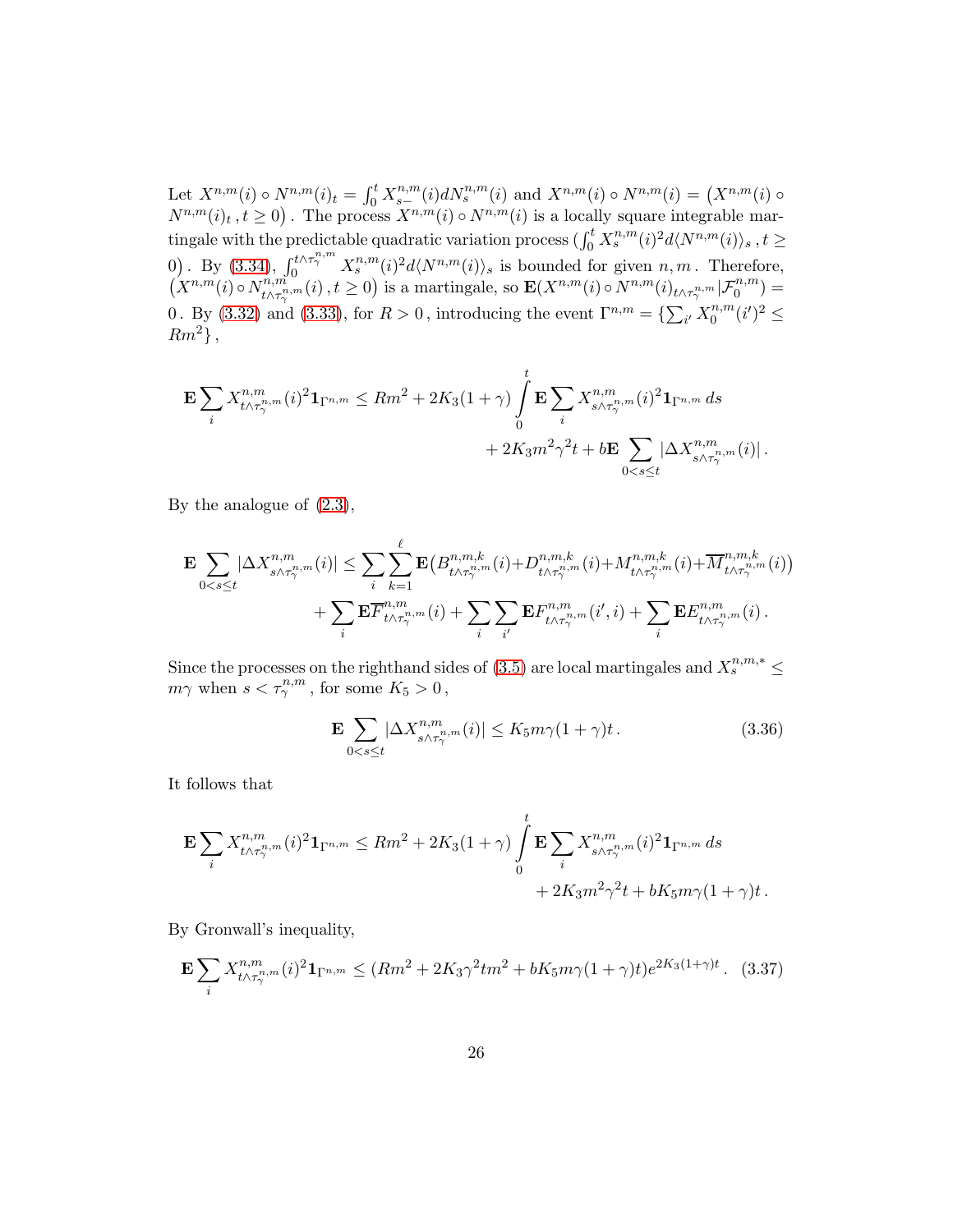Let $X^{n,m}(i) \circ N^{n,m}(i)_t = \int_0^t X^{n,m}_{s-}(i) dN^{n,m}_s(i)$ and $X^{n,m}(i) \circ N^{n,m}(i) = \big(X^{n,m}(i) \circ N^{n,m}(i)_t \,, t \geq 0\big)$ . The process $X^{n,m}(i) \circ N^{n,m}(i)$ is a locally square integrable martingale with the predictable quadratic variation process $\big(\int_0^t X^{n,m}_s(i)^2 d\langle N^{n,m}(i)\rangle_s \,, t \geq 0\big)$ . By (3.34), $\int_0^{t\wedge\tau_\gamma^{n,m}} X^{n,m}_s(i)^2 d\langle N^{n,m}(i)\rangle_s$ is bounded for given $n,m$ . Therefore, $\big(X^{n,m}(i) \circ N^{n,m}_{t\wedge\tau_\gamma^{n,m}}(i) \,, t \geq 0\big)$ is a martingale, so $\mathbf{E}(X^{n,m}(i) \circ N^{n,m}(i)_{t\wedge\tau_\gamma^{n,m}} | \mathcal{F}_0^{n,m}) = 0$ . By (3.32) and (3.33), for $R > 0$ , introducing the event $\Gamma^{n,m} = \{\sum_{i'} X_0^{n,m}(i')^2 \leq Rm^2\}$ ,

$$
\mathbf{E}\sum_i X^{n,m}_{t\wedge\tau_\gamma^{n,m}}(i)^2 \mathbf{1}_{\Gamma^{n,m}} \leq Rm^2 + 2K_3(1+\gamma)\int_0^t \mathbf{E}\sum_i X^{n,m}_{s\wedge\tau_\gamma^{n,m}}(i)^2 \mathbf{1}_{\Gamma^{n,m}}\, ds + 2K_3 m^2\gamma^2 t + b\mathbf{E}\sum_{0<s\leq t} |\Delta X^{n,m}_{s\wedge\tau_\gamma^{n,m}}(i)|\,.
$$

By the analogue of (2.3),

$$
\mathbf{E}\sum_{0<s\leq t} |\Delta X^{n,m}_{s\wedge\tau_\gamma^{n,m}}(i)| \leq \sum_i \sum_{k=1}^{\ell} \mathbf{E}\big(B^{n,m,k}_{t\wedge\tau_\gamma^{n,m}}(i) + D^{n,m,k}_{t\wedge\tau_\gamma^{n,m}}(i) + M^{n,m,k}_{t\wedge\tau_\gamma^{n,m}}(i) + \overline{M}^{n,m,k}_{t\wedge\tau_\gamma^{n,m}}(i)\big) + \sum_i \mathbf{E}\overline{F}^{n,m}_{t\wedge\tau_\gamma^{n,m}}(i) + \sum_i\sum_{i'} \mathbf{E}F^{n,m}_{t\wedge\tau_\gamma^{n,m}}(i',i) + \sum_i \mathbf{E}E^{n,m}_{t\wedge\tau_\gamma^{n,m}}(i)\,.
$$

Since the processes on the righthand sides of (3.5) are local martingales and $X_s^{n,m,*} \leq m\gamma$ when $s < \tau_\gamma^{n,m}$ , for some $K_5 > 0$ ,

$$
\mathbf{E}\sum_{0<s\leq t} |\Delta X^{n,m}_{s\wedge\tau_\gamma^{n,m}}(i)| \leq K_5 m\gamma(1+\gamma)t\,. \tag{3.36}
$$

It follows that

$$
\mathbf{E}\sum_i X^{n,m}_{t\wedge\tau_\gamma^{n,m}}(i)^2 \mathbf{1}_{\Gamma^{n,m}} \leq Rm^2 + 2K_3(1+\gamma)\int_0^t \mathbf{E}\sum_i X^{n,m}_{s\wedge\tau_\gamma^{n,m}}(i)^2 \mathbf{1}_{\Gamma^{n,m}}\, ds + 2K_3 m^2\gamma^2 t + bK_5 m\gamma(1+\gamma)t\,.
$$

By Gronwall's inequality,

$$
\mathbf{E}\sum_i X^{n,m}_{t\wedge\tau_\gamma^{n,m}}(i)^2 \mathbf{1}_{\Gamma^{n,m}} \leq (Rm^2 + 2K_3\gamma^2 t m^2 + bK_5 m\gamma(1+\gamma)t)e^{2K_3(1+\gamma)t}\,. \tag{3.37}
$$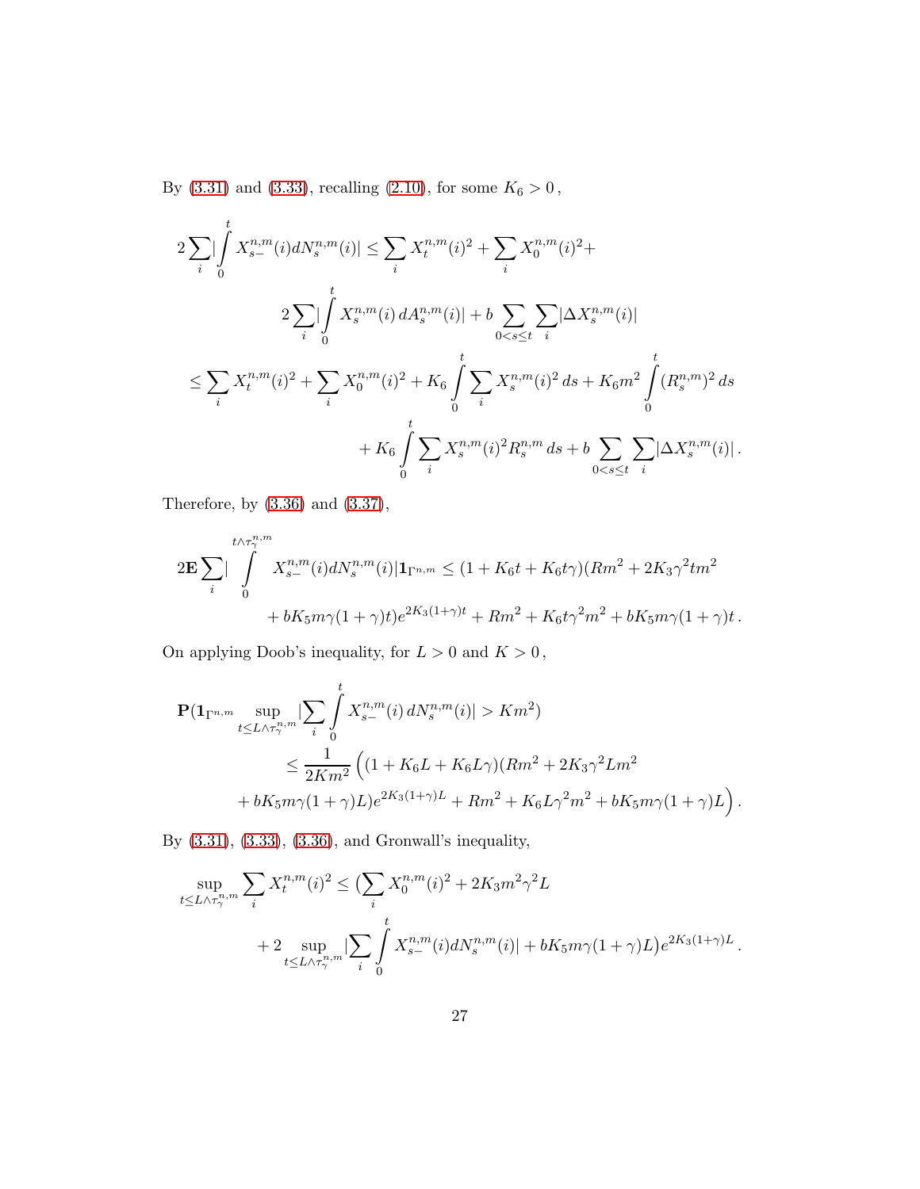By (3.31) and (3.33), recalling (2.10), for some $K_6 > 0$,

$$
\begin{aligned}
2\sum_i \Big|\int_0^t X_{s-}^{n,m}(i)dN_s^{n,m}(i)\Big| &\leq \sum_i X_t^{n,m}(i)^2 + \sum_i X_0^{n,m}(i)^2 + \\
&\qquad 2\sum_i \Big|\int_0^t X_s^{n,m}(i)\, dA_s^{n,m}(i)\Big| + b\sum_{0<s\leq t}\sum_i |\Delta X_s^{n,m}(i)| \\
&\leq \sum_i X_t^{n,m}(i)^2 + \sum_i X_0^{n,m}(i)^2 + K_6\int_0^t \sum_i X_s^{n,m}(i)^2\, ds + K_6 m^2 \int_0^t (R_s^{n,m})^2\, ds \\
&\qquad + K_6 \int_0^t \sum_i X_s^{n,m}(i)^2 R_s^{n,m}\, ds + b\sum_{0<s\leq t}\sum_i |\Delta X_s^{n,m}(i)|\,.
\end{aligned}
$$

Therefore, by (3.36) and (3.37),

$$
\begin{aligned}
2\mathbf{E}\sum_i \Big|\int_0^{t\wedge\tau_\gamma^{n,m}} X_{s-}^{n,m}(i)dN_s^{n,m}(i)\Big|\mathbf{1}_{\Gamma^{n,m}} &\leq (1 + K_6 t + K_6 t\gamma)(Rm^2 + 2K_3\gamma^2 t m^2 \\
&\qquad + bK_5 m\gamma(1+\gamma)t)e^{2K_3(1+\gamma)t} + Rm^2 + K_6 t\gamma^2 m^2 + bK_5 m\gamma(1+\gamma)t\,.
\end{aligned}
$$

On applying Doob's inequality, for $L > 0$ and $K > 0$,

$$
\begin{aligned}
\mathbf{P}\Big(\mathbf{1}_{\Gamma^{n,m}} \sup_{t\leq L\wedge\tau_\gamma^{n,m}} \Big|\sum_i \int_0^t X_{s-}^{n,m}(i)\, dN_s^{n,m}(i)\Big| > Km^2\Big) \\
\leq \frac{1}{2Km^2}\Big((1 + K_6 L + K_6 L\gamma)(Rm^2 + 2K_3\gamma^2 L m^2 \\
+ bK_5 m\gamma(1+\gamma)L)e^{2K_3(1+\gamma)L} + Rm^2 + K_6 L\gamma^2 m^2 + bK_5 m\gamma(1+\gamma)L\Big)\,.
\end{aligned}
$$

By (3.31), (3.33), (3.36), and Gronwall's inequality,

$$
\begin{aligned}
\sup_{t\leq L\wedge\tau_\gamma^{n,m}} \sum_i X_t^{n,m}(i)^2 &\leq \Big(\sum_i X_0^{n,m}(i)^2 + 2K_3 m^2\gamma^2 L \\
&\qquad + 2\sup_{t\leq L\wedge\tau_\gamma^{n,m}} \Big|\sum_i \int_0^t X_{s-}^{n,m}(i)dN_s^{n,m}(i)\Big| + bK_5 m\gamma(1+\gamma)L\Big)e^{2K_3(1+\gamma)L}\,.
\end{aligned}
$$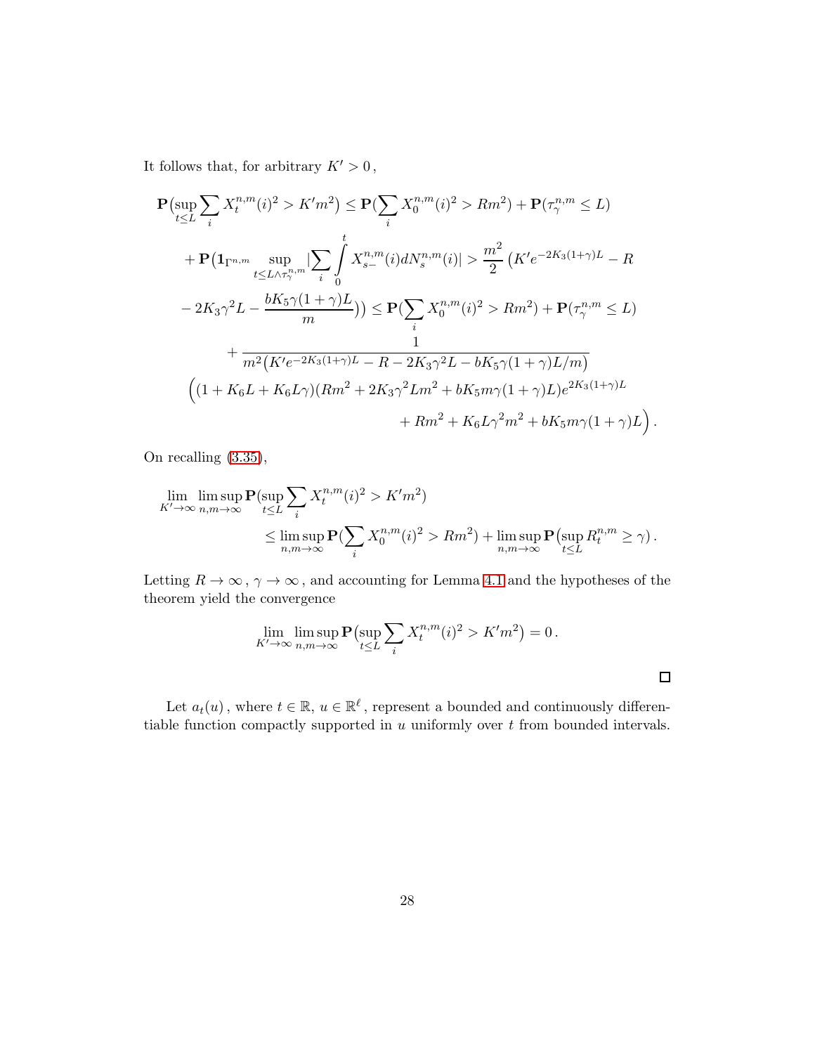It follows that, for arbitrary $K' > 0$,

$$
\begin{aligned}
&\mathbf{P}\big(\sup_{t\le L}\sum_i X_t^{n,m}(i)^2 > K'm^2\big) \le \mathbf{P}(\sum_i X_0^{n,m}(i)^2 > Rm^2) + \mathbf{P}(\tau_\gamma^{n,m} \le L) \\
&\quad + \mathbf{P}\big(\mathbf{1}_{\Gamma^{n,m}} \sup_{t\le L\wedge\tau_\gamma^{n,m}} |\sum_i \int_0^t X_{s-}^{n,m}(i) dN_s^{n,m}(i)| > \frac{m^2}{2}\big(K'e^{-2K_3(1+\gamma)L} - R \\
&\quad - 2K_3\gamma^2 L - \frac{bK_5\gamma(1+\gamma)L}{m}\big)\big) \le \mathbf{P}(\sum_i X_0^{n,m}(i)^2 > Rm^2) + \mathbf{P}(\tau_\gamma^{n,m} \le L) \\
&\quad + \frac{1}{m^2\big(K'e^{-2K_3(1+\gamma)L} - R - 2K_3\gamma^2 L - bK_5\gamma(1+\gamma)L/m\big)} \\
&\quad \Big((1+K_6L+K_6L\gamma)(Rm^2 + 2K_3\gamma^2 Lm^2 + bK_5 m\gamma(1+\gamma)L)e^{2K_3(1+\gamma)L} \\
&\qquad\qquad + Rm^2 + K_6 L\gamma^2 m^2 + bK_5 m\gamma(1+\gamma)L\Big).
\end{aligned}
$$

On recalling (3.35),

$$
\begin{aligned}
&\lim_{K'\to\infty}\limsup_{n,m\to\infty} \mathbf{P}(\sup_{t\le L}\sum_i X_t^{n,m}(i)^2 > K'm^2) \\
&\qquad \le \limsup_{n,m\to\infty}\mathbf{P}(\sum_i X_0^{n,m}(i)^2 > Rm^2) + \limsup_{n,m\to\infty}\mathbf{P}\big(\sup_{t\le L} R_t^{n,m} \ge \gamma\big).
\end{aligned}
$$

Letting $R\to\infty$, $\gamma\to\infty$, and accounting for Lemma 4.1 and the hypotheses of the theorem yield the convergence

$$
\lim_{K'\to\infty}\limsup_{n,m\to\infty}\mathbf{P}\big(\sup_{t\le L}\sum_i X_t^{n,m}(i)^2 > K'm^2\big) = 0.
$$

□

Let $a_t(u)$, where $t\in\mathbb{R}$, $u\in\mathbb{R}^\ell$, represent a bounded and continuously differentiable function compactly supported in $u$ uniformly over $t$ from bounded intervals.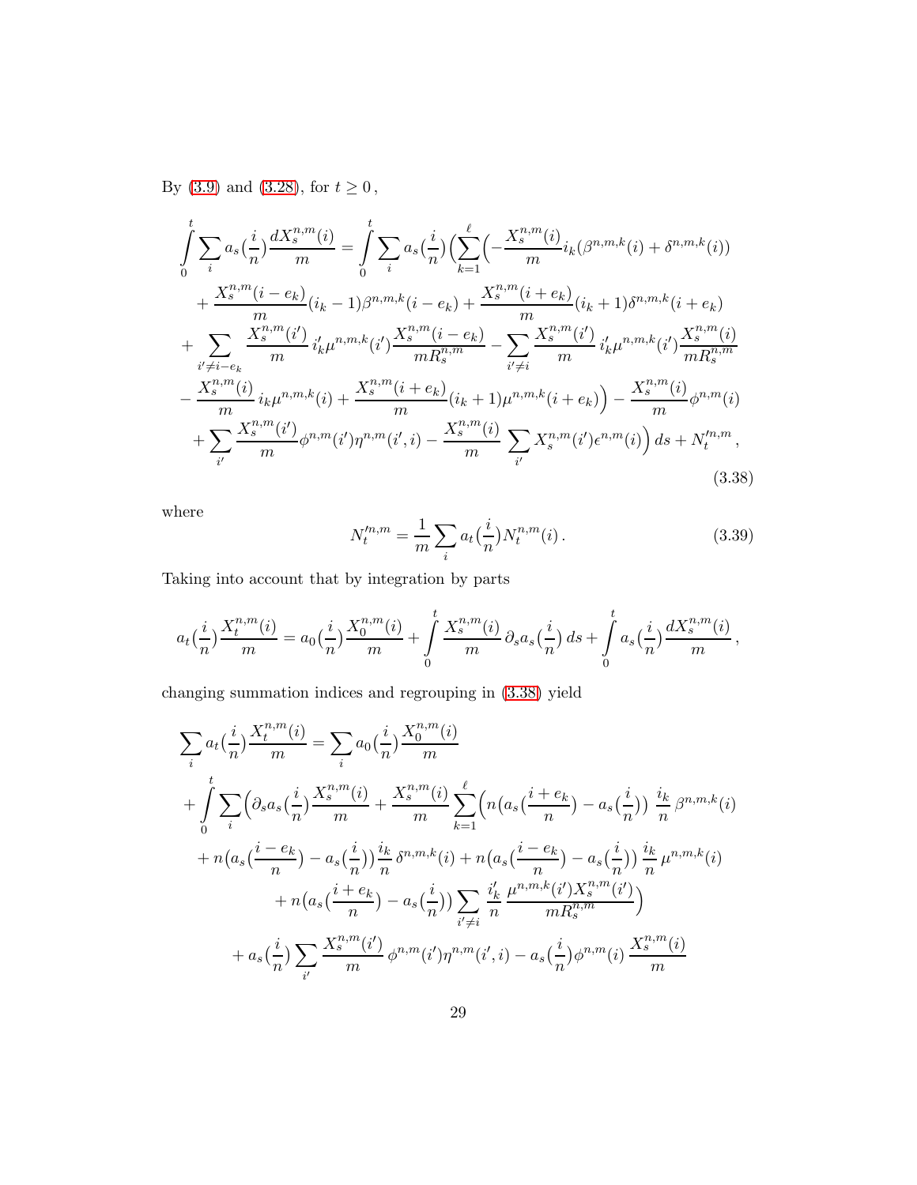By (3.9) and (3.28), for $t \geq 0$,

$$
\begin{aligned}
\int_0^t \sum_i a_s\bigl(\frac{i}{n}\bigr)\frac{dX_s^{n,m}(i)}{m} &= \int_0^t \sum_i a_s\bigl(\frac{i}{n}\bigr)\Bigl(\sum_{k=1}^{\ell}\Bigl(-\frac{X_s^{n,m}(i)}{m} i_k(\beta^{n,m,k}(i)+\delta^{n,m,k}(i))\\
&+\frac{X_s^{n,m}(i-e_k)}{m}(i_k-1)\beta^{n,m,k}(i-e_k)+\frac{X_s^{n,m}(i+e_k)}{m}(i_k+1)\delta^{n,m,k}(i+e_k)\\
&+\sum_{i'\neq i-e_k}\frac{X_s^{n,m}(i')}{m}\,i'_k\mu^{n,m,k}(i')\frac{X_s^{n,m}(i-e_k)}{mR_s^{n,m}}-\sum_{i'\neq i}\frac{X_s^{n,m}(i')}{m}\,i'_k\mu^{n,m,k}(i')\frac{X_s^{n,m}(i)}{mR_s^{n,m}}\\
&-\frac{X_s^{n,m}(i)}{m}\,i_k\mu^{n,m,k}(i)+\frac{X_s^{n,m}(i+e_k)}{m}(i_k+1)\mu^{n,m,k}(i+e_k)\Bigr)-\frac{X_s^{n,m}(i)}{m}\phi^{n,m}(i)\\
&+\sum_{i'}\frac{X_s^{n,m}(i')}{m}\phi^{n,m}(i')\eta^{n,m}(i',i)-\frac{X_s^{n,m}(i)}{m}\sum_{i'}X_s^{n,m}(i')\epsilon^{n,m}(i)\Bigr)\,ds+N_t'^{n,m}\,,
\end{aligned}
\tag{3.38}
$$

where

$$
N_t'^{n,m}=\frac{1}{m}\sum_i a_t\bigl(\frac{i}{n}\bigr)N_t^{n,m}(i)\,. \tag{3.39}
$$

Taking into account that by integration by parts

$$
a_t\bigl(\frac{i}{n}\bigr)\frac{X_t^{n,m}(i)}{m}=a_0\bigl(\frac{i}{n}\bigr)\frac{X_0^{n,m}(i)}{m}+\int_0^t\frac{X_s^{n,m}(i)}{m}\,\partial_s a_s\bigl(\frac{i}{n}\bigr)\,ds+\int_0^t a_s\bigl(\frac{i}{n}\bigr)\frac{dX_s^{n,m}(i)}{m}\,,
$$

changing summation indices and regrouping in (3.38) yield

$$
\begin{aligned}
\sum_i a_t\bigl(\frac{i}{n}\bigr)\frac{X_t^{n,m}(i)}{m}&=\sum_i a_0\bigl(\frac{i}{n}\bigr)\frac{X_0^{n,m}(i)}{m}\\
&+\int_0^t\sum_i\Bigl(\partial_s a_s\bigl(\frac{i}{n}\bigr)\frac{X_s^{n,m}(i)}{m}+\frac{X_s^{n,m}(i)}{m}\sum_{k=1}^{\ell}\Bigl(n\bigl(a_s\bigl(\frac{i+e_k}{n}\bigr)-a_s\bigl(\frac{i}{n}\bigr)\bigr)\,\frac{i_k}{n}\,\beta^{n,m,k}(i)\\
&+n\bigl(a_s\bigl(\frac{i-e_k}{n}\bigr)-a_s\bigl(\frac{i}{n}\bigr)\bigr)\frac{i_k}{n}\,\delta^{n,m,k}(i)+n\bigl(a_s\bigl(\frac{i-e_k}{n}\bigr)-a_s\bigl(\frac{i}{n}\bigr)\bigr)\,\frac{i_k}{n}\,\mu^{n,m,k}(i)\\
&+n\bigl(a_s\bigl(\frac{i+e_k}{n}\bigr)-a_s\bigl(\frac{i}{n}\bigr)\bigr)\sum_{i'\neq i}\frac{i'_k}{n}\,\frac{\mu^{n,m,k}(i')X_s^{n,m}(i')}{mR_s^{n,m}}\Bigr)\\
&+a_s\bigl(\frac{i}{n}\bigr)\sum_{i'}\frac{X_s^{n,m}(i')}{m}\,\phi^{n,m}(i')\eta^{n,m}(i',i)-a_s\bigl(\frac{i}{n}\bigr)\phi^{n,m}(i)\,\frac{X_s^{n,m}(i)}{m}
\end{aligned}
$$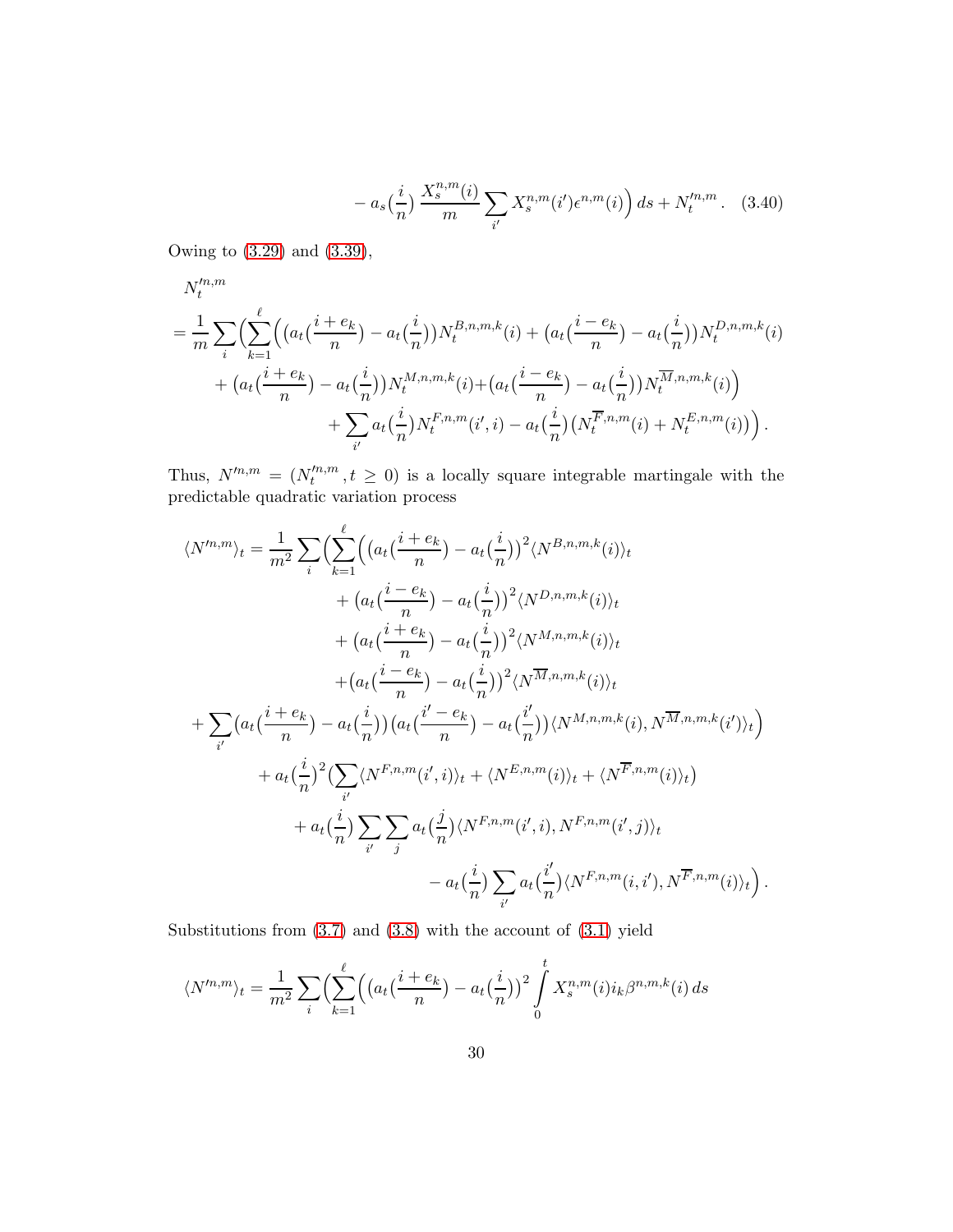$$- a_s\big(\frac{i}{n}\big)\,\frac{X_s^{n,m}(i)}{m}\sum_{i'} X_s^{n,m}(i')\epsilon^{n,m}(i)\Big)\,ds + N_t'^{n,m}\,. \quad (3.40)$$

Owing to (3.29) and (3.39),

$$\begin{aligned}
&N_t'^{n,m}\\
&= \frac{1}{m}\sum_i\Big(\sum_{k=1}^{\ell}\Big(\big(a_t\big(\frac{i+e_k}{n}\big)-a_t\big(\frac{i}{n}\big)\big)N_t^{B,n,m,k}(i)+\big(a_t\big(\frac{i-e_k}{n}\big)-a_t\big(\frac{i}{n}\big)\big)N_t^{D,n,m,k}(i)\\
&\quad+\big(a_t\big(\frac{i+e_k}{n}\big)-a_t\big(\frac{i}{n}\big)\big)N_t^{M,n,m,k}(i)+\big(a_t\big(\frac{i-e_k}{n}\big)-a_t\big(\frac{i}{n}\big)\big)N_t^{\overline{M},n,m,k}(i)\Big)\\
&\qquad\qquad+\sum_{i'}a_t\big(\frac{i}{n}\big)N_t^{F,n,m}(i',i)-a_t\big(\frac{i}{n}\big)\big(N_t^{\overline{F},n,m}(i)+N_t^{E,n,m}(i)\big)\Big)\,.
\end{aligned}$$

Thus, $N'^{n,m}=(N_t'^{n,m}, t\ge 0)$ is a locally square integrable martingale with the predictable quadratic variation process

$$\begin{aligned}
\langle N'^{n,m}\rangle_t &= \frac{1}{m^2}\sum_i\Big(\sum_{k=1}^{\ell}\Big(\big(a_t\big(\frac{i+e_k}{n}\big)-a_t\big(\frac{i}{n}\big)\big)^2\langle N^{B,n,m,k}(i)\rangle_t\\
&\qquad+\big(a_t\big(\frac{i-e_k}{n}\big)-a_t\big(\frac{i}{n}\big)\big)^2\langle N^{D,n,m,k}(i)\rangle_t\\
&\qquad+\big(a_t\big(\frac{i+e_k}{n}\big)-a_t\big(\frac{i}{n}\big)\big)^2\langle N^{M,n,m,k}(i)\rangle_t\\
&\qquad+\big(a_t\big(\frac{i-e_k}{n}\big)-a_t\big(\frac{i}{n}\big)\big)^2\langle N^{\overline{M},n,m,k}(i)\rangle_t\\
&+\sum_{i'}\big(a_t\big(\frac{i+e_k}{n}\big)-a_t\big(\frac{i}{n}\big)\big)\big(a_t\big(\frac{i'-e_k}{n}\big)-a_t\big(\frac{i'}{n}\big)\big)\langle N^{M,n,m,k}(i),N^{\overline{M},n,m,k}(i')\rangle_t\Big)\\
&\qquad+a_t\big(\frac{i}{n}\big)^2\big(\sum_{i'}\langle N^{F,n,m}(i',i)\rangle_t+\langle N^{E,n,m}(i)\rangle_t+\langle N^{\overline{F},n,m}(i)\rangle_t\big)\\
&\qquad\quad+a_t\big(\frac{i}{n}\big)\sum_{i'}\sum_{j}a_t\big(\frac{j}{n}\big)\langle N^{F,n,m}(i',i),N^{F,n,m}(i',j)\rangle_t\\
&\qquad\qquad-a_t\big(\frac{i}{n}\big)\sum_{i'}a_t\big(\frac{i'}{n}\big)\langle N^{F,n,m}(i,i'),N^{\overline{F},n,m}(i)\rangle_t\Big)\,.
\end{aligned}$$

Substitutions from (3.7) and (3.8) with the account of (3.1) yield

$$\langle N'^{n,m}\rangle_t = \frac{1}{m^2}\sum_i\Big(\sum_{k=1}^{\ell}\Big(\big(a_t\big(\frac{i+e_k}{n}\big)-a_t\big(\frac{i}{n}\big)\big)^2\int_0^t X_s^{n,m}(i)i_k\beta^{n,m,k}(i)\,ds$$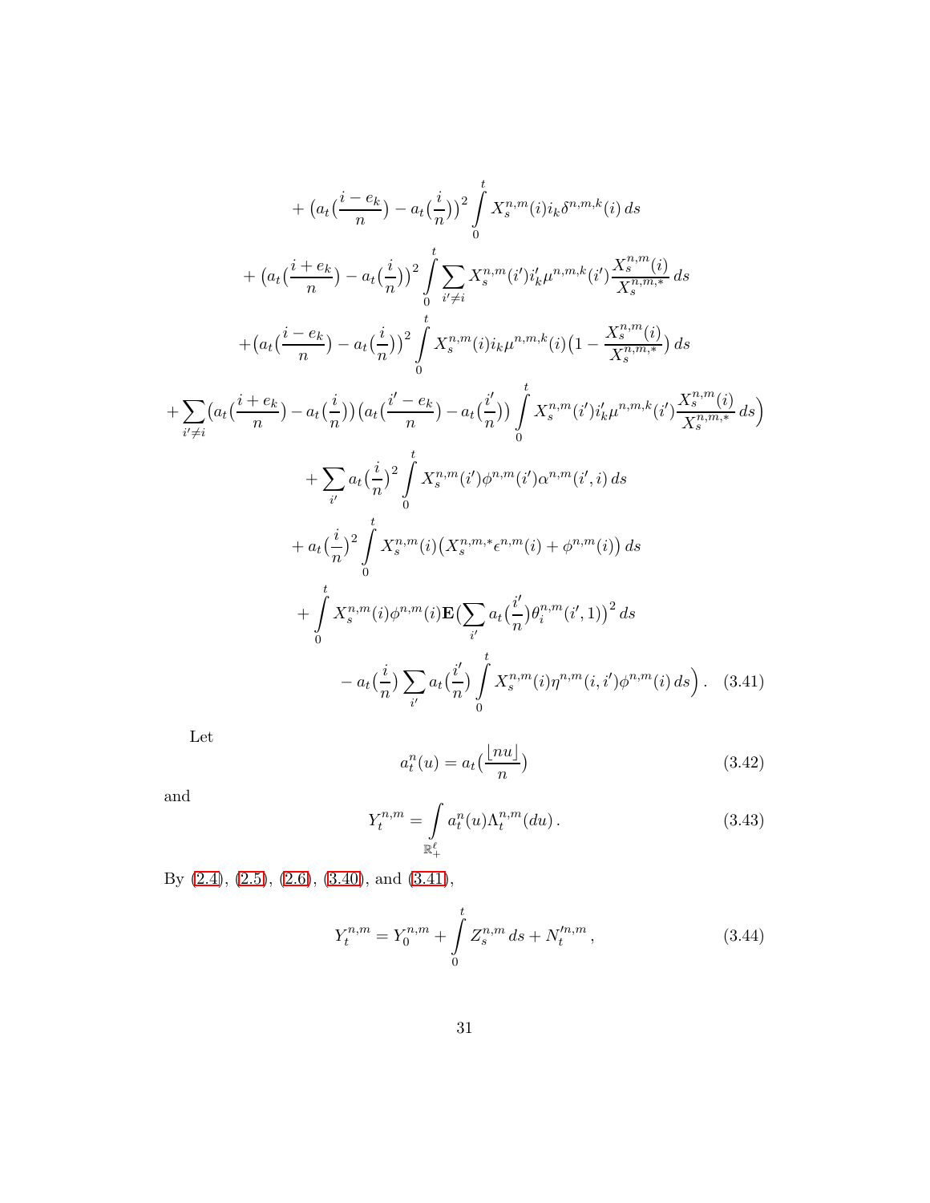$$
\begin{aligned}
&+ \big(a_t\big(\frac{i-e_k}{n}\big) - a_t\big(\frac{i}{n}\big)\big)^2 \int_0^t X_s^{n,m}(i) i_k \delta^{n,m,k}(i)\, ds \\
&+ \big(a_t\big(\frac{i+e_k}{n}\big) - a_t\big(\frac{i}{n}\big)\big)^2 \int_0^t \sum_{i' \neq i} X_s^{n,m}(i') i'_k \mu^{n,m,k}(i') \frac{X_s^{n,m}(i)}{X_s^{n,m,*}}\, ds \\
&+ \big(a_t\big(\frac{i-e_k}{n}\big) - a_t\big(\frac{i}{n}\big)\big)^2 \int_0^t X_s^{n,m}(i) i_k \mu^{n,m,k}(i)\big(1 - \frac{X_s^{n,m}(i)}{X_s^{n,m,*}}\big)\, ds \\
&+ \sum_{i' \neq i} \big(a_t\big(\frac{i+e_k}{n}\big) - a_t\big(\frac{i}{n}\big)\big)\big(a_t\big(\frac{i'-e_k}{n}\big) - a_t\big(\frac{i'}{n}\big)\big) \int_0^t X_s^{n,m}(i') i'_k \mu^{n,m,k}(i') \frac{X_s^{n,m}(i)}{X_s^{n,m,*}}\, ds\Big) \\
&+ \sum_{i'} a_t\big(\frac{i}{n}\big)^2 \int_0^t X_s^{n,m}(i') \phi^{n,m}(i') \alpha^{n,m}(i', i)\, ds \\
&+ a_t\big(\frac{i}{n}\big)^2 \int_0^t X_s^{n,m}(i)\big(X_s^{n,m,*} \epsilon^{n,m}(i) + \phi^{n,m}(i)\big)\, ds \\
&+ \int_0^t X_s^{n,m}(i) \phi^{n,m}(i) \mathbf{E}\big(\sum_{i'} a_t\big(\frac{i'}{n}\big) \theta_i^{n,m}(i', 1)\big)^2\, ds \\
&- a_t\big(\frac{i}{n}\big) \sum_{i'} a_t\big(\frac{i'}{n}\big) \int_0^t X_s^{n,m}(i) \eta^{n,m}(i, i') \phi^{n,m}(i)\, ds\Big). \quad (3.41)
\end{aligned}
$$

Let

$$
a_t^n(u) = a_t\big(\frac{\lfloor nu \rfloor}{n}\big) \tag{3.42}
$$

and

$$
Y_t^{n,m} = \int_{\mathbb{R}_+^\ell} a_t^n(u) \Lambda_t^{n,m}(du)\,. \tag{3.43}
$$

By (2.4), (2.5), (2.6), (3.40), and (3.41),

$$
Y_t^{n,m} = Y_0^{n,m} + \int_0^t Z_s^{n,m}\, ds + N_t'^{n,m}\,, \tag{3.44}
$$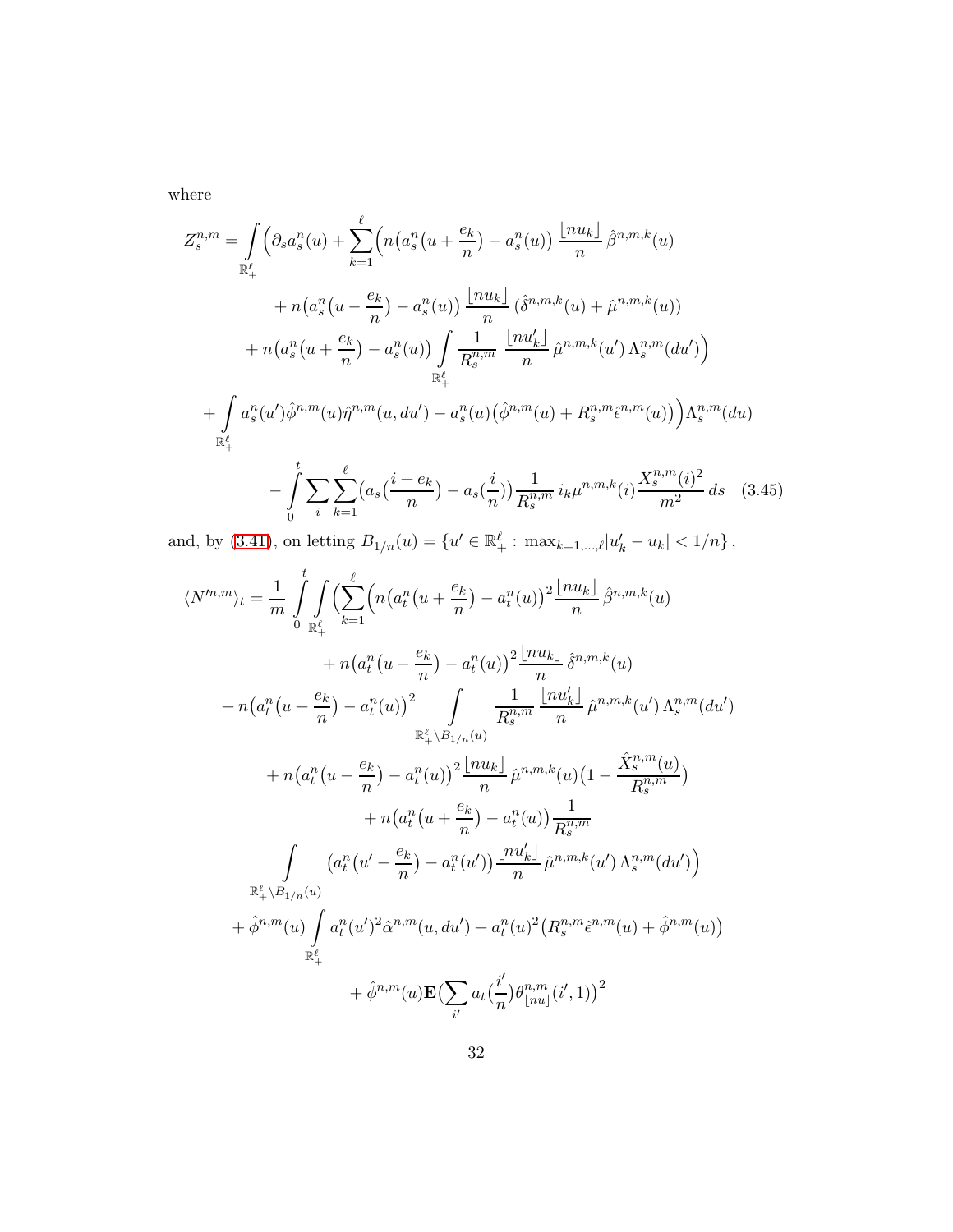where

$$
\begin{aligned}
Z_s^{n,m} = \int\limits_{\mathbb{R}_+^\ell} \Big( \partial_s a_s^n(u) + \sum_{k=1}^{\ell} \Big( & n\big(a_s^n\big(u + \frac{e_k}{n}\big) - a_s^n(u)\big) \, \frac{\lfloor n u_k \rfloor}{n} \, \hat{\beta}^{n,m,k}(u) \\
& + n\big(a_s^n\big(u - \frac{e_k}{n}\big) - a_s^n(u)\big) \, \frac{\lfloor n u_k \rfloor}{n} \, (\hat{\delta}^{n,m,k}(u) + \hat{\mu}^{n,m,k}(u)) \\
& + n\big(a_s^n\big(u + \frac{e_k}{n}\big) - a_s^n(u)\big) \int\limits_{\mathbb{R}_+^\ell} \frac{1}{R_s^{n,m}} \, \frac{\lfloor n u'_k \rfloor}{n} \, \hat{\mu}^{n,m,k}(u') \, \Lambda_s^{n,m}(du') \Big) \\
+ \int\limits_{\mathbb{R}_+^\ell} a_s^n(u') \hat{\phi}^{n,m}(u) \hat{\eta}^{n,m}(u, du') & - a_s^n(u)\big(\hat{\phi}^{n,m}(u) + R_s^{n,m} \hat{\epsilon}^{n,m}(u)\big) \Big) \Lambda_s^{n,m}(du) \\
- \int\limits_0^t \sum_i \sum_{k=1}^{\ell} & \big(a_s\big(\frac{i+e_k}{n}\big) - a_s\big(\frac{i}{n}\big)\big) \frac{1}{R_s^{n,m}} \, i_k \mu^{n,m,k}(i) \frac{X_s^{n,m}(i)^2}{m^2} \, ds \quad (3.45)
\end{aligned}
$$

and, by (3.41), on letting $B_{1/n}(u) = \{u' \in \mathbb{R}_+^\ell : \max_{k=1,\ldots,\ell} |u'_k - u_k| < 1/n\}$,

$$
\begin{aligned}
\langle N'^{n,m} \rangle_t = \frac{1}{m} \int\limits_0^t \int\limits_{\mathbb{R}_+^\ell} \Big( \sum_{k=1}^{\ell} \Big( & n\big(a_t^n\big(u + \frac{e_k}{n}\big) - a_t^n(u)\big)^2 \frac{\lfloor n u_k \rfloor}{n} \, \hat{\beta}^{n,m,k}(u) \\
& + n\big(a_t^n\big(u - \frac{e_k}{n}\big) - a_t^n(u)\big)^2 \frac{\lfloor n u_k \rfloor}{n} \, \hat{\delta}^{n,m,k}(u) \\
+ n\big(a_t^n\big(u + \frac{e_k}{n}\big) - a_t^n(u)\big)^2 & \int\limits_{\mathbb{R}_+^\ell \setminus B_{1/n}(u)} \frac{1}{R_s^{n,m}} \, \frac{\lfloor n u'_k \rfloor}{n} \, \hat{\mu}^{n,m,k}(u') \, \Lambda_s^{n,m}(du') \\
& + n\big(a_t^n\big(u - \frac{e_k}{n}\big) - a_t^n(u)\big)^2 \frac{\lfloor n u_k \rfloor}{n} \, \hat{\mu}^{n,m,k}(u) \big(1 - \frac{\hat{X}_s^{n,m}(u)}{R_s^{n,m}}\big) \\
& + n\big(a_t^n\big(u + \frac{e_k}{n}\big) - a_t^n(u)\big) \frac{1}{R_s^{n,m}} \\
\int\limits_{\mathbb{R}_+^\ell \setminus B_{1/n}(u)} & \big(a_t^n\big(u' - \frac{e_k}{n}\big) - a_t^n(u')\big) \frac{\lfloor n u'_k \rfloor}{n} \, \hat{\mu}^{n,m,k}(u') \, \Lambda_s^{n,m}(du') \Big) \\
+ \hat{\phi}^{n,m}(u) \int\limits_{\mathbb{R}_+^\ell} & a_t^n(u')^2 \hat{\alpha}^{n,m}(u, du') + a_t^n(u)^2 \big(R_s^{n,m} \hat{\epsilon}^{n,m}(u) + \hat{\phi}^{n,m}(u)\big) \\
& + \hat{\phi}^{n,m}(u) \mathbf{E}\big(\sum_{i'} a_t\big(\frac{i'}{n}\big) \theta_{\lfloor nu \rfloor}^{n,m}(i', 1)\big)^2
\end{aligned}
$$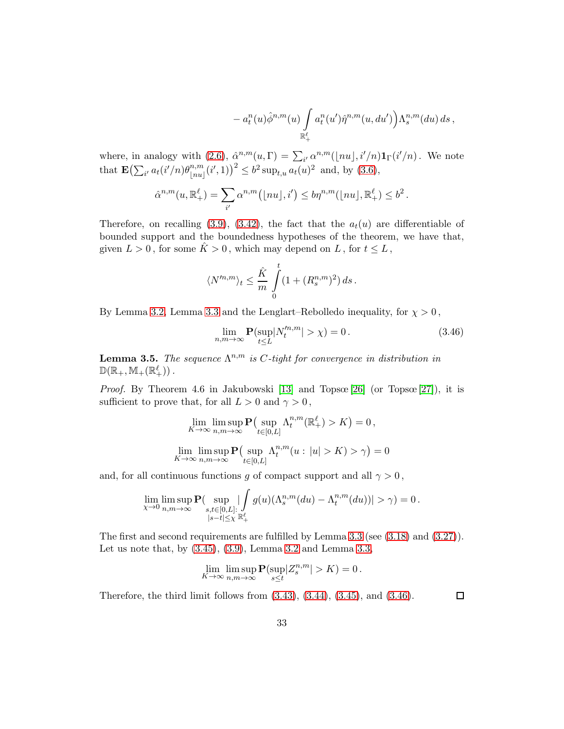$$- a_t^n(u)\hat{\phi}^{n,m}(u) \int\limits_{\mathbb{R}_+^\ell} a_t^n(u')\hat{\eta}^{n,m}(u,du')\Big)\Lambda_s^{n,m}(du)\,ds\,,$$

where, in analogy with (2.6), $\hat{\alpha}^{n,m}(u,\Gamma) = \sum_{i'} \alpha^{n,m}(\lfloor nu \rfloor, i'/n)\mathbf{1}_\Gamma(i'/n)$. We note that $\mathbf{E}\big(\sum_{i'} a_t(i'/n)\theta^{n,m}_{\lfloor nu \rfloor}(i',1)\big)^2 \le b^2 \sup_{t,u} a_t(u)^2$ and, by (3.6),

$$\hat{\alpha}^{n,m}(u,\mathbb{R}_+^\ell) = \sum_{i'} \alpha^{n,m}\big(\lfloor nu \rfloor, i'\big) \le b\eta^{n,m}(\lfloor nu \rfloor, \mathbb{R}_+^\ell) \le b^2\,.$$

Therefore, on recalling (3.9), (3.42), the fact that the $a_t(u)$ are differentiable of bounded support and the boundedness hypotheses of the theorem, we have that, given $L > 0$, for some $\hat{K} > 0$, which may depend on $L$, for $t \le L$,

$$\langle N'^{n,m}\rangle_t \le \frac{\hat{K}}{m} \int\limits_0^t (1 + (R_s^{n,m})^2)\,ds\,.$$

By Lemma 3.2, Lemma 3.3 and the Lenglart–Rebolledo inequality, for $\chi > 0$,

$$\lim_{n,m\to\infty} \mathbf{P}(\sup_{t \le L} |N_t'^{n,m}| > \chi) = 0\,. \tag{3.46}$$

**Lemma 3.5.** *The sequence $\Lambda^{n,m}$ is C-tight for convergence in distribution in $\mathbb{D}(\mathbb{R}_+, \mathbb{M}_+(\mathbb{R}_+^\ell))$.*

*Proof.* By Theorem 4.6 in Jakubowski [13] and Topsœ [26] (or Topsœ [27]), it is sufficient to prove that, for all $L > 0$ and $\gamma > 0$,

$$\lim_{K\to\infty} \limsup_{n,m\to\infty} \mathbf{P}\big(\sup_{t\in[0,L]} \Lambda_t^{n,m}(\mathbb{R}_+^\ell) > K\big) = 0\,,$$

$$\lim_{K\to\infty} \limsup_{n,m\to\infty} \mathbf{P}\big(\sup_{t\in[0,L]} \Lambda_t^{n,m}(u:\,|u| > K) > \gamma\big) = 0$$

and, for all continuous functions $g$ of compact support and all $\gamma > 0$,

$$\lim_{\chi\to 0} \limsup_{n,m\to\infty} \mathbf{P}\big(\sup_{\substack{s,t\in[0,L]:\\ |s-t|\le\chi}} |\int\limits_{\mathbb{R}_+^\ell} g(u)(\Lambda_s^{n,m}(du) - \Lambda_t^{n,m}(du))| > \gamma\big) = 0\,.$$

The first and second requirements are fulfilled by Lemma 3.3 (see (3.18) and (3.27)). Let us note that, by (3.45), (3.9), Lemma 3.2 and Lemma 3.3,

$$\lim_{K\to\infty} \limsup_{n,m\to\infty} \mathbf{P}(\sup_{s\le t} |Z_s^{n,m}| > K) = 0\,.$$

Therefore, the third limit follows from (3.43), (3.44), (3.45), and (3.46). $\square$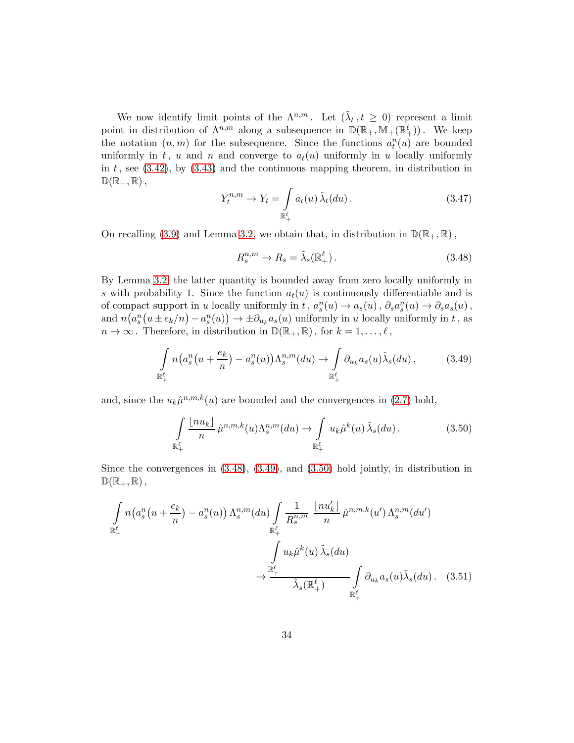We now identify limit points of the $\Lambda^{n,m}$. Let $(\tilde{\lambda}_t\,, t \ge 0)$ represent a limit point in distribution of $\Lambda^{n,m}$ along a subsequence in $\mathbb{D}(\mathbb{R}_+, \mathbb{M}_+(\mathbb{R}_+^\ell))$. We keep the notation $(n, m)$ for the subsequence. Since the functions $a_t^n(u)$ are bounded uniformly in $t$, $u$ and $n$ and converge to $a_t(u)$ uniformly in $u$ locally uniformly in $t$, see (3.42), by (3.43) and the continuous mapping theorem, in distribution in $\mathbb{D}(\mathbb{R}_+, \mathbb{R})$,

$$Y_t^{n,m} \to Y_t = \int\limits_{\mathbb{R}_+^\ell} a_t(u)\, \tilde{\lambda}_t(du)\,. \tag{3.47}$$

On recalling (3.9) and Lemma 3.2, we obtain that, in distribution in $\mathbb{D}(\mathbb{R}_+, \mathbb{R})$,

$$R_s^{n,m} \to R_s = \tilde{\lambda}_s(\mathbb{R}_+^\ell)\,. \tag{3.48}$$

By Lemma 3.2, the latter quantity is bounded away from zero locally uniformly in $s$ with probability 1. Since the function $a_t(u)$ is continuously differentiable and is of compact support in $u$ locally uniformly in $t$, $a_s^n(u) \to a_s(u)$, $\partial_s a_s^n(u) \to \partial_s a_s(u)$, and $n\big(a_s^n\big(u \pm e_k/n\big) - a_s^n(u)\big) \to \pm \partial_{u_k} a_s(u)$ uniformly in $u$ locally uniformly in $t$, as $n \to \infty$. Therefore, in distribution in $\mathbb{D}(\mathbb{R}_+, \mathbb{R})$, for $k = 1, \ldots, \ell$,

$$\int\limits_{\mathbb{R}_+^\ell} n\big(a_s^n\big(u + \frac{e_k}{n}\big) - a_s^n(u)\big)\Lambda_s^{n,m}(du) \to \int\limits_{\mathbb{R}_+^\ell} \partial_{u_k} a_s(u) \tilde{\lambda}_s(du)\,, \tag{3.49}$$

and, since the $u_k \hat{\mu}^{n,m,k}(u)$ are bounded and the convergences in (2.7) hold,

$$\int\limits_{\mathbb{R}_+^\ell} \frac{\lfloor n u_k \rfloor}{n}\, \hat{\mu}^{n,m,k}(u) \Lambda_s^{n,m}(du) \to \int\limits_{\mathbb{R}_+^\ell} u_k \hat{\mu}^k(u)\, \tilde{\lambda}_s(du)\,. \tag{3.50}$$

Since the convergences in (3.48), (3.49), and (3.50) hold jointly, in distribution in $\mathbb{D}(\mathbb{R}_+, \mathbb{R})$,

$$\int\limits_{\mathbb{R}_+^\ell} n\big(a_s^n\big(u + \frac{e_k}{n}\big) - a_s^n(u)\big)\, \Lambda_s^{n,m}(du) \int\limits_{\mathbb{R}_+^\ell} \frac{1}{R_s^{n,m}}\, \frac{\lfloor n u_k' \rfloor}{n}\, \hat{\mu}^{n,m,k}(u')\, \Lambda_s^{n,m}(du')$$
$$\to \frac{\displaystyle\int\limits_{\mathbb{R}_+^\ell} u_k \hat{\mu}^k(u)\, \tilde{\lambda}_s(du)}{\tilde{\lambda}_s(\mathbb{R}_+^\ell)} \int\limits_{\mathbb{R}_+^\ell} \partial_{u_k} a_s(u) \tilde{\lambda}_s(du)\,. \tag{3.51}$$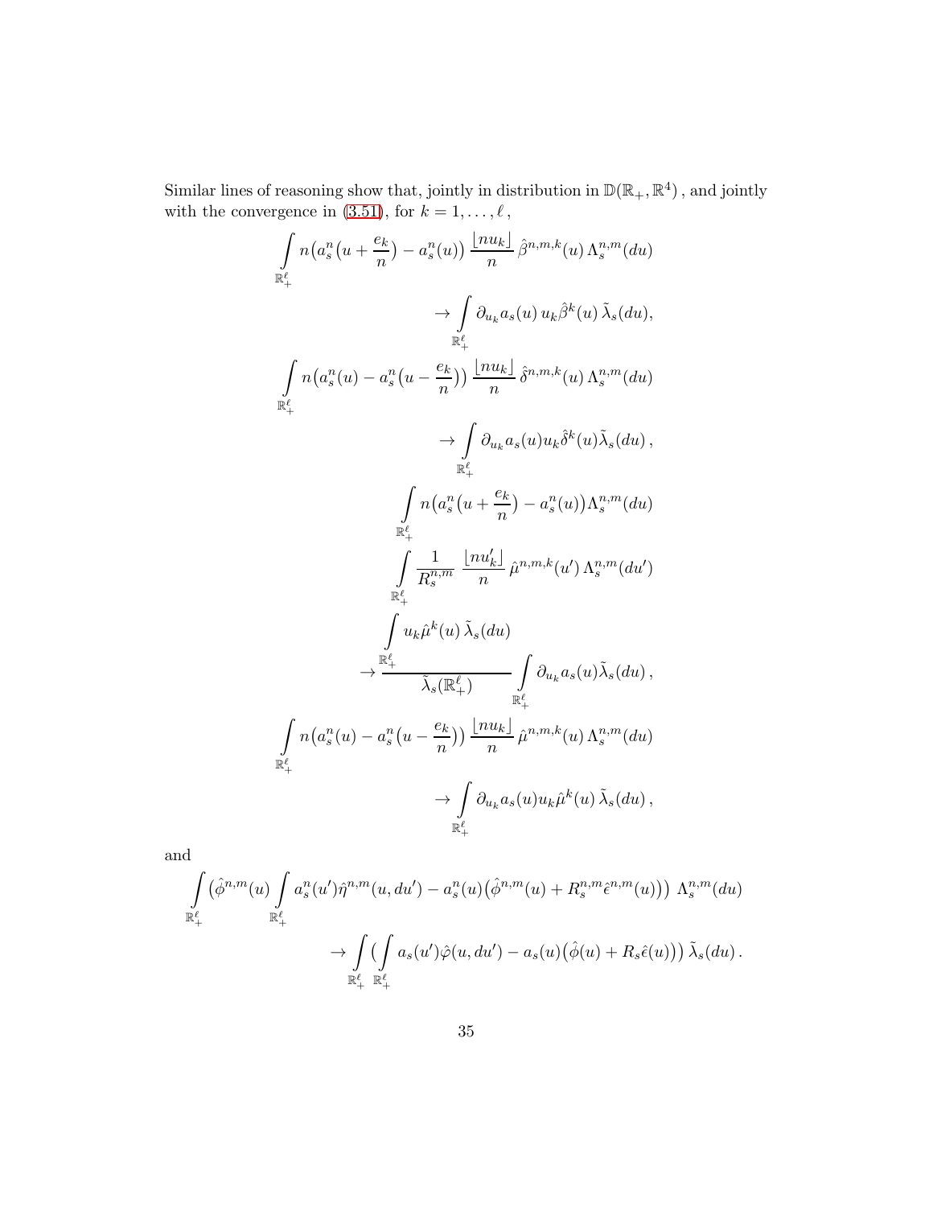Similar lines of reasoning show that, jointly in distribution in $\mathbb{D}(\mathbb{R}_+, \mathbb{R}^4)$, and jointly with the convergence in (3.51), for $k = 1, \ldots, \ell$,

$$\int_{\mathbb{R}_+^\ell} n\big(a_s^n\big(u + \frac{e_k}{n}\big) - a_s^n(u)\big) \frac{\lfloor nu_k \rfloor}{n} \hat{\beta}^{n,m,k}(u) \, \Lambda_s^{n,m}(du) \to \int_{\mathbb{R}_+^\ell} \partial_{u_k} a_s(u) \, u_k \hat{\beta}^k(u) \, \tilde{\lambda}_s(du),$$

$$\int_{\mathbb{R}_+^\ell} n\big(a_s^n(u) - a_s^n\big(u - \frac{e_k}{n}\big)\big) \frac{\lfloor nu_k \rfloor}{n} \hat{\delta}^{n,m,k}(u) \, \Lambda_s^{n,m}(du) \to \int_{\mathbb{R}_+^\ell} \partial_{u_k} a_s(u) u_k \hat{\delta}^k(u) \tilde{\lambda}_s(du)\,,$$

$$\int_{\mathbb{R}_+^\ell} n\big(a_s^n\big(u + \frac{e_k}{n}\big) - a_s^n(u)\big) \Lambda_s^{n,m}(du) \int_{\mathbb{R}_+^\ell} \frac{1}{R_s^{n,m}} \frac{\lfloor nu_k' \rfloor}{n} \hat{\mu}^{n,m,k}(u') \, \Lambda_s^{n,m}(du') \to \frac{\int_{\mathbb{R}_+^\ell} u_k \hat{\mu}^k(u) \, \tilde{\lambda}_s(du)}{\tilde{\lambda}_s(\mathbb{R}_+^\ell)} \int_{\mathbb{R}_+^\ell} \partial_{u_k} a_s(u) \tilde{\lambda}_s(du)\,,$$

$$\int_{\mathbb{R}_+^\ell} n\big(a_s^n(u) - a_s^n\big(u - \frac{e_k}{n}\big)\big) \frac{\lfloor nu_k \rfloor}{n} \hat{\mu}^{n,m,k}(u) \, \Lambda_s^{n,m}(du) \to \int_{\mathbb{R}_+^\ell} \partial_{u_k} a_s(u) u_k \hat{\mu}^k(u) \, \tilde{\lambda}_s(du)\,,$$

and

$$\int_{\mathbb{R}_+^\ell} \big(\hat{\phi}^{n,m}(u) \int_{\mathbb{R}_+^\ell} a_s^n(u') \hat{\eta}^{n,m}(u, du') - a_s^n(u)\big(\hat{\phi}^{n,m}(u) + R_s^{n,m} \hat{\epsilon}^{n,m}(u)\big)\big) \, \Lambda_s^{n,m}(du) \to \int_{\mathbb{R}_+^\ell} \big(\int_{\mathbb{R}_+^\ell} a_s(u') \hat{\varphi}(u, du') - a_s(u)\big(\hat{\phi}(u) + R_s \hat{\epsilon}(u)\big)\big) \, \tilde{\lambda}_s(du)\,.$$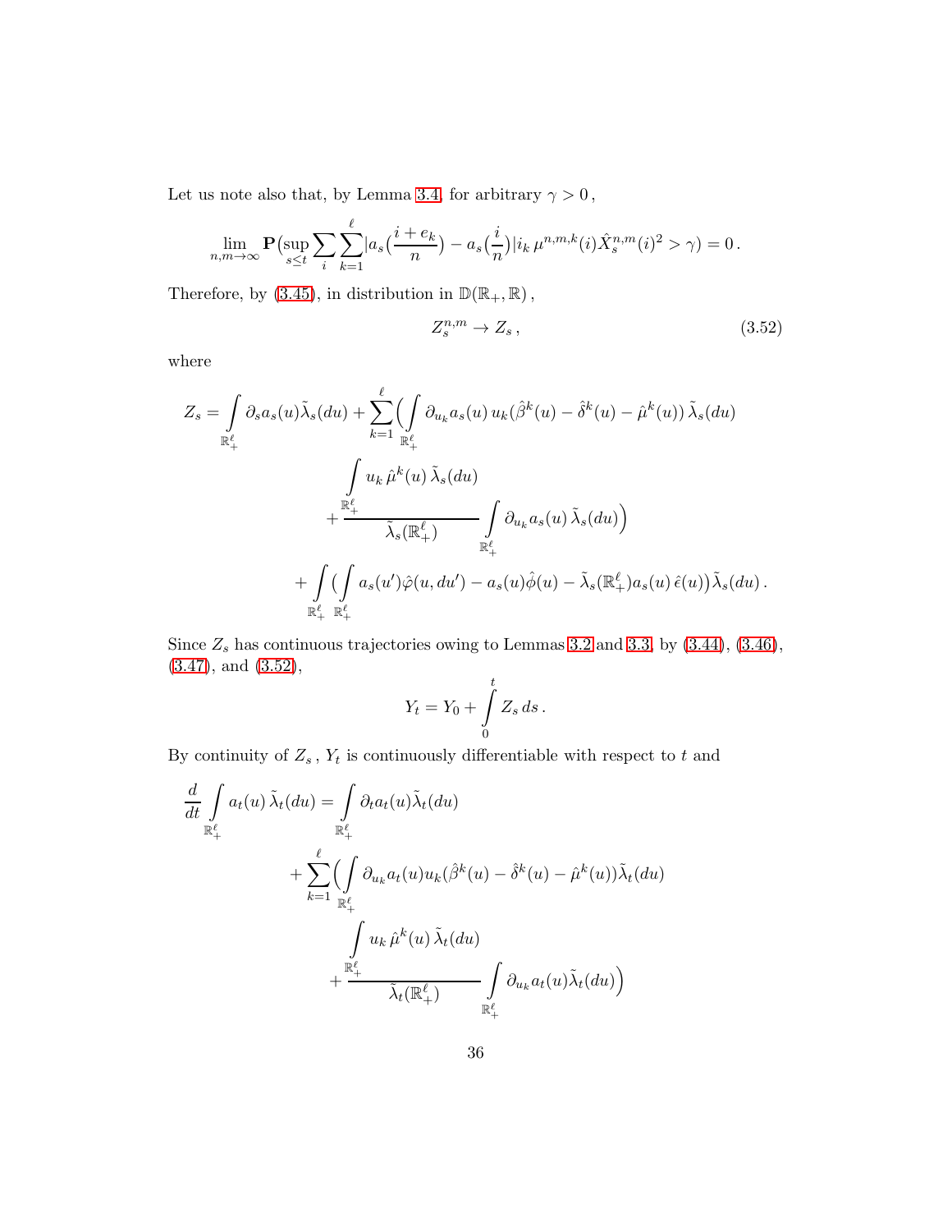Let us note also that, by Lemma 3.4, for arbitrary $\gamma > 0$,

$$\lim_{n,m\to\infty} \mathbf{P}\big(\sup_{s\le t} \sum_i \sum_{k=1}^{\ell} |a_s\big(\frac{i+e_k}{n}\big) - a_s\big(\frac{i}{n}\big)| i_k\, \mu^{n,m,k}(i) \hat{X}_s^{n,m}(i)^2 > \gamma\big) = 0\,.$$

Therefore, by (3.45), in distribution in $\mathbb{D}(\mathbb{R}_+, \mathbb{R})$,

$$Z_s^{n,m} \to Z_s\,, \tag{3.52}$$

where

$$\begin{aligned}
Z_s = \int\limits_{\mathbb{R}_+^\ell} \partial_s a_s(u) \tilde{\lambda}_s(du) + \sum_{k=1}^{\ell} \Big( \int\limits_{\mathbb{R}_+^\ell} \partial_{u_k} a_s(u)\, u_k (\hat{\beta}^k(u) - \hat{\delta}^k(u) - \hat{\mu}^k(u))\, \tilde{\lambda}_s(du) \\
+ \frac{\int\limits_{\mathbb{R}_+^\ell} u_k\, \hat{\mu}^k(u)\, \tilde{\lambda}_s(du)}{\tilde{\lambda}_s(\mathbb{R}_+^\ell)} \int\limits_{\mathbb{R}_+^\ell} \partial_{u_k} a_s(u)\, \tilde{\lambda}_s(du) \Big) \\
+ \int\limits_{\mathbb{R}_+^\ell} \big( \int\limits_{\mathbb{R}_+^\ell} a_s(u') \hat{\varphi}(u, du') - a_s(u) \hat{\phi}(u) - \tilde{\lambda}_s(\mathbb{R}_+^\ell) a_s(u)\, \hat{\epsilon}(u) \big) \tilde{\lambda}_s(du)\,.
\end{aligned}$$

Since $Z_s$ has continuous trajectories owing to Lemmas 3.2 and 3.3, by (3.44), (3.46), (3.47), and (3.52),

$$Y_t = Y_0 + \int_0^t Z_s\, ds\,.$$

By continuity of $Z_s$, $Y_t$ is continuously differentiable with respect to $t$ and

$$\begin{aligned}
\frac{d}{dt} \int\limits_{\mathbb{R}_+^\ell} a_t(u)\, \tilde{\lambda}_t(du) = \int\limits_{\mathbb{R}_+^\ell} \partial_t a_t(u) \tilde{\lambda}_t(du) \\
+ \sum_{k=1}^{\ell} \Big( \int\limits_{\mathbb{R}_+^\ell} \partial_{u_k} a_t(u) u_k (\hat{\beta}^k(u) - \hat{\delta}^k(u) - \hat{\mu}^k(u)) \tilde{\lambda}_t(du) \\
+ \frac{\int\limits_{\mathbb{R}_+^\ell} u_k\, \hat{\mu}^k(u)\, \tilde{\lambda}_t(du)}{\tilde{\lambda}_t(\mathbb{R}_+^\ell)} \int\limits_{\mathbb{R}_+^\ell} \partial_{u_k} a_t(u) \tilde{\lambda}_t(du) \Big)
\end{aligned}$$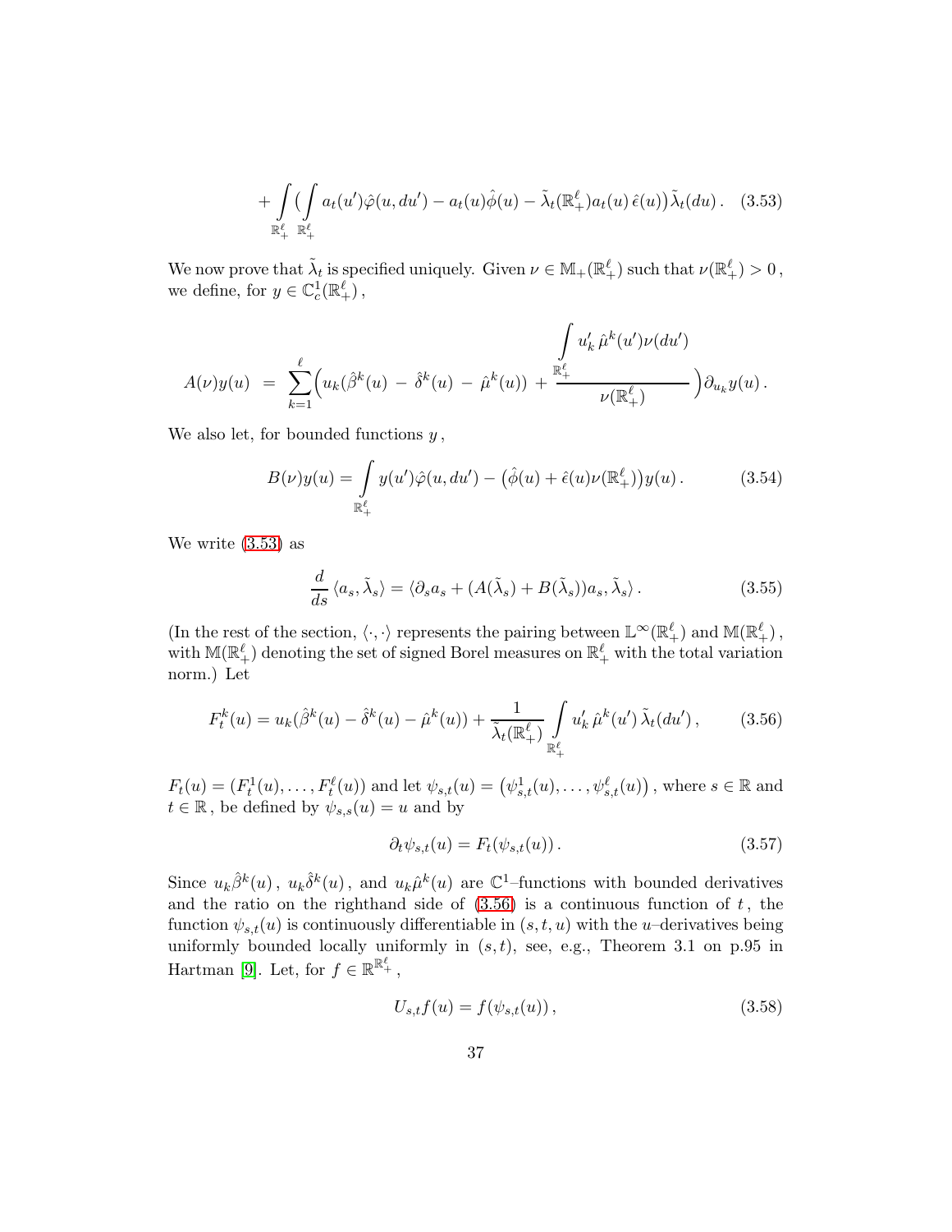$$+ \int\limits_{\mathbb{R}_+^\ell} \big( \int\limits_{\mathbb{R}_+^\ell} a_t(u')\hat{\varphi}(u,du') - a_t(u)\hat{\phi}(u) - \tilde{\lambda}_t(\mathbb{R}_+^\ell) a_t(u)\,\hat{\epsilon}(u)\big)\tilde{\lambda}_t(du)\,. \quad (3.53)$$

We now prove that $\tilde{\lambda}_t$ is specified uniquely. Given $\nu \in \mathbb{M}_+(\mathbb{R}_+^\ell)$ such that $\nu(\mathbb{R}_+^\ell) > 0$, we define, for $y \in \mathbb{C}_c^1(\mathbb{R}_+^\ell)$,

$$A(\nu)y(u) \;=\; \sum_{k=1}^{\ell} \Big( u_k(\hat{\beta}^k(u) \,-\, \hat{\delta}^k(u) \,-\, \hat{\mu}^k(u)) \,+\, \frac{\int\limits_{\mathbb{R}_+^\ell} u'_k\,\hat{\mu}^k(u')\nu(du')}{\nu(\mathbb{R}_+^\ell)} \Big)\partial_{u_k} y(u)\,.$$

We also let, for bounded functions $y$,

$$B(\nu)y(u) = \int\limits_{\mathbb{R}_+^\ell} y(u')\hat{\varphi}(u,du') - \big(\hat{\phi}(u) + \hat{\epsilon}(u)\nu(\mathbb{R}_+^\ell)\big)y(u)\,. \quad (3.54)$$

We write (3.53) as

$$\frac{d}{ds}\,\langle a_s, \tilde{\lambda}_s\rangle = \langle \partial_s a_s + (A(\tilde{\lambda}_s) + B(\tilde{\lambda}_s))a_s, \tilde{\lambda}_s\rangle\,. \quad (3.55)$$

(In the rest of the section, $\langle \cdot, \cdot \rangle$ represents the pairing between $\mathbb{L}^\infty(\mathbb{R}_+^\ell)$ and $\mathbb{M}(\mathbb{R}_+^\ell)$, with $\mathbb{M}(\mathbb{R}_+^\ell)$ denoting the set of signed Borel measures on $\mathbb{R}_+^\ell$ with the total variation norm.) Let

$$F_t^k(u) = u_k(\hat{\beta}^k(u) - \hat{\delta}^k(u) - \hat{\mu}^k(u)) + \frac{1}{\tilde{\lambda}_t(\mathbb{R}_+^\ell)} \int\limits_{\mathbb{R}_+^\ell} u'_k\,\hat{\mu}^k(u')\,\tilde{\lambda}_t(du')\,, \quad (3.56)$$

$F_t(u) = (F_t^1(u), \ldots, F_t^\ell(u))$ and let $\psi_{s,t}(u) = \big(\psi_{s,t}^1(u), \ldots, \psi_{s,t}^\ell(u)\big)$, where $s \in \mathbb{R}$ and $t \in \mathbb{R}$, be defined by $\psi_{s,s}(u) = u$ and by

$$\partial_t \psi_{s,t}(u) = F_t(\psi_{s,t}(u))\,. \quad (3.57)$$

Since $u_k\hat{\beta}^k(u)$, $u_k\hat{\delta}^k(u)$, and $u_k\hat{\mu}^k(u)$ are $\mathbb{C}^1$–functions with bounded derivatives and the ratio on the righthand side of (3.56) is a continuous function of $t$, the function $\psi_{s,t}(u)$ is continuously differentiable in $(s,t,u)$ with the $u$–derivatives being uniformly bounded locally uniformly in $(s,t)$, see, e.g., Theorem 3.1 on p.95 in Hartman [9]. Let, for $f \in \mathbb{R}^{\mathbb{R}_+^\ell}$,

$$U_{s,t}f(u) = f(\psi_{s,t}(u))\,, \quad (3.58)$$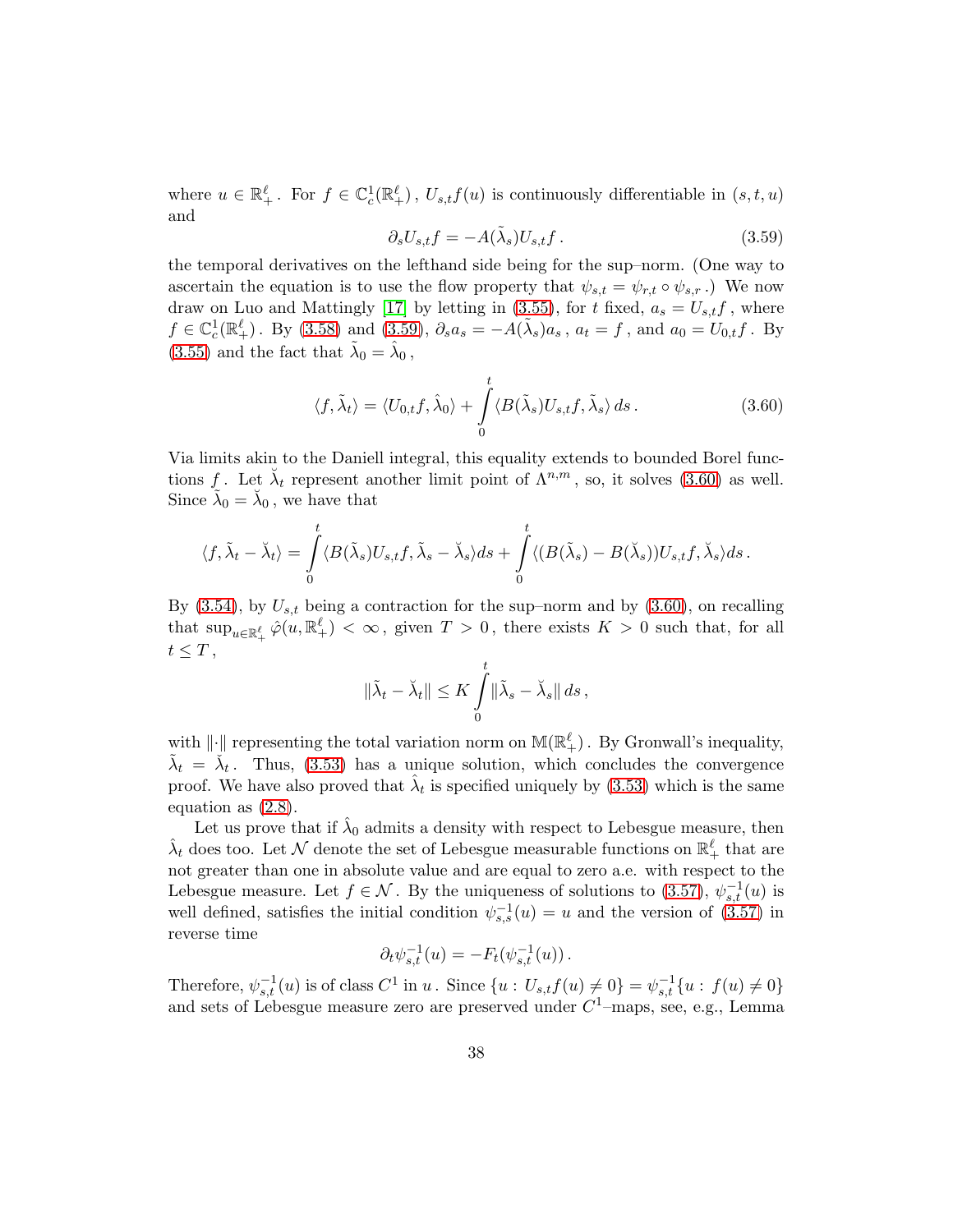where $u \in \mathbb{R}_+^\ell$. For $f \in \mathbb{C}_c^1(\mathbb{R}_+^\ell)$, $U_{s,t}f(u)$ is continuously differentiable in $(s,t,u)$ and

$$\partial_s U_{s,t} f = -A(\tilde{\lambda}_s) U_{s,t} f\,. \tag{3.59}$$

the temporal derivatives on the lefthand side being for the sup–norm. (One way to ascertain the equation is to use the flow property that $\psi_{s,t} = \psi_{r,t} \circ \psi_{s,r}$.) We now draw on Luo and Mattingly [17] by letting in (3.55), for $t$ fixed, $a_s = U_{s,t} f$, where $f \in \mathbb{C}_c^1(\mathbb{R}_+^\ell)$. By (3.58) and (3.59), $\partial_s a_s = -A(\tilde{\lambda}_s) a_s$, $a_t = f$, and $a_0 = U_{0,t} f$. By (3.55) and the fact that $\tilde{\lambda}_0 = \hat{\lambda}_0$,

$$\langle f, \tilde{\lambda}_t \rangle = \langle U_{0,t} f, \hat{\lambda}_0 \rangle + \int_0^t \langle B(\tilde{\lambda}_s) U_{s,t} f, \tilde{\lambda}_s \rangle \, ds\,. \tag{3.60}$$

Via limits akin to the Daniell integral, this equality extends to bounded Borel functions $f$. Let $\breve{\lambda}_t$ represent another limit point of $\Lambda^{n,m}$, so, it solves (3.60) as well. Since $\tilde{\lambda}_0 = \breve{\lambda}_0$, we have that

$$\langle f, \tilde{\lambda}_t - \breve{\lambda}_t \rangle = \int_0^t \langle B(\tilde{\lambda}_s) U_{s,t} f, \tilde{\lambda}_s - \breve{\lambda}_s \rangle ds + \int_0^t \langle (B(\tilde{\lambda}_s) - B(\breve{\lambda}_s)) U_{s,t} f, \breve{\lambda}_s \rangle ds\,.$$

By (3.54), by $U_{s,t}$ being a contraction for the sup–norm and by (3.60), on recalling that $\sup_{u \in \mathbb{R}_+^\ell} \hat{\varphi}(u, \mathbb{R}_+^\ell) < \infty$, given $T > 0$, there exists $K > 0$ such that, for all $t \le T$,

$$\|\tilde{\lambda}_t - \breve{\lambda}_t\| \le K \int_0^t \|\tilde{\lambda}_s - \breve{\lambda}_s\| \, ds\,,$$

with $\|\cdot\|$ representing the total variation norm on $\mathbb{M}(\mathbb{R}_+^\ell)$. By Gronwall's inequality, $\tilde{\lambda}_t = \breve{\lambda}_t$. Thus, (3.53) has a unique solution, which concludes the convergence proof. We have also proved that $\hat{\lambda}_t$ is specified uniquely by (3.53) which is the same equation as (2.8).

Let us prove that if $\hat{\lambda}_0$ admits a density with respect to Lebesgue measure, then $\hat{\lambda}_t$ does too. Let $\mathcal{N}$ denote the set of Lebesgue measurable functions on $\mathbb{R}_+^\ell$ that are not greater than one in absolute value and are equal to zero a.e. with respect to the Lebesgue measure. Let $f \in \mathcal{N}$. By the uniqueness of solutions to (3.57), $\psi_{s,t}^{-1}(u)$ is well defined, satisfies the initial condition $\psi_{s,s}^{-1}(u) = u$ and the version of (3.57) in reverse time

$$\partial_t \psi_{s,t}^{-1}(u) = -F_t(\psi_{s,t}^{-1}(u))\,.$$

Therefore, $\psi_{s,t}^{-1}(u)$ is of class $C^1$ in $u$. Since $\{u : U_{s,t} f(u) \neq 0\} = \psi_{s,t}^{-1}\{u : f(u) \neq 0\}$ and sets of Lebesgue measure zero are preserved under $C^1$–maps, see, e.g., Lemma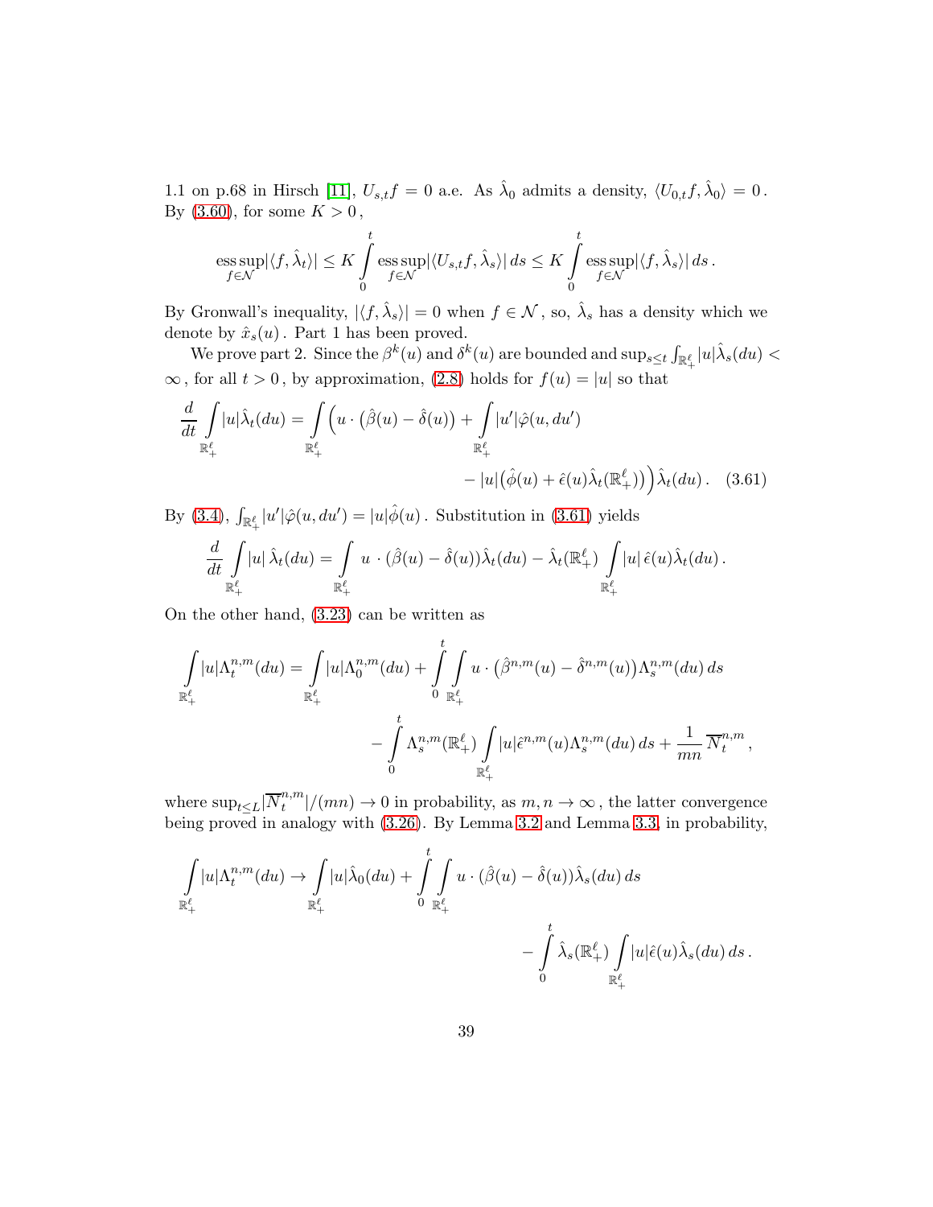1.1 on p.68 in Hirsch [11], $U_{s,t}f = 0$ a.e. As $\hat{\lambda}_0$ admits a density, $\langle U_{0,t}f, \hat{\lambda}_0\rangle = 0$. By (3.60), for some $K > 0$,

$$\operatorname*{ess\,sup}_{f\in\mathcal{N}} |\langle f, \hat{\lambda}_t\rangle| \le K \int_0^t \operatorname*{ess\,sup}_{f\in\mathcal{N}} |\langle U_{s,t}f, \hat{\lambda}_s\rangle|\, ds \le K \int_0^t \operatorname*{ess\,sup}_{f\in\mathcal{N}} |\langle f, \hat{\lambda}_s\rangle|\, ds\,.$$

By Gronwall's inequality, $|\langle f, \hat{\lambda}_s\rangle| = 0$ when $f \in \mathcal{N}$, so, $\hat{\lambda}_s$ has a density which we denote by $\hat{x}_s(u)$. Part 1 has been proved.

We prove part 2. Since the $\beta^k(u)$ and $\delta^k(u)$ are bounded and $\sup_{s\le t} \int_{\mathbb{R}_+^\ell} |u|\hat{\lambda}_s(du) < \infty$, for all $t > 0$, by approximation, (2.8) holds for $f(u) = |u|$ so that

$$\frac{d}{dt} \int_{\mathbb{R}_+^\ell} |u|\hat{\lambda}_t(du) = \int_{\mathbb{R}_+^\ell} \Big( u \cdot \big(\hat{\beta}(u) - \hat{\delta}(u)\big) + \int_{\mathbb{R}_+^\ell} |u'|\hat{\varphi}(u, du') \\ - |u|\big(\hat{\phi}(u) + \hat{\epsilon}(u)\hat{\lambda}_t(\mathbb{R}_+^\ell)\big)\Big)\hat{\lambda}_t(du)\,. \quad (3.61)$$

By (3.4), $\int_{\mathbb{R}_+^\ell} |u'|\hat{\varphi}(u, du') = |u|\hat{\phi}(u)$. Substitution in (3.61) yields

$$\frac{d}{dt} \int_{\mathbb{R}_+^\ell} |u|\, \hat{\lambda}_t(du) = \int_{\mathbb{R}_+^\ell} u \cdot (\hat{\beta}(u) - \hat{\delta}(u))\hat{\lambda}_t(du) - \hat{\lambda}_t(\mathbb{R}_+^\ell) \int_{\mathbb{R}_+^\ell} |u|\, \hat{\epsilon}(u)\hat{\lambda}_t(du)\,.$$

On the other hand, (3.23) can be written as

$$\int_{\mathbb{R}_+^\ell} |u|\Lambda_t^{n,m}(du) = \int_{\mathbb{R}_+^\ell} |u|\Lambda_0^{n,m}(du) + \int_0^t \int_{\mathbb{R}_+^\ell} u \cdot \big(\hat{\beta}^{n,m}(u) - \hat{\delta}^{n,m}(u)\big)\Lambda_s^{n,m}(du)\, ds \\ - \int_0^t \Lambda_s^{n,m}(\mathbb{R}_+^\ell) \int_{\mathbb{R}_+^\ell} |u|\hat{\epsilon}^{n,m}(u)\Lambda_s^{n,m}(du)\, ds + \frac{1}{mn}\, \overline{N}_t^{n,m},$$

where $\sup_{t\le L} |\overline{N}_t^{n,m}|/(mn) \to 0$ in probability, as $m, n \to \infty$, the latter convergence being proved in analogy with (3.26). By Lemma 3.2 and Lemma 3.3, in probability,

$$\int_{\mathbb{R}_+^\ell} |u|\Lambda_t^{n,m}(du) \to \int_{\mathbb{R}_+^\ell} |u|\hat{\lambda}_0(du) + \int_0^t \int_{\mathbb{R}_+^\ell} u \cdot (\hat{\beta}(u) - \hat{\delta}(u))\hat{\lambda}_s(du)\, ds \\ - \int_0^t \hat{\lambda}_s(\mathbb{R}_+^\ell) \int_{\mathbb{R}_+^\ell} |u|\hat{\epsilon}(u)\hat{\lambda}_s(du)\, ds\,.$$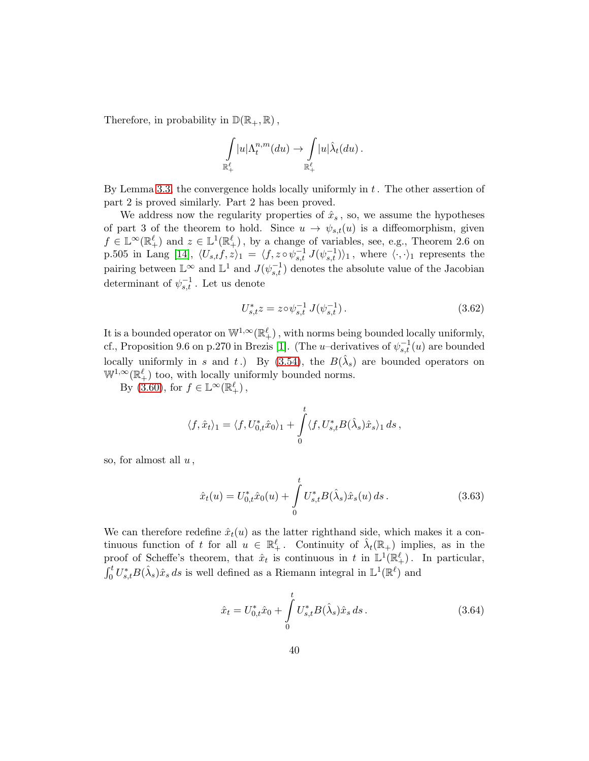Therefore, in probability in $\mathbb{D}(\mathbb{R}_+, \mathbb{R})$,

$$\int_{\mathbb{R}_+^\ell} |u| \Lambda_t^{n,m}(du) \to \int_{\mathbb{R}_+^\ell} |u| \hat{\lambda}_t(du) .$$

By Lemma 3.3, the convergence holds locally uniformly in $t$. The other assertion of part 2 is proved similarly. Part 2 has been proved.

We address now the regularity properties of $\hat{x}_s$, so, we assume the hypotheses of part 3 of the theorem to hold. Since $u \to \psi_{s,t}(u)$ is a diffeomorphism, given $f \in \mathbb{L}^\infty(\mathbb{R}_+^\ell)$ and $z \in \mathbb{L}^1(\mathbb{R}_+^\ell)$, by a change of variables, see, e.g., Theorem 2.6 on p.505 in Lang [14], $\langle U_{s,t} f, z\rangle_1 = \langle f, z \circ \psi_{s,t}^{-1} \, J(\psi_{s,t}^{-1})\rangle_1$, where $\langle \cdot, \cdot \rangle_1$ represents the pairing between $\mathbb{L}^\infty$ and $\mathbb{L}^1$ and $J(\psi_{s,t}^{-1})$ denotes the absolute value of the Jacobian determinant of $\psi_{s,t}^{-1}$. Let us denote

$$U_{s,t}^* z = z \circ \psi_{s,t}^{-1} \, J(\psi_{s,t}^{-1}) . \tag{3.62}$$

It is a bounded operator on $\mathbb{W}^{1,\infty}(\mathbb{R}_+^\ell)$, with norms being bounded locally uniformly, cf., Proposition 9.6 on p.270 in Brezis [1]. (The $u$–derivatives of $\psi_{s,t}^{-1}(u)$ are bounded locally uniformly in $s$ and $t$.) By (3.54), the $B(\hat{\lambda}_s)$ are bounded operators on $\mathbb{W}^{1,\infty}(\mathbb{R}_+^\ell)$ too, with locally uniformly bounded norms.

By (3.60), for $f \in \mathbb{L}^\infty(\mathbb{R}_+^\ell)$,

$$\langle f, \hat{x}_t \rangle_1 = \langle f, U_{0,t}^* \hat{x}_0 \rangle_1 + \int_0^t \langle f, U_{s,t}^* B(\hat{\lambda}_s) \hat{x}_s \rangle_1 \, ds ,$$

so, for almost all $u$,

$$\hat{x}_t(u) = U_{0,t}^* \hat{x}_0(u) + \int_0^t U_{s,t}^* B(\hat{\lambda}_s) \hat{x}_s(u) \, ds . \tag{3.63}$$

We can therefore redefine $\hat{x}_t(u)$ as the latter righthand side, which makes it a continuous function of $t$ for all $u \in \mathbb{R}_+^\ell$. Continuity of $\hat{\lambda}_t(\mathbb{R}_+)$ implies, as in the proof of Scheffe's theorem, that $\hat{x}_t$ is continuous in $t$ in $\mathbb{L}^1(\mathbb{R}_+^\ell)$. In particular, $\int_0^t U_{s,t}^* B(\hat{\lambda}_s) \hat{x}_s \, ds$ is well defined as a Riemann integral in $\mathbb{L}^1(\mathbb{R}^\ell)$ and

$$\hat{x}_t = U_{0,t}^* \hat{x}_0 + \int_0^t U_{s,t}^* B(\hat{\lambda}_s) \hat{x}_s \, ds . \tag{3.64}$$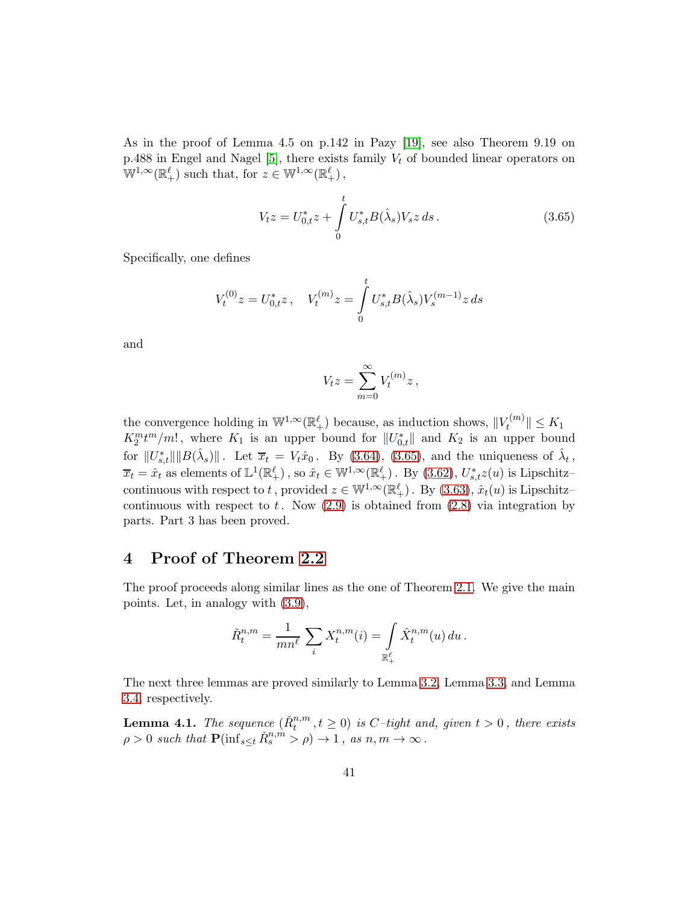As in the proof of Lemma 4.5 on p.142 in Pazy [19], see also Theorem 9.19 on p.488 in Engel and Nagel [5], there exists family $V_t$ of bounded linear operators on $\mathbb{W}^{1,\infty}(\mathbb{R}_+^\ell)$ such that, for $z \in \mathbb{W}^{1,\infty}(\mathbb{R}_+^\ell)$,

$$V_t z = U_{0,t}^* z + \int_0^t U_{s,t}^* B(\hat{\lambda}_s) V_s z \, ds \,. \tag{3.65}$$

Specifically, one defines

$$V_t^{(0)} z = U_{0,t}^* z \,, \quad V_t^{(m)} z = \int_0^t U_{s,t}^* B(\hat{\lambda}_s) V_s^{(m-1)} z \, ds$$

and

$$V_t z = \sum_{m=0}^\infty V_t^{(m)} z \,,$$

the convergence holding in $\mathbb{W}^{1,\infty}(\mathbb{R}_+^\ell)$ because, as induction shows, $\|V_t^{(m)}\| \le K_1 K_2^m t^m / m!$, where $K_1$ is an upper bound for $\|U_{0,t}^*\|$ and $K_2$ is an upper bound for $\|U_{s,t}^*\| \|B(\hat{\lambda}_s)\|$. Let $\overline{x}_t = V_t \hat{x}_0$. By (3.64), (3.65), and the uniqueness of $\hat{\lambda}_t$, $\overline{x}_t = \hat{x}_t$ as elements of $\mathbb{L}^1(\mathbb{R}_+^\ell)$, so $\hat{x}_t \in \mathbb{W}^{1,\infty}(\mathbb{R}_+^\ell)$. By (3.62), $U_{s,t}^* z(u)$ is Lipschitz–continuous with respect to $t$, provided $z \in \mathbb{W}^{1,\infty}(\mathbb{R}_+^\ell)$. By (3.63), $\hat{x}_t(u)$ is Lipschitz–continuous with respect to $t$. Now (2.9) is obtained from (2.8) via integration by parts. Part 3 has been proved.

# 4 Proof of Theorem 2.2

The proof proceeds along similar lines as the one of Theorem 2.1. We give the main points. Let, in analogy with (3.9),

$$\check{R}_t^{n,m} = \frac{1}{mn^\ell} \sum_i X_t^{n,m}(i) = \int_{\mathbb{R}_+^\ell} \hat{X}_t^{n,m}(u) \, du \,.$$

The next three lemmas are proved similarly to Lemma 3.2, Lemma 3.3, and Lemma 3.4, respectively.

**Lemma 4.1.** *The sequence $(\check{R}_t^{n,m}, t \ge 0)$ is $C$–tight and, given $t > 0$, there exists $\rho > 0$ such that $\mathbf{P}(\inf_{s \le t} \check{R}_s^{n,m} > \rho) \to 1$, as $n, m \to \infty$.*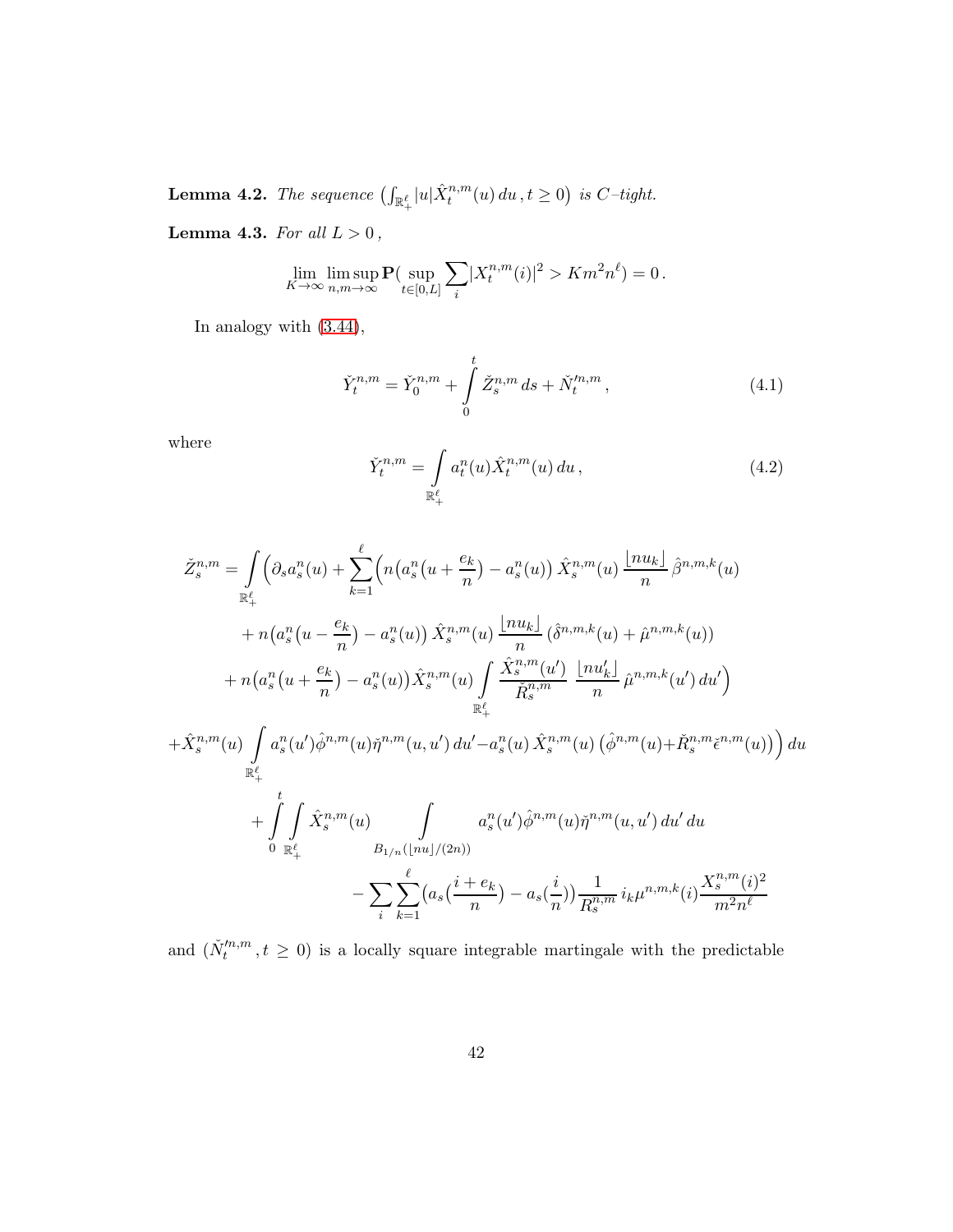**Lemma 4.2.** *The sequence* $\left(\int_{\mathbb{R}_+^\ell} |u| \hat{X}_t^{n,m}(u)\, du\,, t \ge 0\right)$ *is* $C$*–tight.*

**Lemma 4.3.** *For all* $L > 0$ *,*

$$\lim_{K\to\infty} \limsup_{n,m\to\infty} \mathbf{P}\big(\sup_{t\in[0,L]} \sum_i |X_t^{n,m}(i)|^2 > K m^2 n^\ell\big) = 0\,.$$

In analogy with (3.44),

$$\check{Y}_t^{n,m} = \check{Y}_0^{n,m} + \int_0^t \check{Z}_s^{n,m}\, ds + \check{N}_t'^{n,m}\,, \tag{4.1}$$

where

$$\check{Y}_t^{n,m} = \int_{\mathbb{R}_+^\ell} a_t^n(u) \hat{X}_t^{n,m}(u)\, du\,, \tag{4.2}$$

$$\begin{aligned}
\check{Z}_s^{n,m} = \int_{\mathbb{R}_+^\ell} \Big( \partial_s a_s^n(u) &+ \sum_{k=1}^\ell \Big( n\big(a_s^n\big(u + \frac{e_k}{n}\big) - a_s^n(u)\big)\, \hat{X}_s^{n,m}(u)\, \frac{\lfloor nu_k \rfloor}{n}\, \hat{\beta}^{n,m,k}(u) \\
&+ n\big(a_s^n\big(u - \frac{e_k}{n}\big) - a_s^n(u)\big)\, \hat{X}_s^{n,m}(u)\, \frac{\lfloor nu_k \rfloor}{n}\, (\hat{\delta}^{n,m,k}(u) + \hat{\mu}^{n,m,k}(u)) \\
&+ n\big(a_s^n\big(u + \frac{e_k}{n}\big) - a_s^n(u)\big) \hat{X}_s^{n,m}(u) \int_{\mathbb{R}_+^\ell} \frac{\hat{X}_s^{n,m}(u')}{\check{R}_s^{n,m}}\, \frac{\lfloor nu'_k \rfloor}{n}\, \hat{\mu}^{n,m,k}(u')\, du' \Big) \\
+ \hat{X}_s^{n,m}(u) \int_{\mathbb{R}_+^\ell} a_s^n(u') \hat{\phi}^{n,m}(u) \check{\eta}^{n,m}(u,u')\, du' &- a_s^n(u)\, \hat{X}_s^{n,m}(u)\, \big(\hat{\phi}^{n,m}(u) + \check{R}_s^{n,m} \check{\epsilon}^{n,m}(u)\big) \Big)\, du \\
+ \int_0^t \int_{\mathbb{R}_+^\ell} \hat{X}_s^{n,m}(u) &\int_{B_{1/n}(\lfloor nu \rfloor/(2n))} a_s^n(u') \hat{\phi}^{n,m}(u) \check{\eta}^{n,m}(u,u')\, du'\, du \\
&- \sum_i \sum_{k=1}^\ell \big(a_s\big(\frac{i+e_k}{n}\big) - a_s\big(\frac{i}{n}\big)\big) \frac{1}{R_s^{n,m}}\, i_k \mu^{n,m,k}(i) \frac{X_s^{n,m}(i)^2}{m^2 n^\ell}
\end{aligned}$$

and $(\check{N}_t'^{n,m}\,, t \ge 0)$ is a locally square integrable martingale with the predictable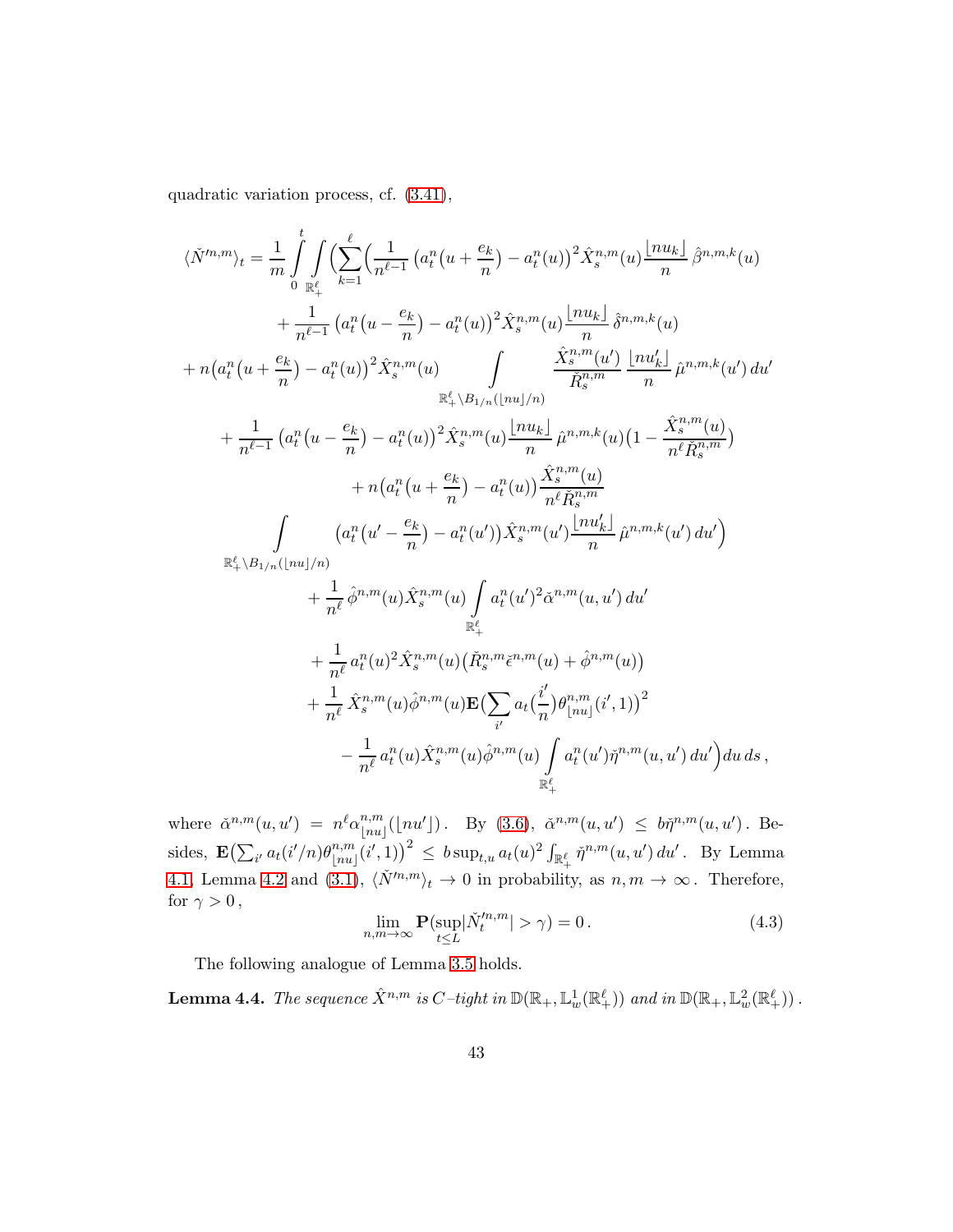quadratic variation process, cf. (3.41),

$$
\begin{aligned}
\langle \check{N}'^{n,m}\rangle_t = \frac{1}{m}\int\limits_0^t \int\limits_{\mathbb{R}_+^\ell} \Big(\sum_{k=1}^\ell \Big( & \frac{1}{n^{\ell-1}}\big(a_t^n\big(u+\frac{e_k}{n}\big)-a_t^n(u)\big)^2 \hat{X}_s^{n,m}(u)\frac{\lfloor nu_k\rfloor}{n}\,\hat{\beta}^{n,m,k}(u)\\
&+\frac{1}{n^{\ell-1}}\big(a_t^n\big(u-\frac{e_k}{n}\big)-a_t^n(u)\big)^2\hat{X}_s^{n,m}(u)\frac{\lfloor nu_k\rfloor}{n}\,\hat{\delta}^{n,m,k}(u)\\
+n\big(a_t^n\big(u+\frac{e_k}{n}\big)-a_t^n(u)\big)^2\hat{X}_s^{n,m}(u) & \int\limits_{\mathbb{R}_+^\ell\setminus B_{1/n}(\lfloor nu\rfloor/n)} \frac{\hat{X}_s^{n,m}(u')}{\check{R}_s^{n,m}}\,\frac{\lfloor nu'_k\rfloor}{n}\,\hat{\mu}^{n,m,k}(u')\,du'\\
+\frac{1}{n^{\ell-1}}\big(a_t^n\big(u-\frac{e_k}{n}\big)- & a_t^n(u)\big)^2\hat{X}_s^{n,m}(u)\frac{\lfloor nu_k\rfloor}{n}\,\hat{\mu}^{n,m,k}(u)\big(1-\frac{\hat{X}_s^{n,m}(u)}{n^\ell\check{R}_s^{n,m}}\big)\\
&+n\big(a_t^n\big(u+\frac{e_k}{n}\big)-a_t^n(u)\big)\frac{\hat{X}_s^{n,m}(u)}{n^\ell\check{R}_s^{n,m}}\\
\int\limits_{\mathbb{R}_+^\ell\setminus B_{1/n}(\lfloor nu\rfloor/n)} & \big(a_t^n\big(u'-\frac{e_k}{n}\big)-a_t^n(u')\big)\hat{X}_s^{n,m}(u')\frac{\lfloor nu'_k\rfloor}{n}\,\hat{\mu}^{n,m,k}(u')\,du'\Big)\\
&+\frac{1}{n^\ell}\,\hat{\phi}^{n,m}(u)\hat{X}_s^{n,m}(u)\int\limits_{\mathbb{R}_+^\ell} a_t^n(u')^2\check{\alpha}^{n,m}(u,u')\,du'\\
&+\frac{1}{n^\ell}\,a_t^n(u)^2\hat{X}_s^{n,m}(u)\big(\check{R}_s^{n,m}\check{\epsilon}^{n,m}(u)+\hat{\phi}^{n,m}(u)\big)\\
&+\frac{1}{n^\ell}\,\hat{X}_s^{n,m}(u)\hat{\phi}^{n,m}(u)\mathbf{E}\big(\sum_{i'} a_t\big(\frac{i'}{n}\big)\theta^{n,m}_{\lfloor nu\rfloor}(i',1)\big)^2\\
&-\frac{1}{n^\ell}\,a_t^n(u)\hat{X}_s^{n,m}(u)\hat{\phi}^{n,m}(u)\int\limits_{\mathbb{R}_+^\ell} a_t^n(u')\check{\eta}^{n,m}(u,u')\,du'\Big)du\,ds\,,
\end{aligned}
$$

where $\check{\alpha}^{n,m}(u,u') = n^\ell\alpha^{n,m}_{\lfloor nu\rfloor}(\lfloor nu'\rfloor)$. By (3.6), $\check{\alpha}^{n,m}(u,u') \le b\check{\eta}^{n,m}(u,u')$. Besides, $\mathbf{E}\big(\sum_{i'} a_t(i'/n)\theta^{n,m}_{\lfloor nu\rfloor}(i',1)\big)^2 \le b\sup_{t,u} a_t(u)^2\int_{\mathbb{R}_+^\ell}\check{\eta}^{n,m}(u,u')\,du'$. By Lemma 4.1, Lemma 4.2 and (3.1), $\langle \check{N}'^{n,m}\rangle_t \to 0$ in probability, as $n,m\to\infty$. Therefore, for $\gamma>0$,

$$
\lim_{n,m\to\infty}\mathbf{P}(\sup_{t\le L}|\check{N}_t'^{n,m}|>\gamma)=0\,. \tag{4.3}
$$

The following analogue of Lemma 3.5 holds.

**Lemma 4.4.** *The sequence $\hat{X}^{n,m}$ is $C$–tight in $\mathbb{D}(\mathbb{R}_+,\mathbb{L}_w^1(\mathbb{R}_+^\ell))$ and in $\mathbb{D}(\mathbb{R}_+,\mathbb{L}_w^2(\mathbb{R}_+^\ell))$.*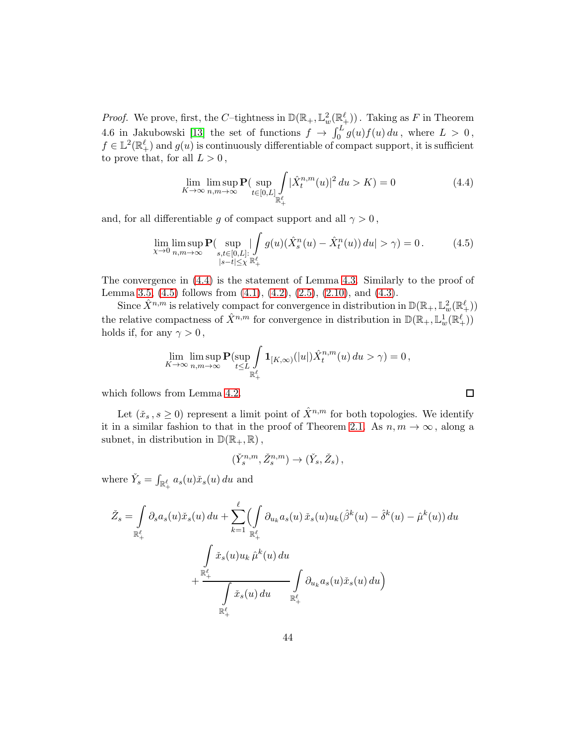*Proof.* We prove, first, the $C$–tightness in $\mathbb{D}(\mathbb{R}_+, \mathbb{L}^2_w(\mathbb{R}^\ell_+))$ . Taking as $F$ in Theorem 4.6 in Jakubowski [13] the set of functions $f \to \int_0^L g(u) f(u)\, du$ , where $L > 0$ , $f \in \mathbb{L}^2(\mathbb{R}^\ell_+)$ and $g(u)$ is continuously differentiable of compact support, it is sufficient to prove that, for all $L > 0$ ,

$$\lim_{K\to\infty} \limsup_{n,m\to\infty} \mathbf{P}\Big( \sup_{t\in[0,L]} \int_{\mathbb{R}^\ell_+} |\hat{X}^{n,m}_t(u)|^2 \, du > K\Big) = 0 \tag{4.4}$$

and, for all differentiable $g$ of compact support and all $\gamma > 0$ ,

$$\lim_{\chi\to 0} \limsup_{n,m\to\infty} \mathbf{P}\Big( \sup_{\substack{s,t\in[0,L]:\\ |s-t|\le\chi}} \Big|\int_{\mathbb{R}^\ell_+} g(u)(\hat{X}^n_s(u) - \hat{X}^n_t(u))\, du\Big| > \gamma\Big) = 0\,. \tag{4.5}$$

The convergence in (4.4) is the statement of Lemma 4.3. Similarly to the proof of Lemma 3.5, (4.5) follows from (4.1), (4.2), (2.5), (2.10), and (4.3).

Since $\hat{X}^{n,m}$ is relatively compact for convergence in distribution in $\mathbb{D}(\mathbb{R}_+, \mathbb{L}^2_w(\mathbb{R}^\ell_+))$ the relative compactness of $\hat{X}^{n,m}$ for convergence in distribution in $\mathbb{D}(\mathbb{R}_+, \mathbb{L}^1_w(\mathbb{R}^\ell_+))$ holds if, for any $\gamma > 0$ ,

$$\lim_{K\to\infty} \limsup_{n,m\to\infty} \mathbf{P}\Big(\sup_{t\le L} \int_{\mathbb{R}^\ell_+} \mathbf{1}_{[K,\infty)}(|u|) \hat{X}^{n,m}_t(u)\, du > \gamma\Big) = 0\,,$$

which follows from Lemma 4.2. $\square$

Let $(\check{x}_s\,, s \ge 0)$ represent a limit point of $\hat{X}^{n,m}$ for both topologies. We identify it in a similar fashion to that in the proof of Theorem 2.1. As $n, m \to \infty$ , along a subnet, in distribution in $\mathbb{D}(\mathbb{R}_+, \mathbb{R})$ ,

$$(\check{Y}^{n,m}_s, \check{Z}^{n,m}_s) \to (\check{Y}_s, \check{Z}_s)\,,$$

where $\check{Y}_s = \int_{\mathbb{R}^\ell_+} a_s(u) \check{x}_s(u)\, du$ and

$$\check{Z}_s = \int_{\mathbb{R}^\ell_+} \partial_s a_s(u) \check{x}_s(u)\, du + \sum_{k=1}^{\ell} \Big( \int_{\mathbb{R}^\ell_+} \partial_{u_k} a_s(u)\, \check{x}_s(u) u_k (\hat{\beta}^k(u) - \hat{\delta}^k(u) - \hat{\mu}^k(u))\, du$$
$$+ \frac{\int_{\mathbb{R}^\ell_+} \check{x}_s(u) u_k\, \hat{\mu}^k(u)\, du}{\int_{\mathbb{R}^\ell_+} \check{x}_s(u)\, du} \int_{\mathbb{R}^\ell_+} \partial_{u_k} a_s(u) \check{x}_s(u)\, du \Big)$$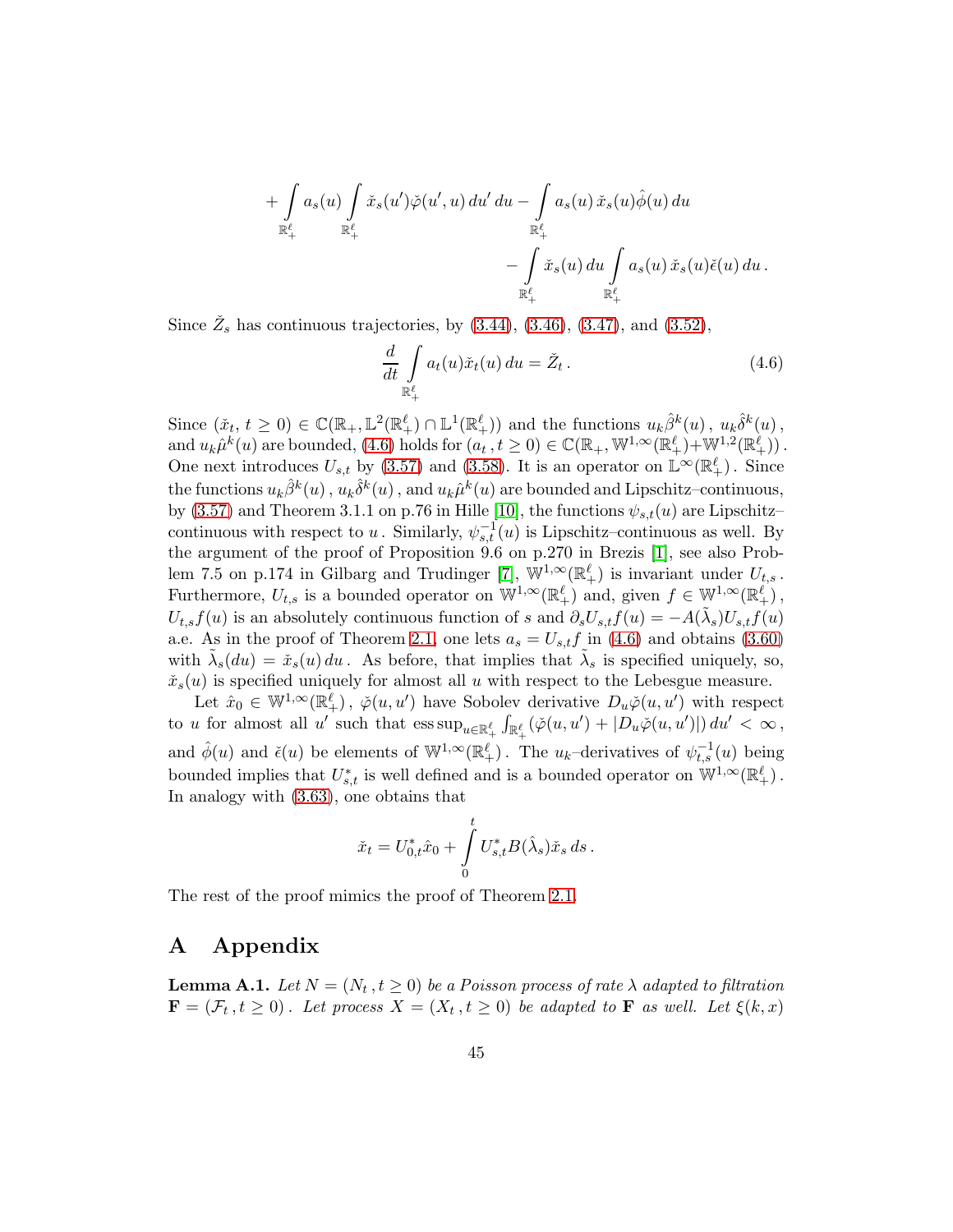$$+\int_{\mathbb{R}_+^\ell} a_s(u) \int_{\mathbb{R}_+^\ell} \check{x}_s(u')\check{\varphi}(u',u)\,du'\,du - \int_{\mathbb{R}_+^\ell} a_s(u)\,\check{x}_s(u)\hat{\phi}(u)\,du$$

$$- \int_{\mathbb{R}_+^\ell} \check{x}_s(u)\,du \int_{\mathbb{R}_+^\ell} a_s(u)\,\check{x}_s(u)\check{\epsilon}(u)\,du\,.$$

Since $\check{Z}_s$ has continuous trajectories, by (3.44), (3.46), (3.47), and (3.52),

$$\frac{d}{dt}\int_{\mathbb{R}_+^\ell} a_t(u)\check{x}_t(u)\,du = \check{Z}_t\,. \tag{4.6}$$

Since $(\check{x}_t,\,t\geq 0)\in\mathbb{C}(\mathbb{R}_+,\mathbb{L}^2(\mathbb{R}_+^\ell)\cap\mathbb{L}^1(\mathbb{R}_+^\ell))$ and the functions $u_k\hat{\beta}^k(u)$, $u_k\hat{\delta}^k(u)$, and $u_k\hat{\mu}^k(u)$ are bounded, (4.6) holds for $(a_t\,,t\geq 0)\in\mathbb{C}(\mathbb{R}_+,\mathbb{W}^{1,\infty}(\mathbb{R}_+^\ell)+\mathbb{W}^{1,2}(\mathbb{R}_+^\ell))$. One next introduces $U_{s,t}$ by (3.57) and (3.58). It is an operator on $\mathbb{L}^\infty(\mathbb{R}_+^\ell)$. Since the functions $u_k\hat{\beta}^k(u)$, $u_k\hat{\delta}^k(u)$, and $u_k\hat{\mu}^k(u)$ are bounded and Lipschitz–continuous, by (3.57) and Theorem 3.1.1 on p.76 in Hille [10], the functions $\psi_{s,t}(u)$ are Lipschitz–continuous with respect to $u$. Similarly, $\psi_{s,t}^{-1}(u)$ is Lipschitz–continuous as well. By the argument of the proof of Proposition 9.6 on p.270 in Brezis [1], see also Problem 7.5 on p.174 in Gilbarg and Trudinger [7], $\mathbb{W}^{1,\infty}(\mathbb{R}_+^\ell)$ is invariant under $U_{t,s}$. Furthermore, $U_{t,s}$ is a bounded operator on $\mathbb{W}^{1,\infty}(\mathbb{R}_+^\ell)$ and, given $f\in\mathbb{W}^{1,\infty}(\mathbb{R}_+^\ell)$, $U_{t,s}f(u)$ is an absolutely continuous function of $s$ and $\partial_s U_{s,t}f(u)=-A(\tilde{\lambda}_s)U_{s,t}f(u)$ a.e. As in the proof of Theorem 2.1, one lets $a_s=U_{s,t}f$ in (4.6) and obtains (3.60) with $\tilde{\lambda}_s(du)=\check{x}_s(u)\,du$. As before, that implies that $\tilde{\lambda}_s$ is specified uniquely, so, $\check{x}_s(u)$ is specified uniquely for almost all $u$ with respect to the Lebesgue measure.

Let $\hat{x}_0\in\mathbb{W}^{1,\infty}(\mathbb{R}_+^\ell)$, $\check{\varphi}(u,u')$ have Sobolev derivative $D_u\check{\varphi}(u,u')$ with respect to $u$ for almost all $u'$ such that $\operatorname{ess\,sup}_{u\in\mathbb{R}_+^\ell}\int_{\mathbb{R}_+^\ell}(\check{\varphi}(u,u')+|D_u\check{\varphi}(u,u')|)\,du'<\infty$, and $\hat{\phi}(u)$ and $\check{\epsilon}(u)$ be elements of $\mathbb{W}^{1,\infty}(\mathbb{R}_+^\ell)$. The $u_k$–derivatives of $\psi_{t,s}^{-1}(u)$ being bounded implies that $U_{s,t}^*$ is well defined and is a bounded operator on $\mathbb{W}^{1,\infty}(\mathbb{R}_+^\ell)$. In analogy with (3.63), one obtains that

$$\check{x}_t = U_{0,t}^*\hat{x}_0 + \int_0^t U_{s,t}^* B(\hat{\lambda}_s)\check{x}_s\,ds\,.$$

The rest of the proof mimics the proof of Theorem 2.1.

# A Appendix

**Lemma A.1.** *Let $N=(N_t\,,t\geq 0)$ be a Poisson process of rate $\lambda$ adapted to filtration $\mathbf{F}=(\mathcal{F}_t\,,t\geq 0)$. Let process $X=(X_t\,,t\geq 0)$ be adapted to $\mathbf{F}$ as well. Let $\xi(k,x)$*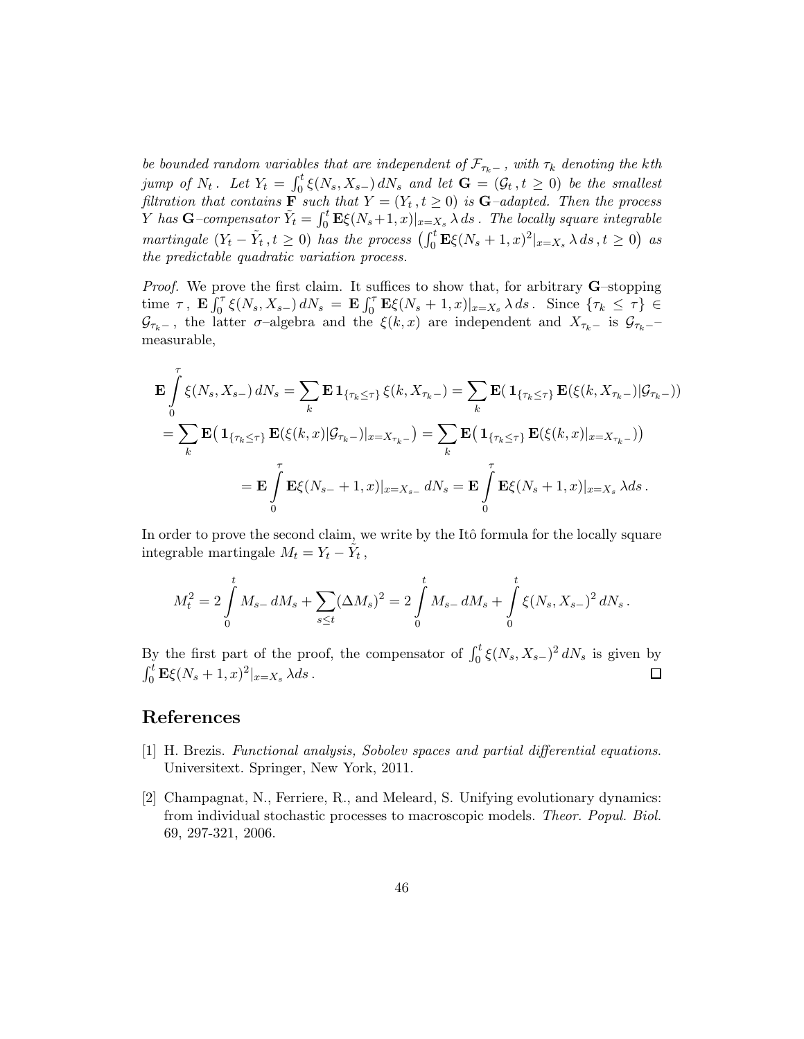*be bounded random variables that are independent of $\mathcal{F}_{\tau_k -}$, with $\tau_k$ denoting the $k$th jump of $N_t$. Let $Y_t = \int_0^t \xi(N_s, X_{s-})\, dN_s$ and let $\mathbf{G} = (\mathcal{G}_t\,, t \geq 0)$ be the smallest filtration that contains $\mathbf{F}$ such that $Y = (Y_t\,, t \geq 0)$ is $\mathbf{G}$–adapted. Then the process $Y$ has $\mathbf{G}$–compensator $\tilde{Y}_t = \int_0^t \mathbf{E}\xi(N_s+1, x)|_{x=X_s}\, \lambda\, ds$. The locally square integrable martingale $(Y_t - \tilde{Y}_t\,, t \geq 0)$ has the process $\big(\int_0^t \mathbf{E}\xi(N_s + 1, x)^2|_{x=X_s}\, \lambda\, ds\,, t \geq 0\big)$ as the predictable quadratic variation process.*

*Proof.* We prove the first claim. It suffices to show that, for arbitrary $\mathbf{G}$–stopping time $\tau$, $\mathbf{E} \int_0^\tau \xi(N_s, X_{s-})\, dN_s = \mathbf{E} \int_0^\tau \mathbf{E}\xi(N_s + 1, x)|_{x=X_s}\, \lambda\, ds$. Since $\{\tau_k \leq \tau\} \in \mathcal{G}_{\tau_k -}$, the latter $\sigma$–algebra and the $\xi(k, x)$ are independent and $X_{\tau_k -}$ is $\mathcal{G}_{\tau_k -}$–measurable,

$$
\begin{aligned}
\mathbf{E} \int_0^\tau \xi(N_s, X_{s-})\, dN_s &= \sum_k \mathbf{E}\, \mathbf{1}_{\{\tau_k \leq \tau\}}\, \xi(k, X_{\tau_k -}) = \sum_k \mathbf{E}\big(\, \mathbf{1}_{\{\tau_k \leq \tau\}}\, \mathbf{E}(\xi(k, X_{\tau_k -}) | \mathcal{G}_{\tau_k -})\big) \\
&= \sum_k \mathbf{E}\big(\, \mathbf{1}_{\{\tau_k \leq \tau\}}\, \mathbf{E}(\xi(k, x) | \mathcal{G}_{\tau_k -})|_{x = X_{\tau_k -}}\big) = \sum_k \mathbf{E}\big(\, \mathbf{1}_{\{\tau_k \leq \tau\}}\, \mathbf{E}(\xi(k, x)|_{x = X_{\tau_k -}})\big) \\
&= \mathbf{E} \int_0^\tau \mathbf{E}\xi(N_{s-} + 1, x)|_{x = X_{s-}}\, dN_s = \mathbf{E} \int_0^\tau \mathbf{E}\xi(N_s + 1, x)|_{x = X_s}\, \lambda ds\,.
\end{aligned}
$$

In order to prove the second claim, we write by the Itô formula for the locally square integrable martingale $M_t = Y_t - \tilde{Y}_t$,

$$
M_t^2 = 2 \int_0^t M_{s-}\, dM_s + \sum_{s \leq t} (\Delta M_s)^2 = 2 \int_0^t M_{s-}\, dM_s + \int_0^t \xi(N_s, X_{s-})^2\, dN_s\,.
$$

By the first part of the proof, the compensator of $\int_0^t \xi(N_s, X_{s-})^2\, dN_s$ is given by $\int_0^t \mathbf{E}\xi(N_s + 1, x)^2|_{x=X_s}\, \lambda ds$. ☐

## References

[1] H. Brezis. *Functional analysis, Sobolev spaces and partial differential equations.* Universitext. Springer, New York, 2011.

[2] Champagnat, N., Ferriere, R., and Meleard, S. Unifying evolutionary dynamics: from individual stochastic processes to macroscopic models. *Theor. Popul. Biol.* 69, 297-321, 2006.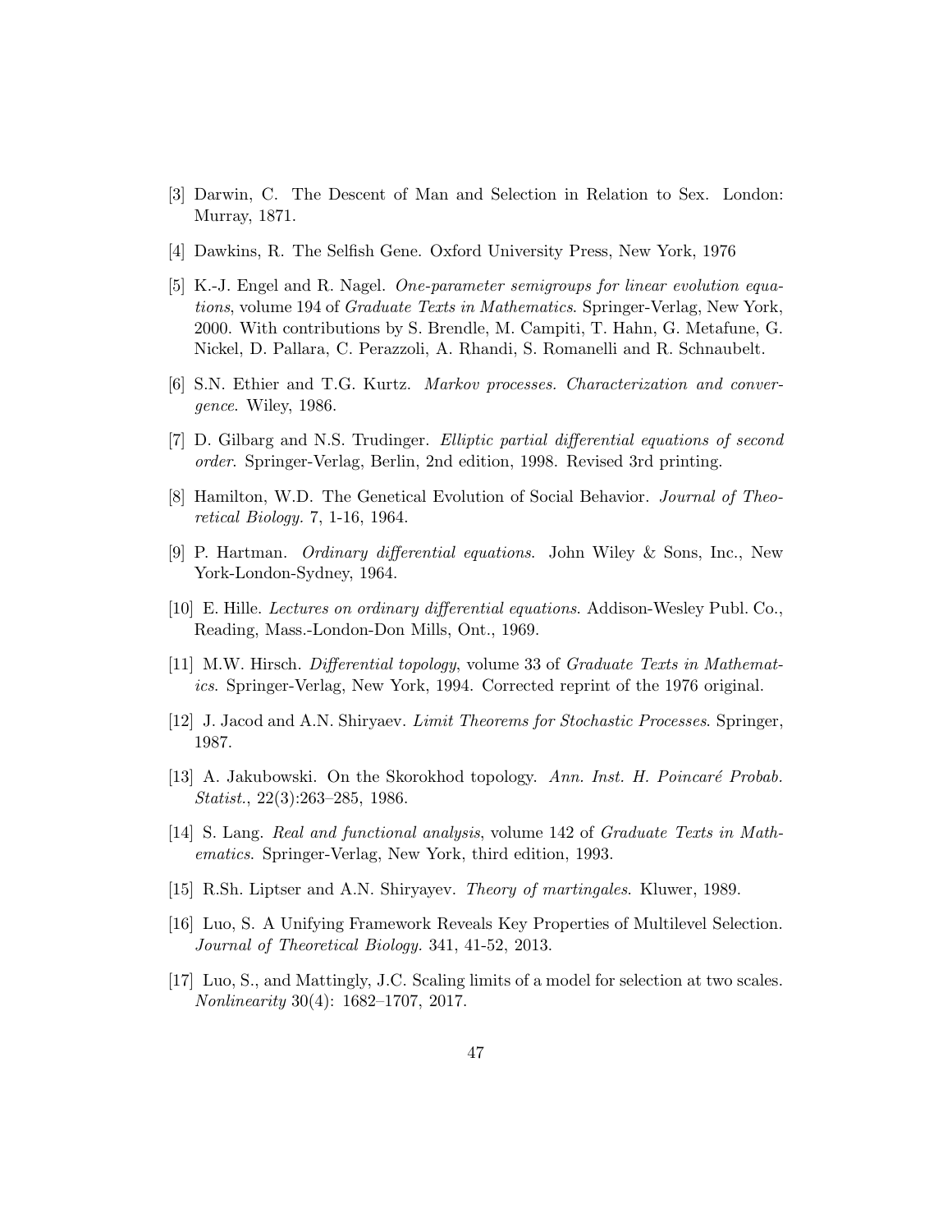[3] Darwin, C. The Descent of Man and Selection in Relation to Sex. London: Murray, 1871.

[4] Dawkins, R. The Selfish Gene. Oxford University Press, New York, 1976

[5] K.-J. Engel and R. Nagel. *One-parameter semigroups for linear evolution equations*, volume 194 of *Graduate Texts in Mathematics*. Springer-Verlag, New York, 2000. With contributions by S. Brendle, M. Campiti, T. Hahn, G. Metafune, G. Nickel, D. Pallara, C. Perazzoli, A. Rhandi, S. Romanelli and R. Schnaubelt.

[6] S.N. Ethier and T.G. Kurtz. *Markov processes. Characterization and convergence*. Wiley, 1986.

[7] D. Gilbarg and N.S. Trudinger. *Elliptic partial differential equations of second order*. Springer-Verlag, Berlin, 2nd edition, 1998. Revised 3rd printing.

[8] Hamilton, W.D. The Genetical Evolution of Social Behavior. *Journal of Theoretical Biology.* 7, 1-16, 1964.

[9] P. Hartman. *Ordinary differential equations*. John Wiley & Sons, Inc., New York-London-Sydney, 1964.

[10] E. Hille. *Lectures on ordinary differential equations*. Addison-Wesley Publ. Co., Reading, Mass.-London-Don Mills, Ont., 1969.

[11] M.W. Hirsch. *Differential topology*, volume 33 of *Graduate Texts in Mathematics*. Springer-Verlag, New York, 1994. Corrected reprint of the 1976 original.

[12] J. Jacod and A.N. Shiryaev. *Limit Theorems for Stochastic Processes*. Springer, 1987.

[13] A. Jakubowski. On the Skorokhod topology. *Ann. Inst. H. Poincaré Probab. Statist.*, 22(3):263–285, 1986.

[14] S. Lang. *Real and functional analysis*, volume 142 of *Graduate Texts in Mathematics*. Springer-Verlag, New York, third edition, 1993.

[15] R.Sh. Liptser and A.N. Shiryayev. *Theory of martingales.* Kluwer, 1989.

[16] Luo, S. A Unifying Framework Reveals Key Properties of Multilevel Selection. *Journal of Theoretical Biology.* 341, 41-52, 2013.

[17] Luo, S., and Mattingly, J.C. Scaling limits of a model for selection at two scales. *Nonlinearity* 30(4): 1682–1707, 2017.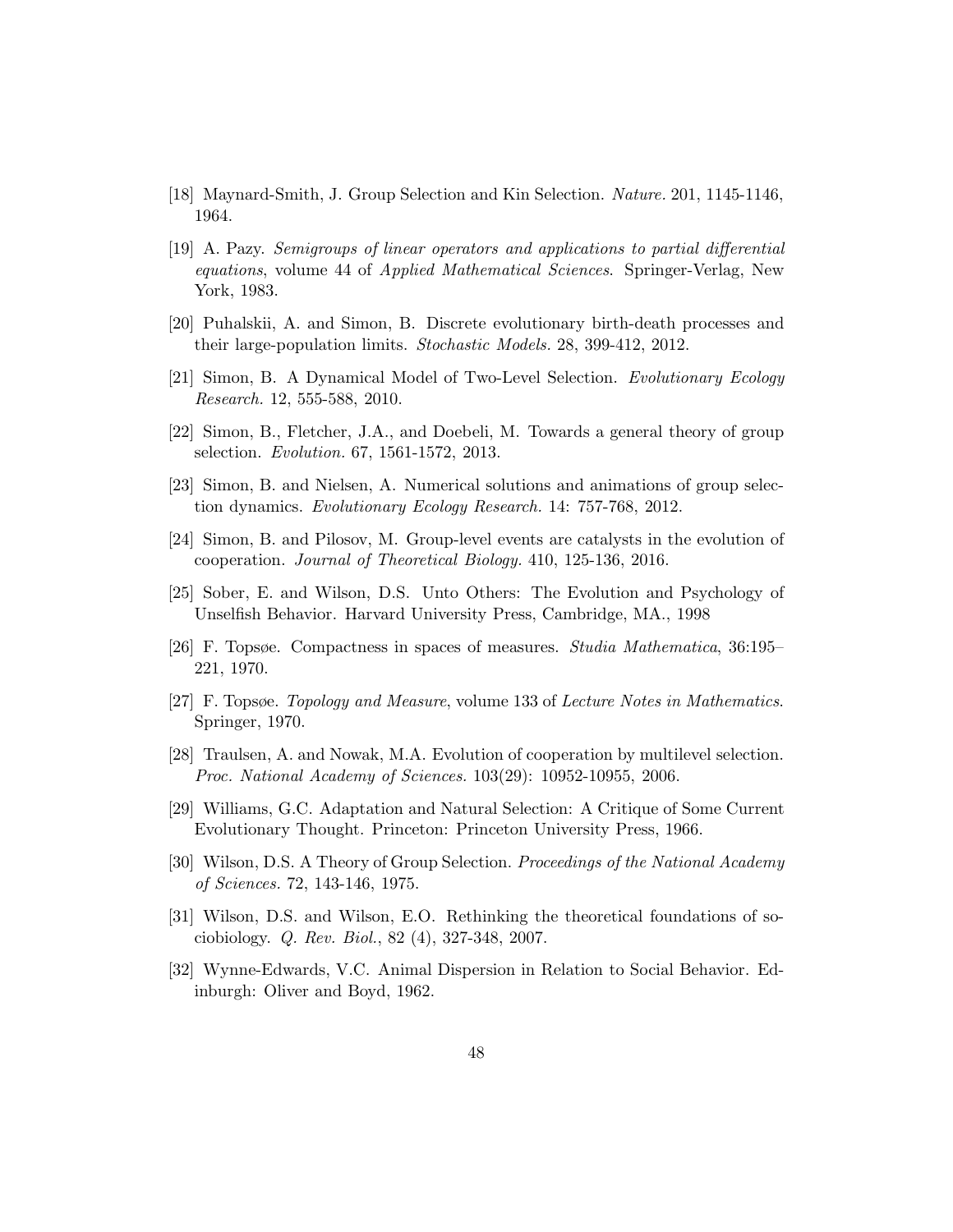[18] Maynard-Smith, J. Group Selection and Kin Selection. *Nature.* 201, 1145-1146, 1964.

[19] A. Pazy. *Semigroups of linear operators and applications to partial differential equations*, volume 44 of *Applied Mathematical Sciences*. Springer-Verlag, New York, 1983.

[20] Puhalskii, A. and Simon, B. Discrete evolutionary birth-death processes and their large-population limits. *Stochastic Models.* 28, 399-412, 2012.

[21] Simon, B. A Dynamical Model of Two-Level Selection. *Evolutionary Ecology Research.* 12, 555-588, 2010.

[22] Simon, B., Fletcher, J.A., and Doebeli, M. Towards a general theory of group selection. *Evolution.* 67, 1561-1572, 2013.

[23] Simon, B. and Nielsen, A. Numerical solutions and animations of group selection dynamics. *Evolutionary Ecology Research.* 14: 757-768, 2012.

[24] Simon, B. and Pilosov, M. Group-level events are catalysts in the evolution of cooperation. *Journal of Theoretical Biology.* 410, 125-136, 2016.

[25] Sober, E. and Wilson, D.S. Unto Others: The Evolution and Psychology of Unselfish Behavior. Harvard University Press, Cambridge, MA., 1998

[26] F. Topsøe. Compactness in spaces of measures. *Studia Mathematica*, 36:195–221, 1970.

[27] F. Topsøe. *Topology and Measure*, volume 133 of *Lecture Notes in Mathematics*. Springer, 1970.

[28] Traulsen, A. and Nowak, M.A. Evolution of cooperation by multilevel selection. *Proc. National Academy of Sciences.* 103(29): 10952-10955, 2006.

[29] Williams, G.C. Adaptation and Natural Selection: A Critique of Some Current Evolutionary Thought. Princeton: Princeton University Press, 1966.

[30] Wilson, D.S. A Theory of Group Selection. *Proceedings of the National Academy of Sciences.* 72, 143-146, 1975.

[31] Wilson, D.S. and Wilson, E.O. Rethinking the theoretical foundations of sociobiology. *Q. Rev. Biol.*, 82 (4), 327-348, 2007.

[32] Wynne-Edwards, V.C. Animal Dispersion in Relation to Social Behavior. Edinburgh: Oliver and Boyd, 1962.